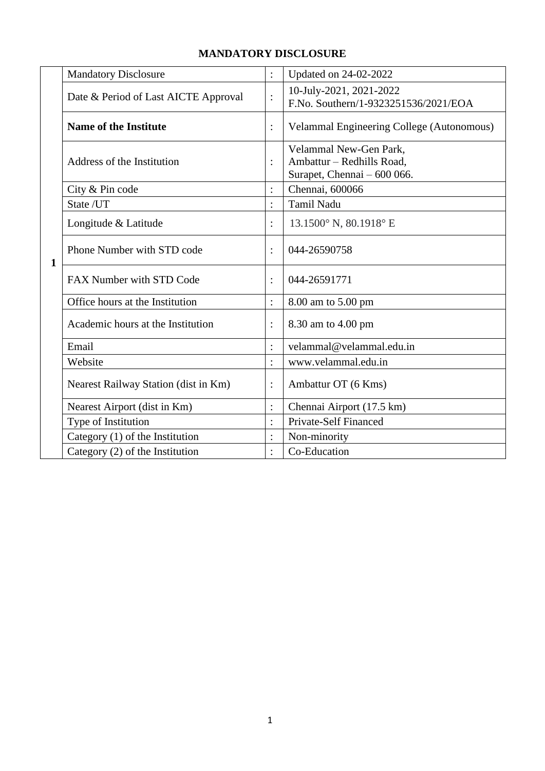# MANDATORY DISCLOSURE

| | | | |
|---|---|---|---|
| **1** | Mandatory Disclosure | : | Updated on 24-02-2022 |
| | Date & Period of Last AICTE Approval | : | 10-July-2021, 2021-2022<br>F.No. Southern/1-9323251536/2021/EOA |
| | **Name of the Institute** | : | Velammal Engineering College (Autonomous) |
| | Address of the Institution | : | Velammal New-Gen Park,<br>Ambattur – Redhills Road,<br>Surapet, Chennai – 600 066. |
| | City & Pin code | : | Chennai, 600066 |
| | State /UT | : | Tamil Nadu |
| | Longitude & Latitude | : | 13.1500° N, 80.1918° E |
| | Phone Number with STD code | : | 044-26590758 |
| | FAX Number with STD Code | : | 044-26591771 |
| | Office hours at the Institution | : | 8.00 am to 5.00 pm |
| | Academic hours at the Institution | : | 8.30 am to 4.00 pm |
| | Email | : | velammal@velammal.edu.in |
| | Website | : | www.velammal.edu.in |
| | Nearest Railway Station (dist in Km) | : | Ambattur OT (6 Kms) |
| | Nearest Airport (dist in Km) | : | Chennai Airport (17.5 km) |
| | Type of Institution | : | Private-Self Financed |
| | Category (1) of the Institution | : | Non-minority |
| | Category (2) of the Institution | : | Co-Education |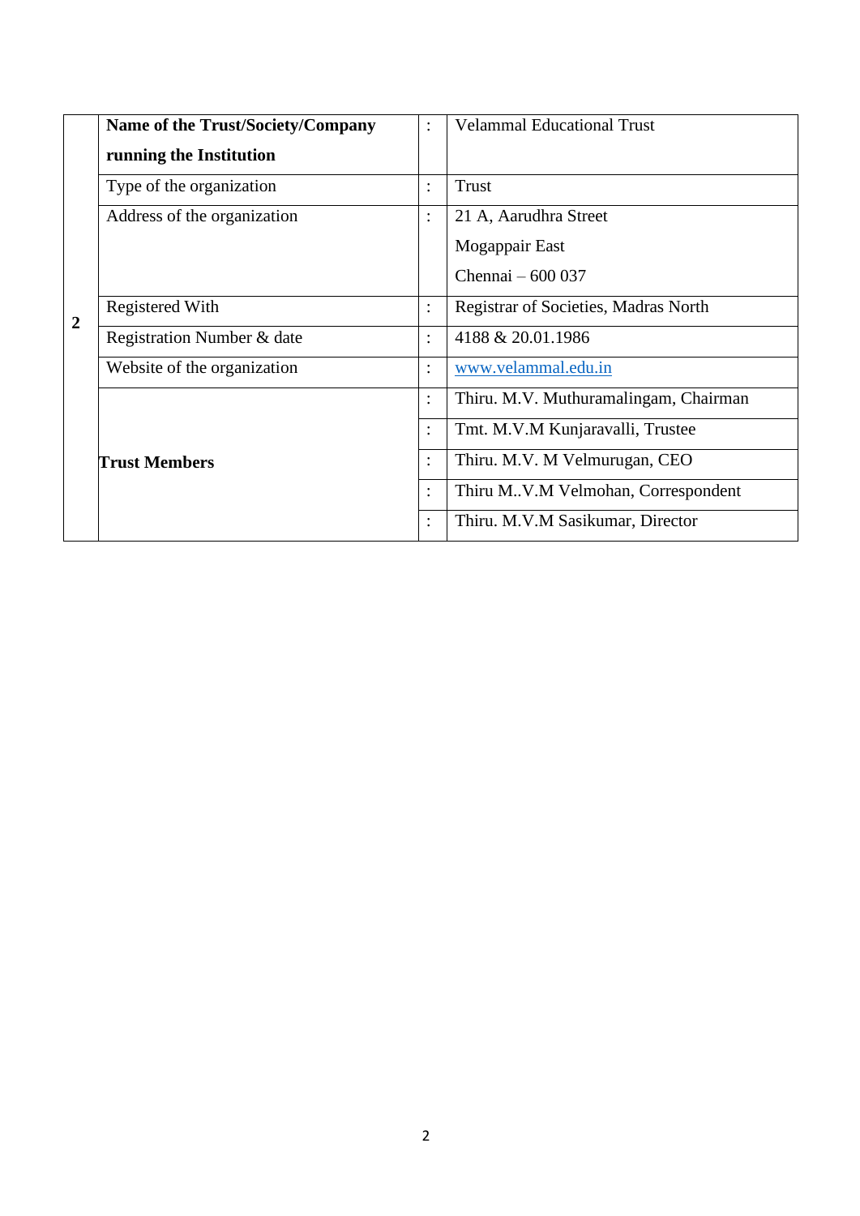| 2 | **Name of the Trust/Society/Company running the Institution** | : | Velammal Educational Trust |
|---|---|---|---|
| | Type of the organization | : | Trust |
| | Address of the organization | : | 21 A, Aarudhra Street<br>Mogappair East<br>Chennai – 600 037 |
| | Registered With | : | Registrar of Societies, Madras North |
| | Registration Number & date | : | 4188 & 20.01.1986 |
| | Website of the organization | : | www.velammal.edu.in |
| | **Trust Members** | : | Thiru. M.V. Muthuramalingam, Chairman |
| | | : | Tmt. M.V.M Kunjaravalli, Trustee |
| | | : | Thiru. M.V. M Velmurugan, CEO |
| | | : | Thiru M..V.M Velmohan, Correspondent |
| | | : | Thiru. M.V.M Sasikumar, Director |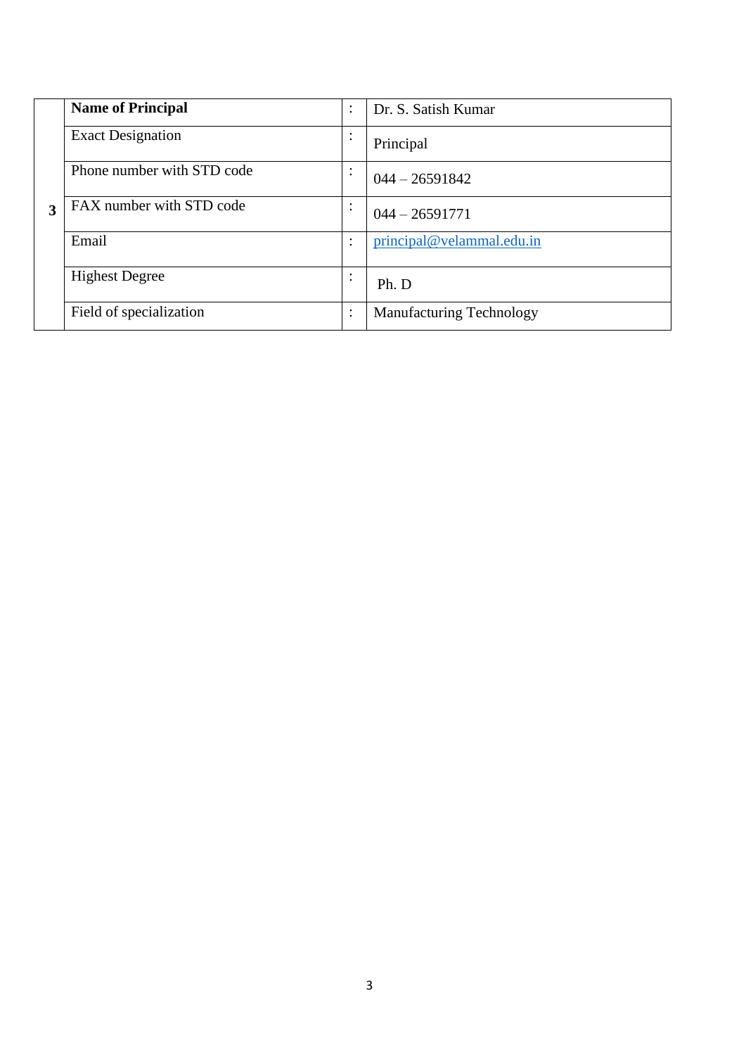| 3 | **Name of Principal** | : | Dr. S. Satish Kumar |
|---|---|---|---|
| | Exact Designation | : | Principal |
| | Phone number with STD code | : | 044 – 26591842 |
| | FAX number with STD code | : | 044 – 26591771 |
| | Email | : | principal@velammal.edu.in |
| | Highest Degree | : | Ph. D |
| | Field of specialization | : | Manufacturing Technology |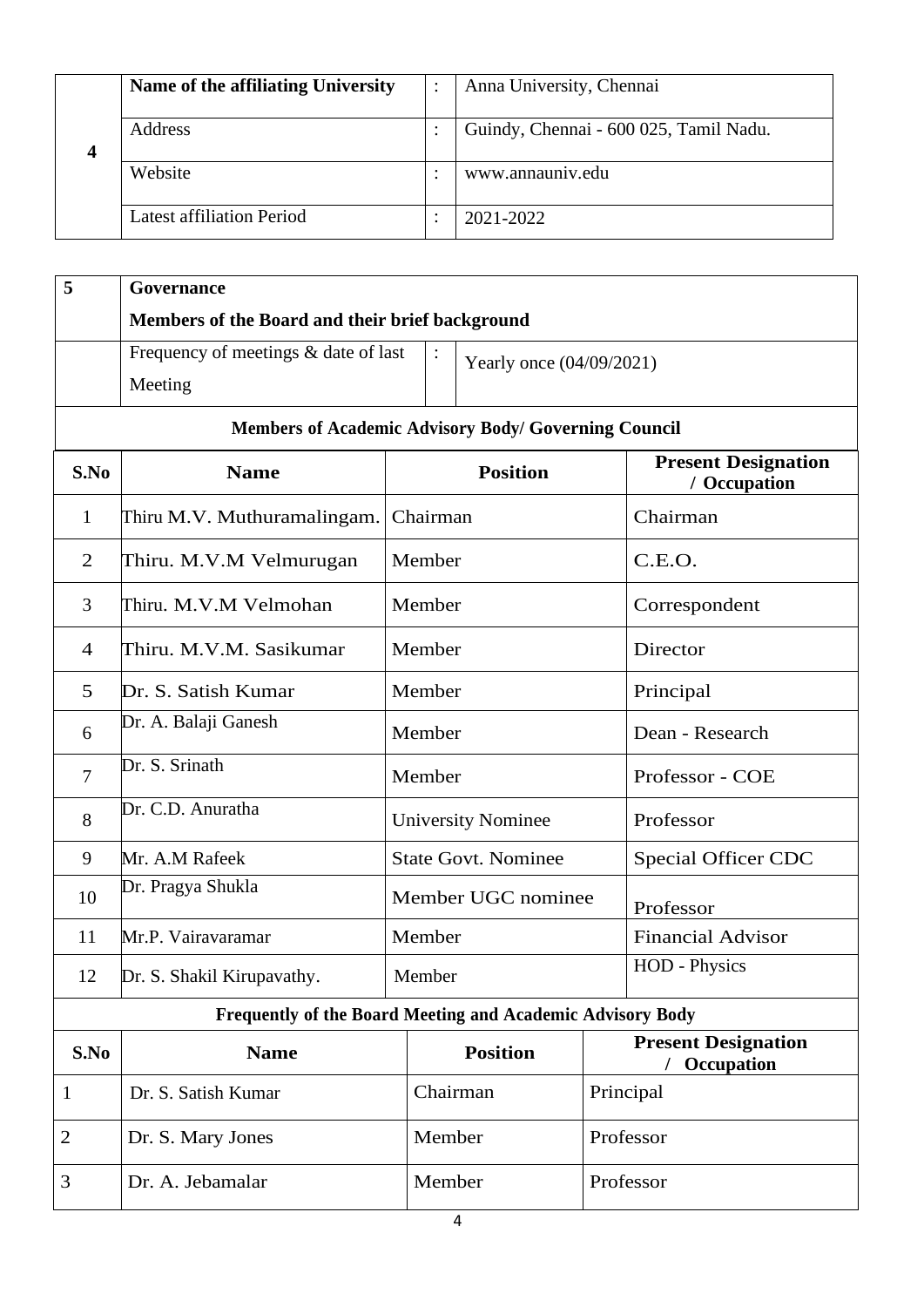| 4 | Name of the affiliating University | : | Anna University, Chennai |
|---|---|---|---|
| | Address | : | Guindy, Chennai - 600 025, Tamil Nadu. |
| | Website | : | www.annauniv.edu |
| | Latest affiliation Period | : | 2021-2022 |

| 5 | **Governance**<br>**Members of the Board and their brief background** | | |
|---|---|---|---|
| | Frequency of meetings & date of last Meeting | : | Yearly once (04/09/2021) |

**Members of Academic Advisory Body/ Governing Council**

| S.No | Name | Position | Present Designation / Occupation |
|---|---|---|---|
| 1 | Thiru M.V. Muthuramalingam. | Chairman | Chairman |
| 2 | Thiru. M.V.M Velmurugan | Member | C.E.O. |
| 3 | Thiru. M.V.M Velmohan | Member | Correspondent |
| 4 | Thiru. M.V.M. Sasikumar | Member | Director |
| 5 | Dr. S. Satish Kumar | Member | Principal |
| 6 | Dr. A. Balaji Ganesh | Member | Dean - Research |
| 7 | Dr. S. Srinath | Member | Professor - COE |
| 8 | Dr. C.D. Anuratha | University Nominee | Professor |
| 9 | Mr. A.M Rafeek | State Govt. Nominee | Special Officer CDC |
| 10 | Dr. Pragya Shukla | Member UGC nominee | Professor |
| 11 | Mr.P. Vairavaramar | Member | Financial Advisor |
| 12 | Dr. S. Shakil Kirupavathy. | Member | HOD - Physics |

**Frequently of the Board Meeting and Academic Advisory Body**

| S.No | Name | Position | Present Designation / Occupation |
|---|---|---|---|
| 1 | Dr. S. Satish Kumar | Chairman | Principal |
| 2 | Dr. S. Mary Jones | Member | Professor |
| 3 | Dr. A. Jebamalar | Member | Professor |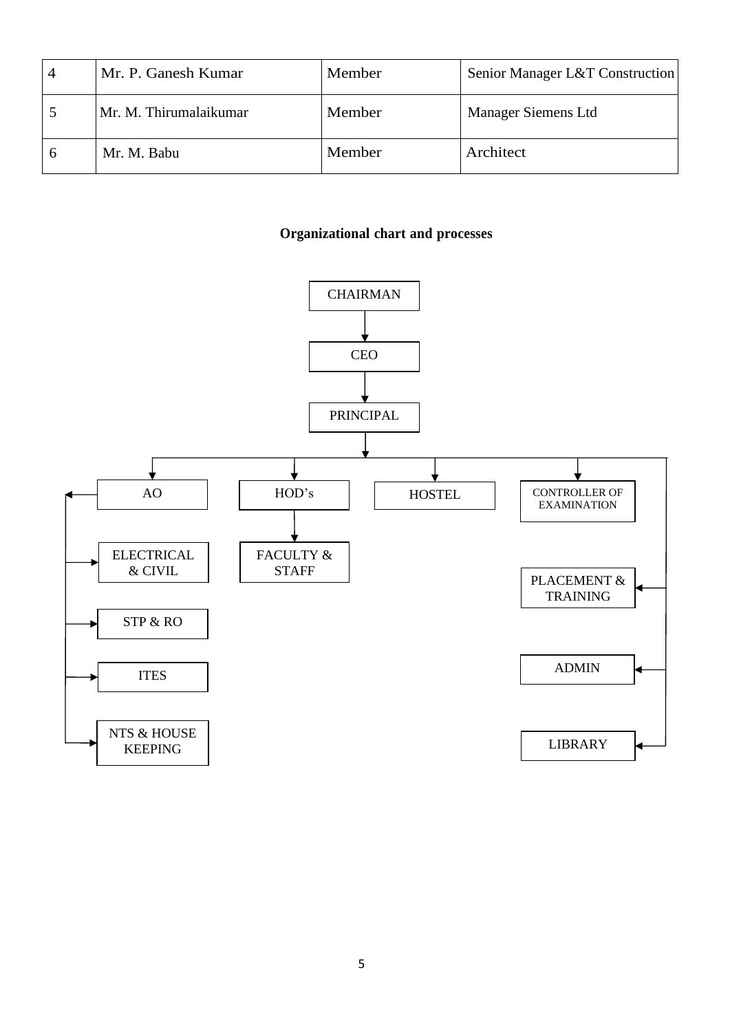| 4 | Mr. P. Ganesh Kumar | Member | Senior Manager L&T Construction |
|---|---|---|---|
| 5 | Mr. M. Thirumalaikumar | Member | Manager Siemens Ltd |
| 6 | Mr. M. Babu | Member | Architect |

**Organizational chart and processes**

- CHAIRMAN
  - CEO
    - PRINCIPAL
      - AO
        - ELECTRICAL & CIVIL
        - STP & RO
        - ITES
        - NTS & HOUSE KEEPING
      - HOD's
        - FACULTY & STAFF
      - HOSTEL
      - CONTROLLER OF EXAMINATION
      - PLACEMENT & TRAINING
      - ADMIN
      - LIBRARY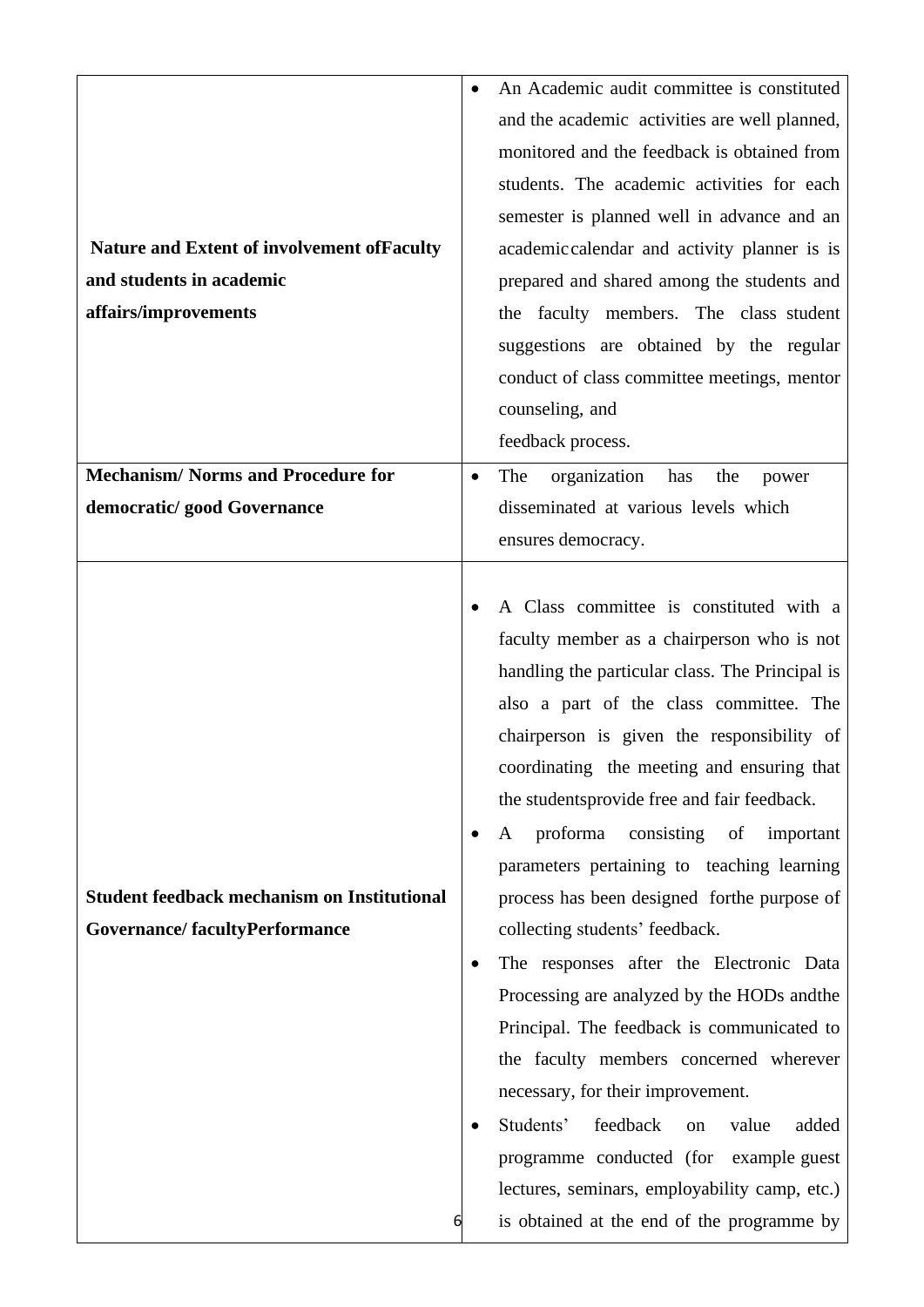| | |
|---|---|
| **Nature and Extent of involvement ofFaculty and students in academic affairs/improvements** | • An Academic audit committee is constituted and the academic activities are well planned, monitored and the feedback is obtained from students. The academic activities for each semester is planned well in advance and an academic calendar and activity planner is is prepared and shared among the students and the faculty members. The class student suggestions are obtained by the regular conduct of class committee meetings, mentor counseling, and feedback process. |
| **Mechanism/ Norms and Procedure for democratic/ good Governance** | • The organization has the power disseminated at various levels which ensures democracy. |
| **Student feedback mechanism on Institutional Governance/ facultyPerformance** | • A Class committee is constituted with a faculty member as a chairperson who is not handling the particular class. The Principal is also a part of the class committee. The chairperson is given the responsibility of coordinating the meeting and ensuring that the studentsprovide free and fair feedback.<br>• A proforma consisting of important parameters pertaining to teaching learning process has been designed forthe purpose of collecting students' feedback.<br>• The responses after the Electronic Data Processing are analyzed by the HODs andthe Principal. The feedback is communicated to the faculty members concerned wherever necessary, for their improvement.<br>• Students' feedback on value added programme conducted (for example guest lectures, seminars, employability camp, etc.) is obtained at the end of the programme by |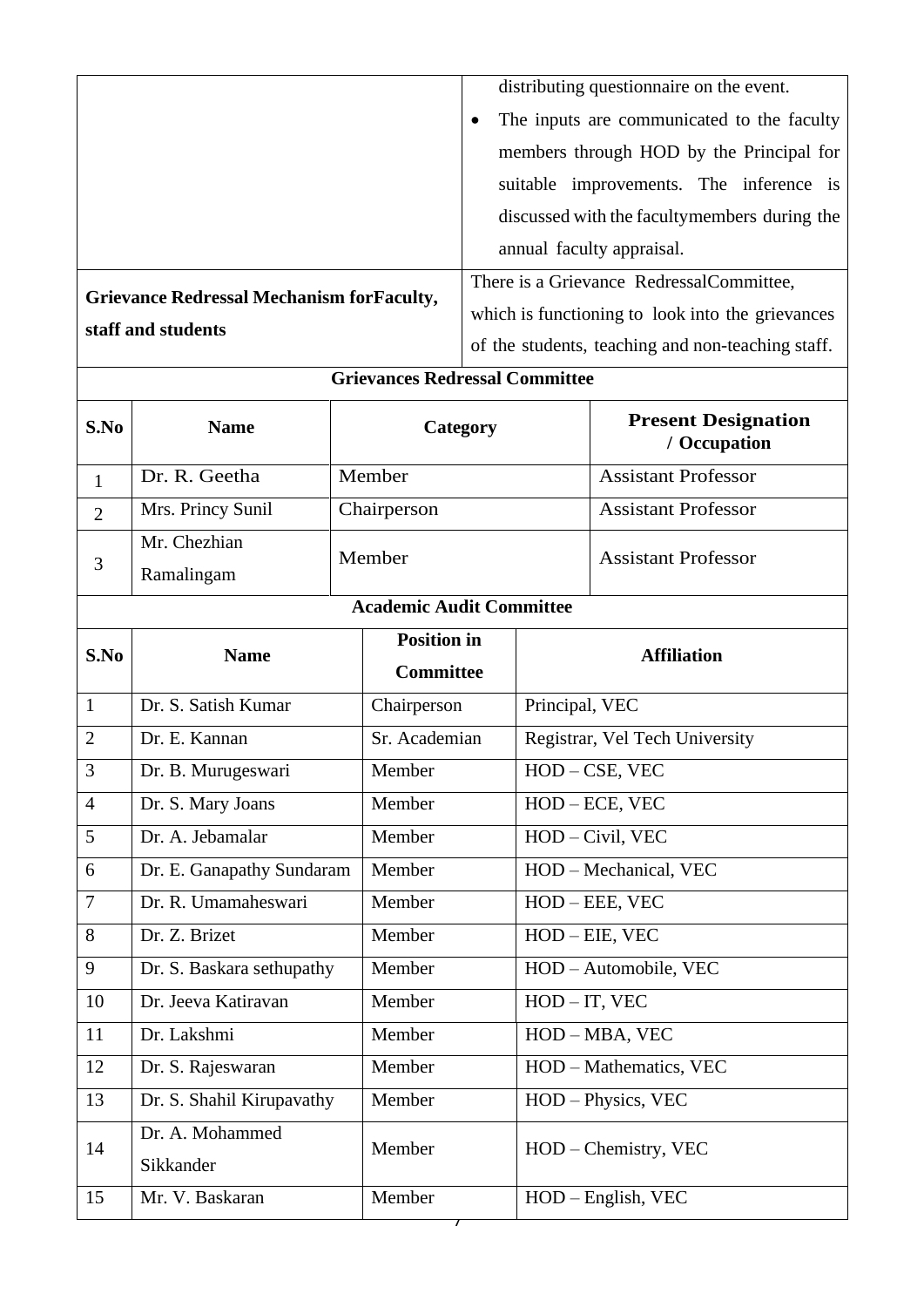| | |
|---|---|
| | distributing questionnaire on the event.<br>• The inputs are communicated to the faculty members through HOD by the Principal for suitable improvements. The inference is discussed with the facultymembers during the annual faculty appraisal. |
| **Grievance Redressal Mechanism forFaculty, staff and students** | There is a Grievance RedressalCommittee, which is functioning to look into the grievances of the students, teaching and non-teaching staff. |

**Grievances Redressal Committee**

| S.No | Name | Category | Present Designation / Occupation |
|---|---|---|---|
| 1 | Dr. R. Geetha | Member | Assistant Professor |
| 2 | Mrs. Princy Sunil | Chairperson | Assistant Professor |
| 3 | Mr. Chezhian Ramalingam | Member | Assistant Professor |

**Academic Audit Committee**

| S.No | Name | Position in Committee | Affiliation |
|---|---|---|---|
| 1 | Dr. S. Satish Kumar | Chairperson | Principal, VEC |
| 2 | Dr. E. Kannan | Sr. Academian | Registrar, Vel Tech University |
| 3 | Dr. B. Murugeswari | Member | HOD – CSE, VEC |
| 4 | Dr. S. Mary Joans | Member | HOD – ECE, VEC |
| 5 | Dr. A. Jebamalar | Member | HOD – Civil, VEC |
| 6 | Dr. E. Ganapathy Sundaram | Member | HOD – Mechanical, VEC |
| 7 | Dr. R. Umamaheswari | Member | HOD – EEE, VEC |
| 8 | Dr. Z. Brizet | Member | HOD – EIE, VEC |
| 9 | Dr. S. Baskara sethupathy | Member | HOD – Automobile, VEC |
| 10 | Dr. Jeeva Katiravan | Member | HOD – IT, VEC |
| 11 | Dr. Lakshmi | Member | HOD – MBA, VEC |
| 12 | Dr. S. Rajeswaran | Member | HOD – Mathematics, VEC |
| 13 | Dr. S. Shahil Kirupavathy | Member | HOD – Physics, VEC |
| 14 | Dr. A. Mohammed Sikkander | Member | HOD – Chemistry, VEC |
| 15 | Mr. V. Baskaran | Member | HOD – English, VEC |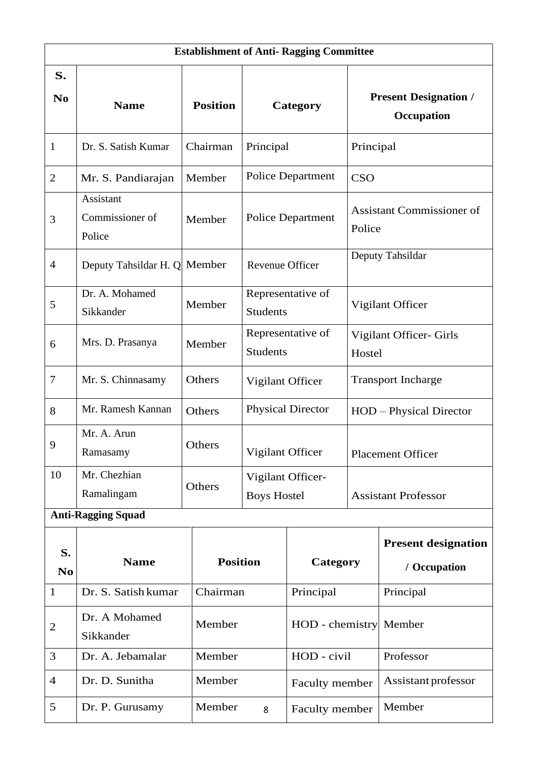**Establishment of Anti- Ragging Committee**

| S. No | Name | Position | Category | Present Designation / Occupation |
|---|---|---|---|---|
| 1 | Dr. S. Satish Kumar | Chairman | Principal | Principal |
| 2 | Mr. S. Pandiarajan | Member | Police Department | CSO |
| 3 | Assistant Commissioner of Police | Member | Police Department | Assistant Commissioner of Police |
| 4 | Deputy Tahsildar H. Q | Member | Revenue Officer | Deputy Tahsildar |
| 5 | Dr. A. Mohamed Sikkander | Member | Representative of Students | Vigilant Officer |
| 6 | Mrs. D. Prasanya | Member | Representative of Students | Vigilant Officer- Girls Hostel |
| 7 | Mr. S. Chinnasamy | Others | Vigilant Officer | Transport Incharge |
| 8 | Mr. Ramesh Kannan | Others | Physical Director | HOD – Physical Director |
| 9 | Mr. A. Arun Ramasamy | Others | Vigilant Officer | Placement Officer |
| 10 | Mr. Chezhian Ramalingam | Others | Vigilant Officer- Boys Hostel | Assistant Professor |

**Anti-Ragging Squad**

| S. No | Name | Position | Category | Present designation / Occupation |
|---|---|---|---|---|
| 1 | Dr. S. Satish kumar | Chairman | Principal | Principal |
| 2 | Dr. A Mohamed Sikkander | Member | HOD - chemistry | Member |
| 3 | Dr. A. Jebamalar | Member | HOD - civil | Professor |
| 4 | Dr. D. Sunitha | Member | Faculty member | Assistant professor |
| 5 | Dr. P. Gurusamy | Member | Faculty member | Member |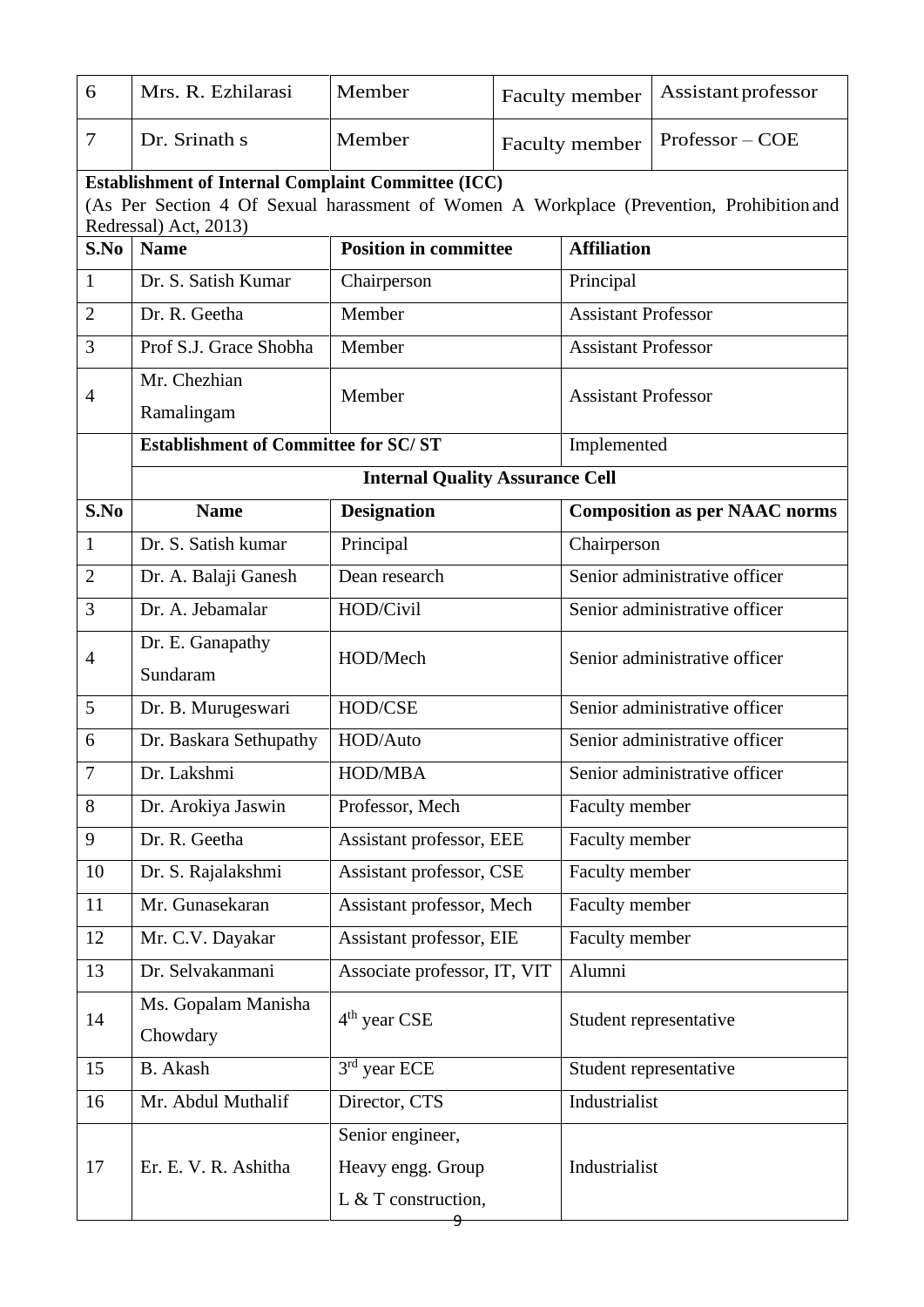| 6 | Mrs. R. Ezhilarasi | Member | Faculty member | Assistant professor |
|---|---|---|---|---|
| 7 | Dr. Srinath s | Member | Faculty member | Professor – COE |

**Establishment of Internal Complaint Committee (ICC)**
(As Per Section 4 Of Sexual harassment of Women A Workplace (Prevention, Prohibition and Redressal) Act, 2013)

| S.No | Name | Position in committee | Affiliation |
|---|---|---|---|
| 1 | Dr. S. Satish Kumar | Chairperson | Principal |
| 2 | Dr. R. Geetha | Member | Assistant Professor |
| 3 | Prof S.J. Grace Shobha | Member | Assistant Professor |
| 4 | Mr. Chezhian Ramalingam | Member | Assistant Professor |
| | **Establishment of Committee for SC/ ST** | | Implemented |

**Internal Quality Assurance Cell**

| S.No | Name | Designation | Composition as per NAAC norms |
|---|---|---|---|
| 1 | Dr. S. Satish kumar | Principal | Chairperson |
| 2 | Dr. A. Balaji Ganesh | Dean research | Senior administrative officer |
| 3 | Dr. A. Jebamalar | HOD/Civil | Senior administrative officer |
| 4 | Dr. E. Ganapathy Sundaram | HOD/Mech | Senior administrative officer |
| 5 | Dr. B. Murugeswari | HOD/CSE | Senior administrative officer |
| 6 | Dr. Baskara Sethupathy | HOD/Auto | Senior administrative officer |
| 7 | Dr. Lakshmi | HOD/MBA | Senior administrative officer |
| 8 | Dr. Arokiya Jaswin | Professor, Mech | Faculty member |
| 9 | Dr. R. Geetha | Assistant professor, EEE | Faculty member |
| 10 | Dr. S. Rajalakshmi | Assistant professor, CSE | Faculty member |
| 11 | Mr. Gunasekaran | Assistant professor, Mech | Faculty member |
| 12 | Mr. C.V. Dayakar | Assistant professor, EIE | Faculty member |
| 13 | Dr. Selvakanmani | Associate professor, IT, VIT | Alumni |
| 14 | Ms. Gopalam Manisha Chowdary | 4th year CSE | Student representative |
| 15 | B. Akash | 3rd year ECE | Student representative |
| 16 | Mr. Abdul Muthalif | Director, CTS | Industrialist |
| 17 | Er. E. V. R. Ashitha | Senior engineer, Heavy engg. Group L & T construction, | Industrialist |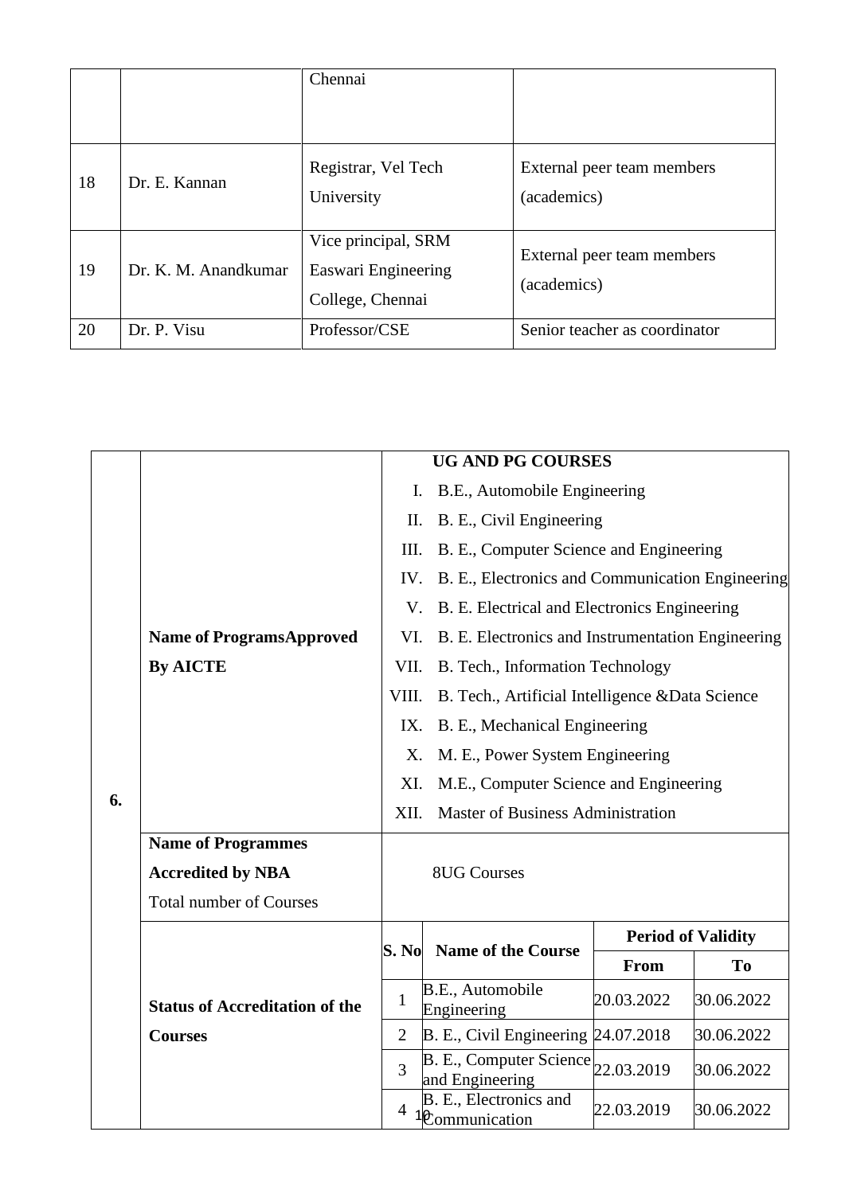| | | Chennai | |
|---|---|---|---|
| 18 | Dr. E. Kannan | Registrar, Vel Tech University | External peer team members (academics) |
| 19 | Dr. K. M. Anandkumar | Vice principal, SRM Easwari Engineering College, Chennai | External peer team members (academics) |
| 20 | Dr. P. Visu | Professor/CSE | Senior teacher as coordinator |

| | | | | | |
|---|---|---|---|---|---|
| **6.** | **Name of ProgramsApproved By AICTE** | **UG AND PG COURSES**<br>I. B.E., Automobile Engineering<br>II. B. E., Civil Engineering<br>III. B. E., Computer Science and Engineering<br>IV. B. E., Electronics and Communication Engineering<br>V. B. E. Electrical and Electronics Engineering<br>VI. B. E. Electronics and Instrumentation Engineering<br>VII. B. Tech., Information Technology<br>VIII. B. Tech., Artificial Intelligence &Data Science<br>IX. B. E., Mechanical Engineering<br>X. M. E., Power System Engineering<br>XI. M.E., Computer Science and Engineering<br>XII. Master of Business Administration | | | |
| | **Name of Programmes Accredited by NBA**<br>Total number of Courses | 8UG Courses | | | |
| | **Status of Accreditation of the Courses** | **S. No** | **Name of the Course** | **Period of Validity** | |
| | | | | **From** | **To** |
| | | 1 | B.E., Automobile Engineering | 20.03.2022 | 30.06.2022 |
| | | 2 | B. E., Civil Engineering | 24.07.2018 | 30.06.2022 |
| | | 3 | B. E., Computer Science and Engineering | 22.03.2019 | 30.06.2022 |
| | | 4 | B. E., Electronics and Communication | 22.03.2019 | 30.06.2022 |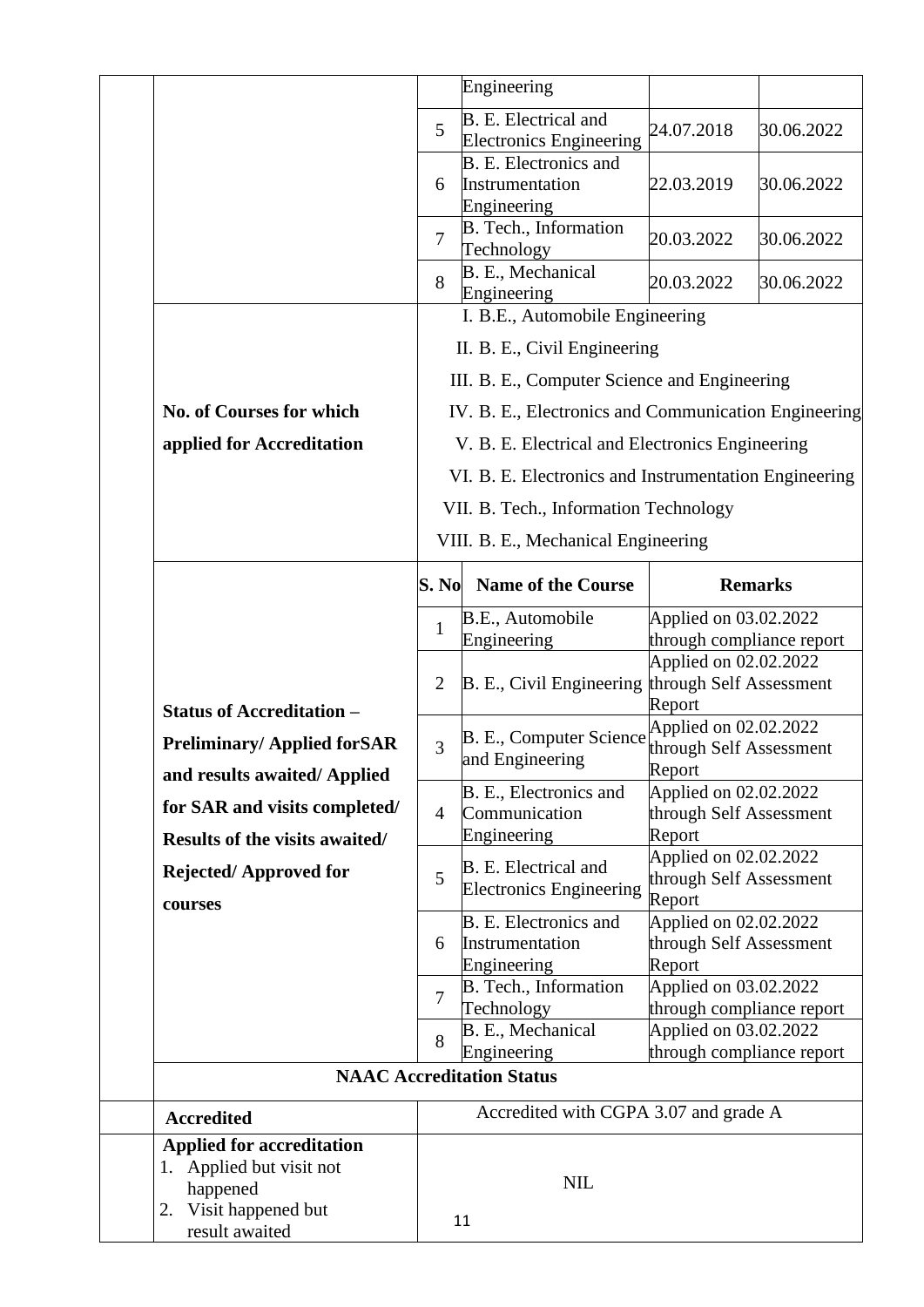| | | | | | |
|---|---|---|---|---|---|
| | | | Engineering | | |
| | | 5 | B. E. Electrical and Electronics Engineering | 24.07.2018 | 30.06.2022 |
| | | 6 | B. E. Electronics and Instrumentation Engineering | 22.03.2019 | 30.06.2022 |
| | | 7 | B. Tech., Information Technology | 20.03.2022 | 30.06.2022 |
| | | 8 | B. E., Mechanical Engineering | 20.03.2022 | 30.06.2022 |
| | **No. of Courses for which applied for Accreditation** | I. B.E., Automobile Engineering<br>II. B. E., Civil Engineering<br>III. B. E., Computer Science and Engineering<br>IV. B. E., Electronics and Communication Engineering<br>V. B. E. Electrical and Electronics Engineering<br>VI. B. E. Electronics and Instrumentation Engineering<br>VII. B. Tech., Information Technology<br>VIII. B. E., Mechanical Engineering | | | |
| | **Status of Accreditation – Preliminary/ Applied forSAR and results awaited/ Applied for SAR and visits completed/ Results of the visits awaited/ Rejected/ Approved for courses** | **S. No** | **Name of the Course** | **Remarks** | |
| | | 1 | B.E., Automobile Engineering | Applied on 03.02.2022 through compliance report | |
| | | 2 | B. E., Civil Engineering | Applied on 02.02.2022 through Self Assessment Report | |
| | | 3 | B. E., Computer Science and Engineering | Applied on 02.02.2022 through Self Assessment Report | |
| | | 4 | B. E., Electronics and Communication Engineering | Applied on 02.02.2022 through Self Assessment Report | |
| | | 5 | B. E. Electrical and Electronics Engineering | Applied on 02.02.2022 through Self Assessment Report | |
| | | 6 | B. E. Electronics and Instrumentation Engineering | Applied on 02.02.2022 through Self Assessment Report | |
| | | 7 | B. Tech., Information Technology | Applied on 03.02.2022 through compliance report | |
| | | 8 | B. E., Mechanical Engineering | Applied on 03.02.2022 through compliance report | |
| | **NAAC Accreditation Status** | | | | |
| | **Accredited** | Accredited with CGPA 3.07 and grade A | | | |
| | **Applied for accreditation**<br>1. Applied but visit not happened<br>2. Visit happened but result awaited | NIL | | | |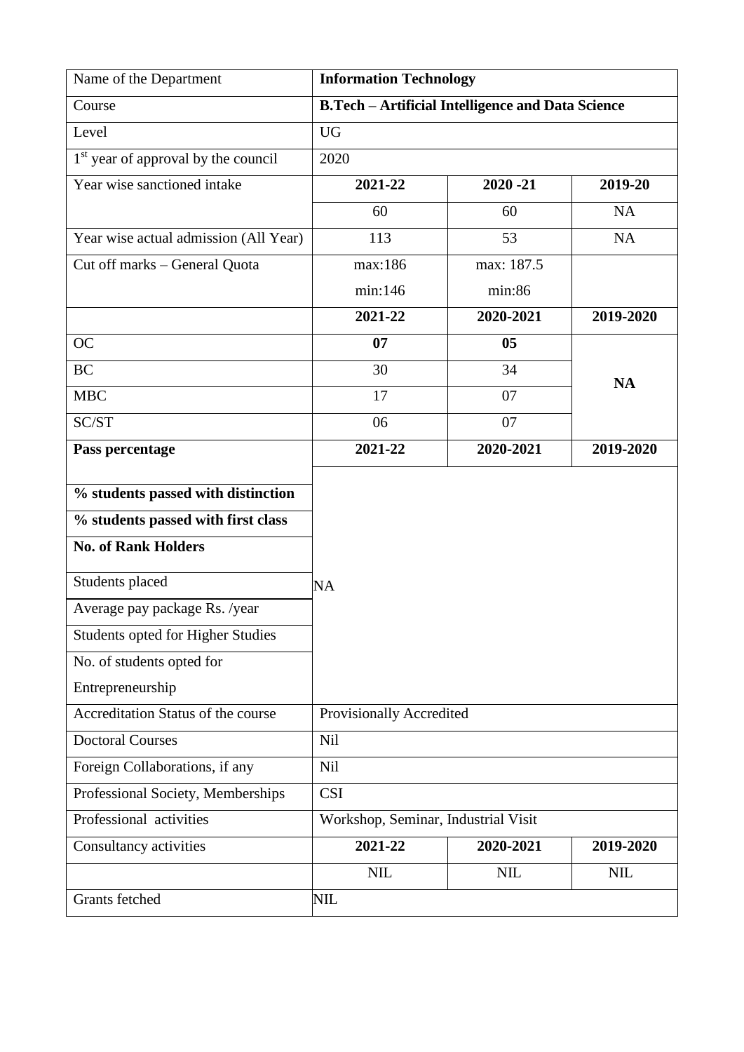| Name of the Department | **Information Technology** | | |
|---|---|---|---|
| Course | **B.Tech – Artificial Intelligence and Data Science** | | |
| Level | UG | | |
| 1st year of approval by the council | 2020 | | |
| Year wise sanctioned intake | **2021-22** | **2020 -21** | **2019-20** |
| | 60 | 60 | NA |
| Year wise actual admission (All Year) | 113 | 53 | NA |
| Cut off marks – General Quota | max:186<br>min:146 | max: 187.5<br>min:86 | |
| | **2021-22** | **2020-2021** | **2019-2020** |
| OC | **07** | **05** | **NA** |
| BC | 30 | 34 | |
| MBC | 17 | 07 | |
| SC/ST | 06 | 07 | |
| **Pass percentage** | **2021-22** | **2020-2021** | **2019-2020** |
| **% students passed with distinction** | NA | | |
| **% students passed with first class** | | | |
| **No. of Rank Holders** | | | |
| Students placed | | | |
| Average pay package Rs. /year | | | |
| Students opted for Higher Studies | | | |
| No. of students opted for Entrepreneurship | | | |
| Accreditation Status of the course | Provisionally Accredited | | |
| Doctoral Courses | Nil | | |
| Foreign Collaborations, if any | Nil | | |
| Professional Society, Memberships | CSI | | |
| Professional activities | Workshop, Seminar, Industrial Visit | | |
| Consultancy activities | **2021-22** | **2020-2021** | **2019-2020** |
| | NIL | NIL | NIL |
| Grants fetched | NIL | | |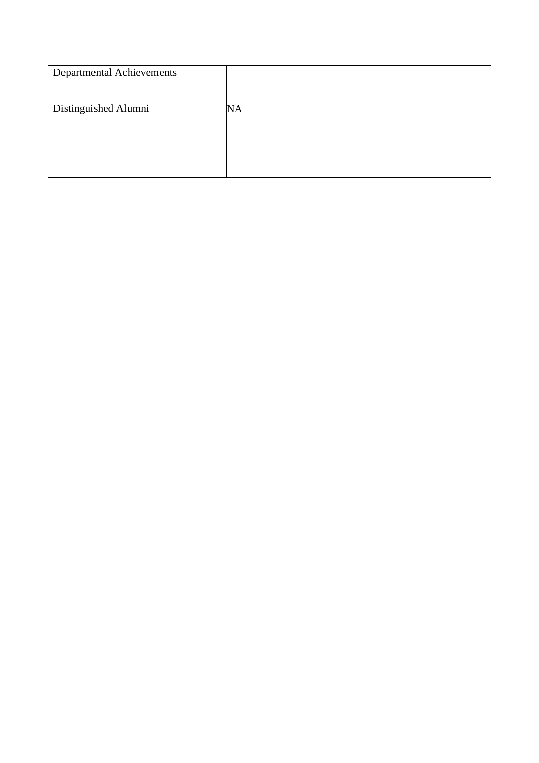| Departmental Achievements | |
|---|---|
| Distinguished Alumni | NA |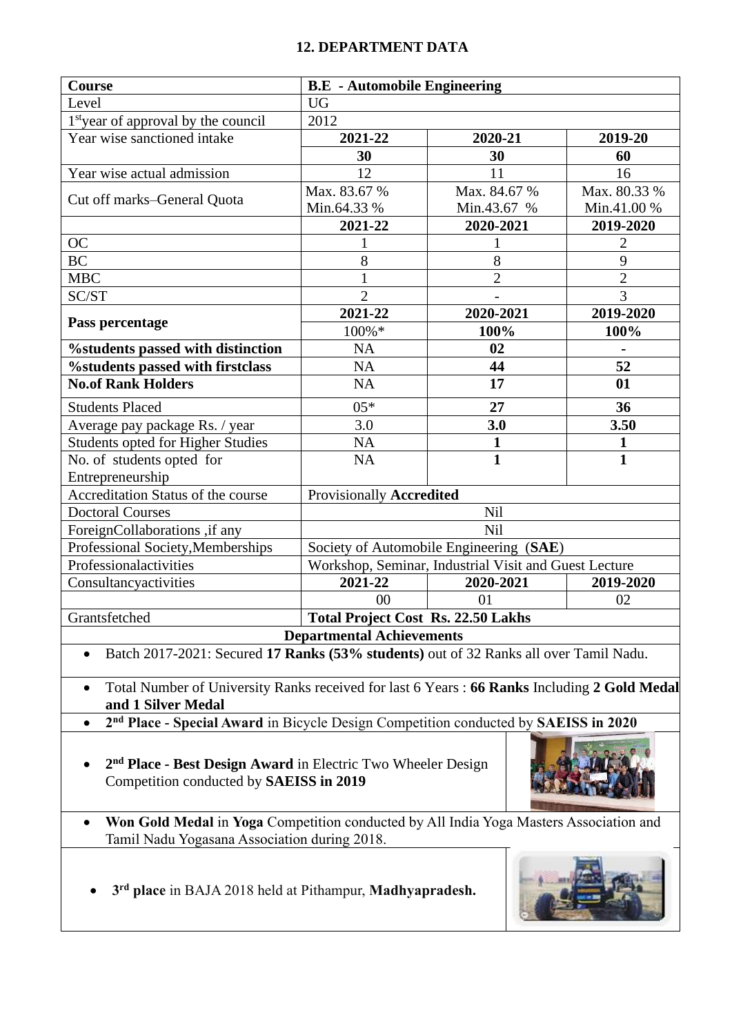## 12. DEPARTMENT DATA

| Course | B.E - Automobile Engineering | | |
|---|---|---|---|
| Level | UG | | |
| 1st year of approval by the council | 2012 | | |
| Year wise sanctioned intake | **2021-22** | **2020-21** | **2019-20** |
| | **30** | **30** | **60** |
| Year wise actual admission | 12 | 11 | 16 |
| Cut off marks–General Quota | Max. 83.67 % Min.64.33 % | Max. 84.67 % Min.43.67 % | Max. 80.33 % Min.41.00 % |
| | **2021-22** | **2020-2021** | **2019-2020** |
| OC | 1 | 1 | 2 |
| BC | 8 | 8 | 9 |
| MBC | 1 | 2 | 2 |
| SC/ST | 2 | - | 3 |
| **Pass percentage** | **2021-22** | **2020-2021** | **2019-2020** |
| | 100%* | **100%** | **100%** |
| **%students passed with distinction** | NA | **02** | **-** |
| **%students passed with firstclass** | NA | **44** | **52** |
| **No.of Rank Holders** | NA | **17** | **01** |
| Students Placed | 05* | **27** | **36** |
| Average pay package Rs. / year | 3.0 | **3.0** | **3.50** |
| Students opted for Higher Studies | NA | **1** | **1** |
| No. of students opted for Entrepreneurship | NA | **1** | **1** |
| Accreditation Status of the course | Provisionally **Accredited** | | |
| Doctoral Courses | Nil | | |
| ForeignCollaborations ,if any | Nil | | |
| Professional Society,Memberships | Society of Automobile Engineering (**SAE**) | | |
| Professionalactivities | Workshop, Seminar, Industrial Visit and Guest Lecture | | |
| Consultancyactivities | **2021-22** | **2020-2021** | **2019-2020** |
| | 00 | 01 | 02 |
| Grantsfetched | **Total Project Cost Rs. 22.50 Lakhs** | | |

**Departmental Achievements**

- Batch 2017-2021: Secured **17 Ranks (53% students)** out of 32 Ranks all over Tamil Nadu.
- Total Number of University Ranks received for last 6 Years : **66 Ranks** Including **2 Gold Medal and 1 Silver Medal**
- **2nd Place - Special Award** in Bicycle Design Competition conducted by **SAEISS in 2020**
- **2nd Place - Best Design Award** in Electric Two Wheeler Design Competition conducted by **SAEISS in 2019**
- **Won Gold Medal** in **Yoga** Competition conducted by All India Yoga Masters Association and Tamil Nadu Yogasana Association during 2018.
- **3rd place** in BAJA 2018 held at Pithampur, **Madhyapradesh.**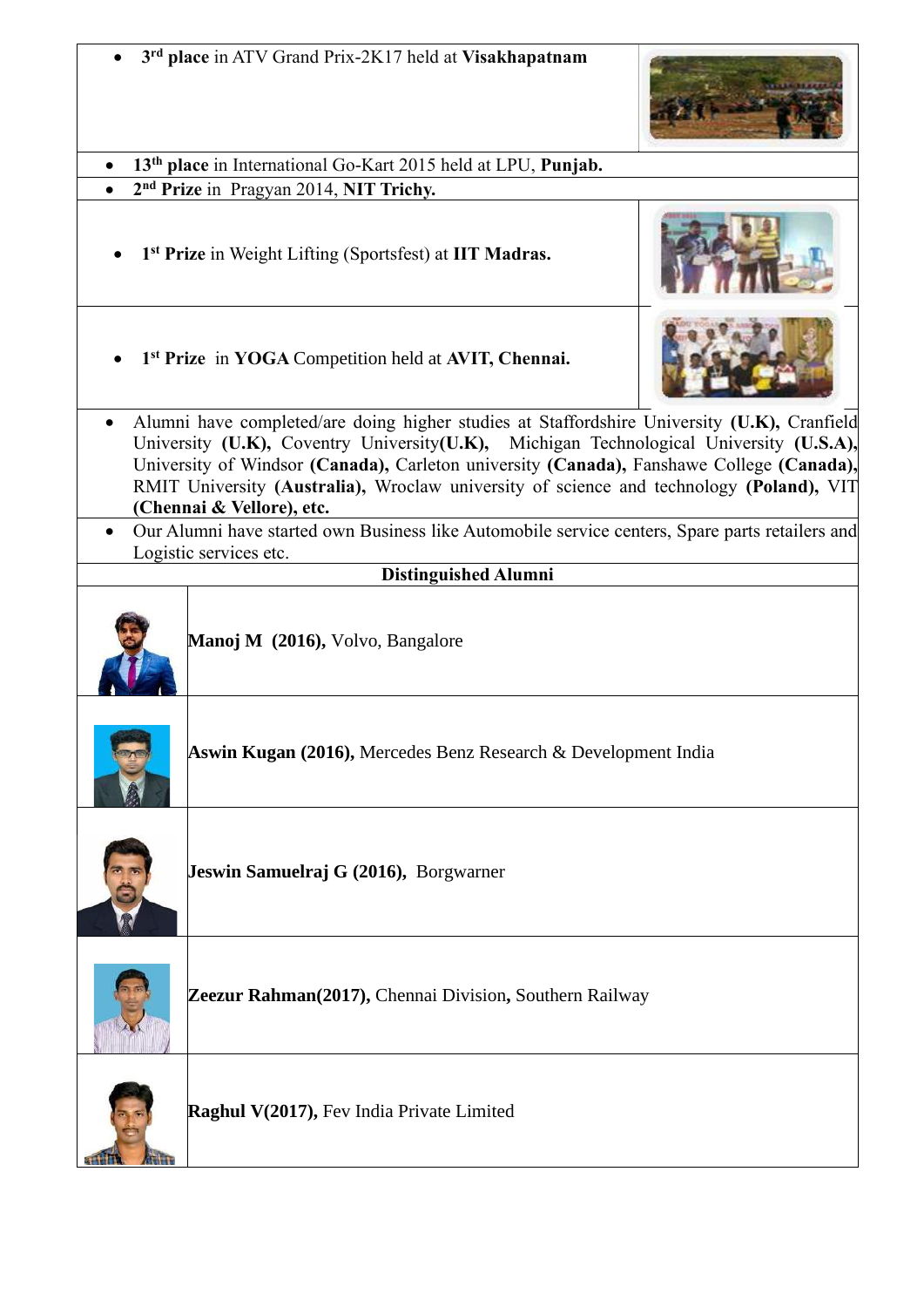- **3[rd] place** in ATV Grand Prix-2K17 held at **Visakhapatnam**
- **13[th] place** in International Go-Kart 2015 held at LPU, **Punjab.**
- **2[nd] Prize** in Pragyan 2014, **NIT Trichy.**
- **1[st] Prize** in Weight Lifting (Sportsfest) at **IIT Madras.**
- **1[st] Prize** in **YOGA** Competition held at **AVIT, Chennai.**
- Alumni have completed/are doing higher studies at Staffordshire University **(U.K),** Cranfield University **(U.K),** Coventry University**(U.K),** Michigan Technological University **(U.S.A),** University of Windsor **(Canada),** Carleton university **(Canada),** Fanshawe College **(Canada),** RMIT University **(Australia),** Wroclaw university of science and technology **(Poland),** VIT **(Chennai & Vellore), etc.**
- Our Alumni have started own Business like Automobile service centers, Spare parts retailers and Logistic services etc.

**Distinguished Alumni**

| | |
|---|---|
| | **Manoj M (2016),** Volvo, Bangalore |
| | **Aswin Kugan (2016),** Mercedes Benz Research & Development India |
| | **Jeswin Samuelraj G (2016),** Borgwarner |
| | **Zeezur Rahman(2017),** Chennai Division**,** Southern Railway |
| | **Raghul V(2017),** Fev India Private Limited |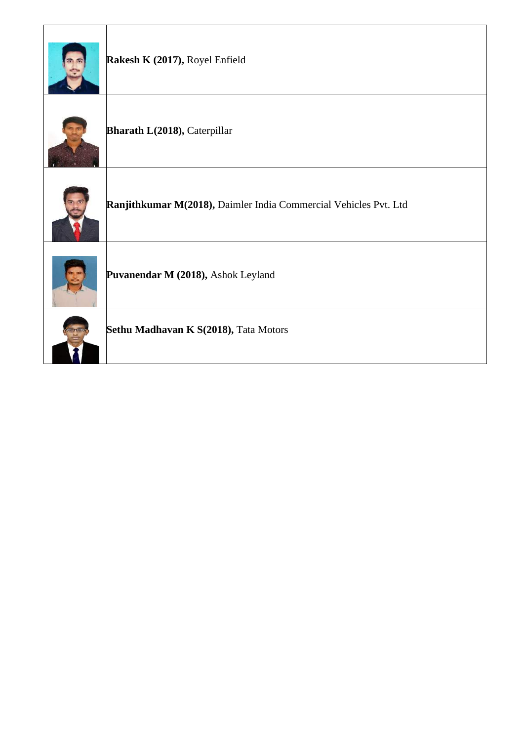| | |
|---|---|
| | **Rakesh K (2017),** Royel Enfield |
| | **Bharath L(2018),** Caterpillar |
| | **Ranjithkumar M(2018),** Daimler India Commercial Vehicles Pvt. Ltd |
| | **Puvanendar M (2018),** Ashok Leyland |
| | **Sethu Madhavan K S(2018),** Tata Motors |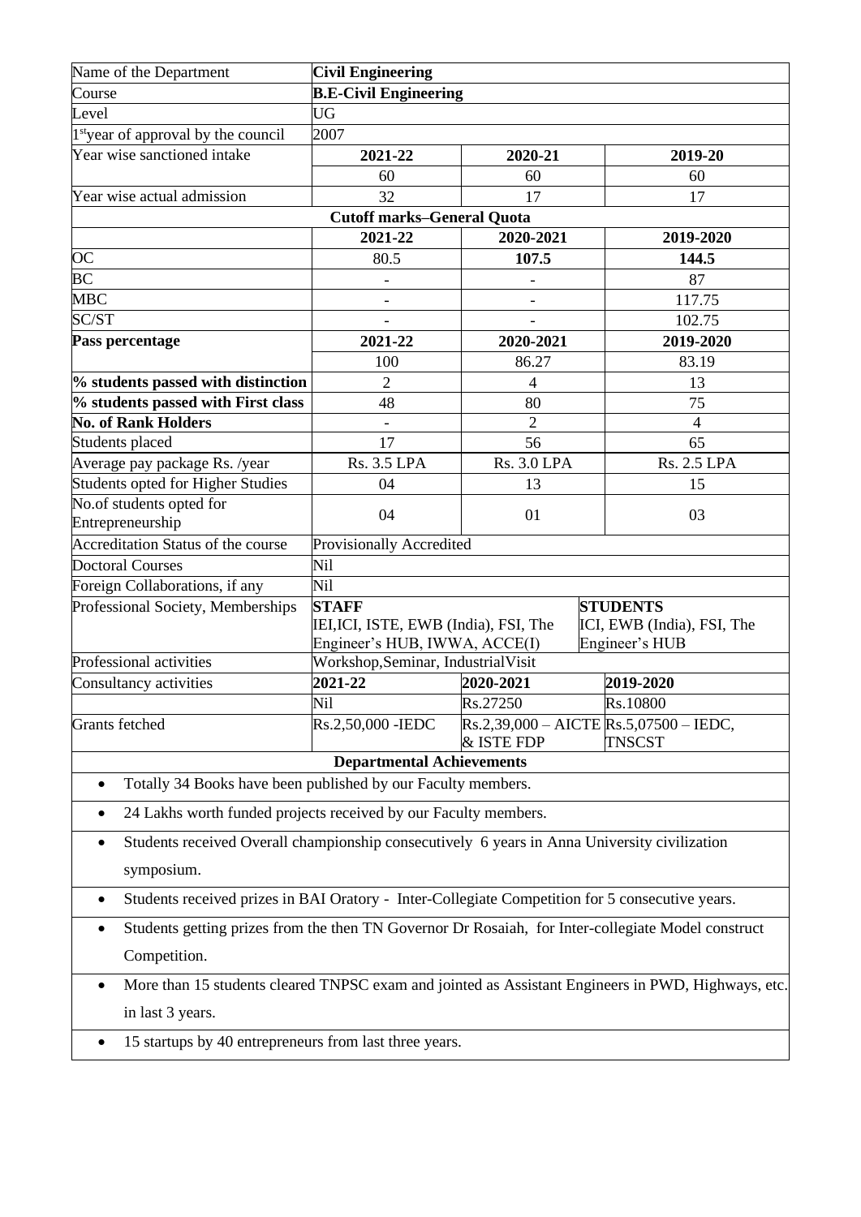| Name of the Department | **Civil Engineering** | | |
|---|---|---|---|
| Course | **B.E-Civil Engineering** | | |
| Level | UG | | |
| 1[st]year of approval by the council | 2007 | | |
| Year wise sanctioned intake | **2021-22** | **2020-21** | **2019-20** |
| | 60 | 60 | 60 |
| Year wise actual admission | 32 | 17 | 17 |
| **Cutoff marks–General Quota** | | | |
| | **2021-22** | **2020-2021** | **2019-2020** |
| OC | 80.5 | **107.5** | **144.5** |
| BC | - | - | 87 |
| MBC | - | - | 117.75 |
| SC/ST | - | - | 102.75 |
| **Pass percentage** | **2021-22** | **2020-2021** | **2019-2020** |
| | 100 | 86.27 | 83.19 |
| **% students passed with distinction** | 2 | 4 | 13 |
| **% students passed with First class** | 48 | 80 | 75 |
| **No. of Rank Holders** | - | 2 | 4 |
| Students placed | 17 | 56 | 65 |
| Average pay package Rs. /year | Rs. 3.5 LPA | Rs. 3.0 LPA | Rs. 2.5 LPA |
| Students opted for Higher Studies | 04 | 13 | 15 |
| No.of students opted for Entrepreneurship | 04 | 01 | 03 |
| Accreditation Status of the course | Provisionally Accredited | | |
| Doctoral Courses | Nil | | |
| Foreign Collaborations, if any | Nil | | |
| Professional Society, Memberships | **STAFF** IEI,ICI, ISTE, EWB (India), FSI, The Engineer's HUB, IWWA, ACCE(I) | | **STUDENTS** ICI, EWB (India), FSI, The Engineer's HUB |
| Professional activities | Workshop,Seminar, IndustrialVisit | | |
| Consultancy activities | **2021-22** | **2020-2021** | **2019-2020** |
| | Nil | Rs.27250 | Rs.10800 |
| Grants fetched | Rs.2,50,000 -IEDC | Rs.2,39,000 – AICTE & ISTE FDP | Rs.5,07500 – IEDC, TNSCST |
| **Departmental Achievements** | | | |

- Totally 34 Books have been published by our Faculty members.
- 24 Lakhs worth funded projects received by our Faculty members.
- Students received Overall championship consecutively 6 years in Anna University civilization symposium.
- Students received prizes in BAI Oratory - Inter-Collegiate Competition for 5 consecutive years.
- Students getting prizes from the then TN Governor Dr Rosaiah, for Inter-collegiate Model construct Competition.
- More than 15 students cleared TNPSC exam and jointed as Assistant Engineers in PWD, Highways, etc. in last 3 years.
- 15 startups by 40 entrepreneurs from last three years.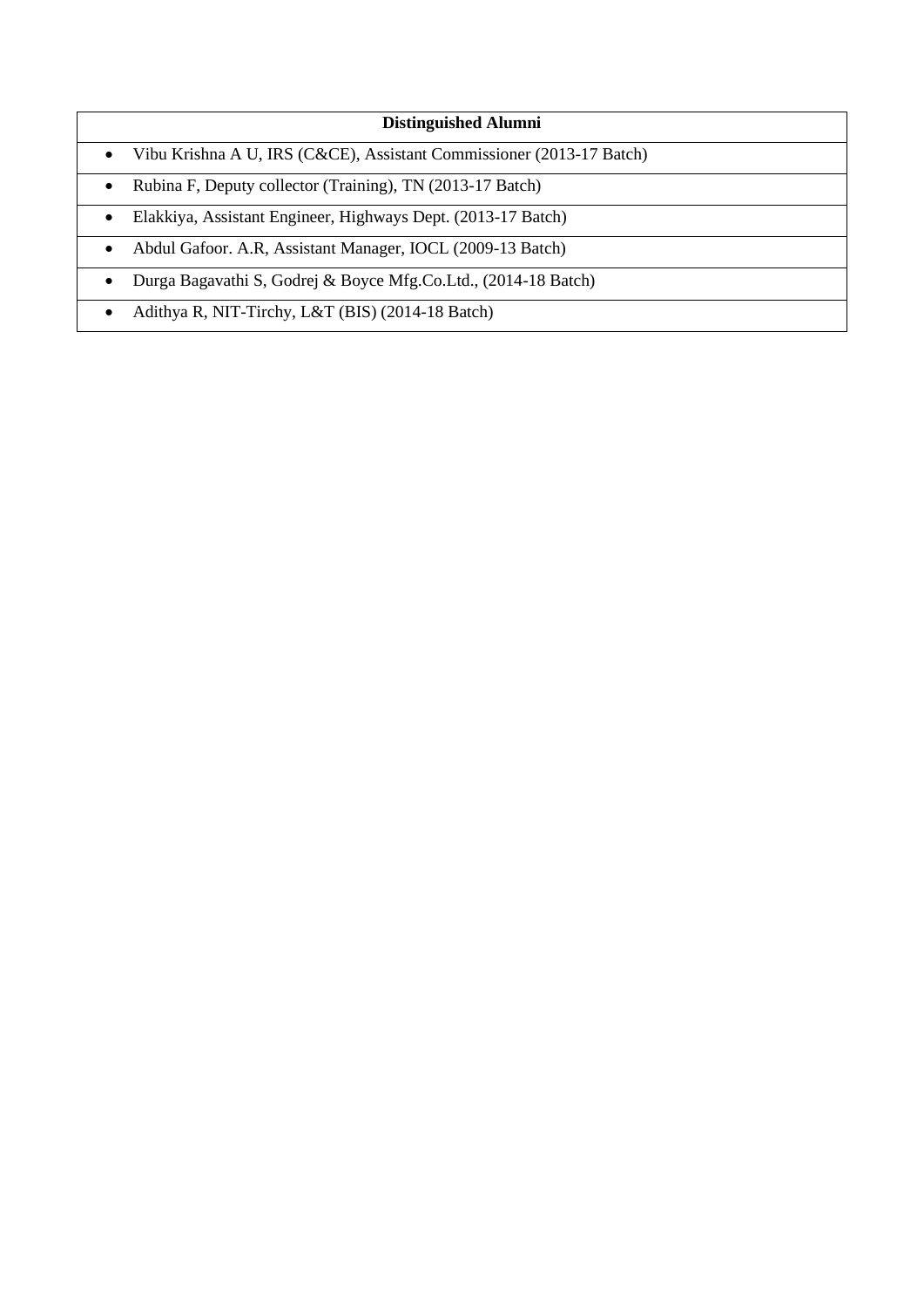| Distinguished Alumni |
| --- |
| • Vibu Krishna A U, IRS (C&CE), Assistant Commissioner (2013-17 Batch) |
| • Rubina F, Deputy collector (Training), TN (2013-17 Batch) |
| • Elakkiya, Assistant Engineer, Highways Dept. (2013-17 Batch) |
| • Abdul Gafoor. A.R, Assistant Manager, IOCL (2009-13 Batch) |
| • Durga Bagavathi S, Godrej & Boyce Mfg.Co.Ltd., (2014-18 Batch) |
| • Adithya R, NIT-Tirchy, L&T (BIS) (2014-18 Batch) |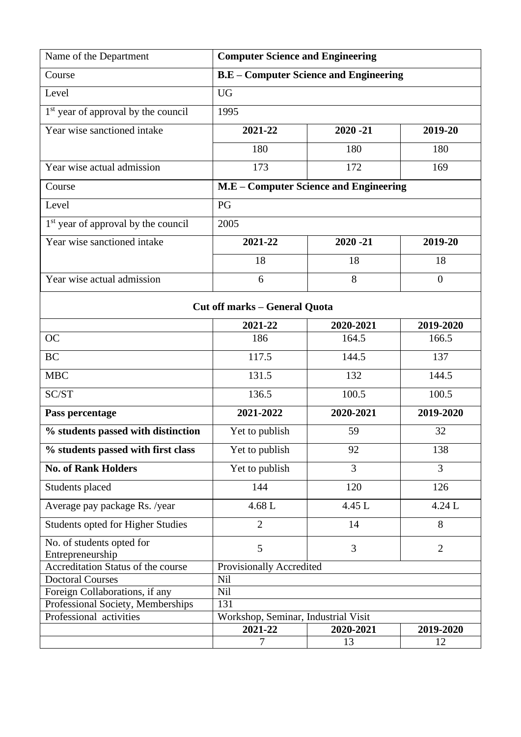| Name of the Department | **Computer Science and Engineering** | | |
|---|---|---|---|
| Course | **B.E – Computer Science and Engineering** | | |
| Level | UG | | |
| 1st year of approval by the council | 1995 | | |
| Year wise sanctioned intake | **2021-22** | **2020 -21** | **2019-20** |
| | 180 | 180 | 180 |
| Year wise actual admission | 173 | 172 | 169 |
| Course | **M.E – Computer Science and Engineering** | | |
| Level | PG | | |
| 1st year of approval by the council | 2005 | | |
| Year wise sanctioned intake | **2021-22** | **2020 -21** | **2019-20** |
| | 18 | 18 | 18 |
| Year wise actual admission | 6 | 8 | 0 |
| **Cut off marks – General Quota** | | | |
| | **2021-22** | **2020-2021** | **2019-2020** |
| OC | 186 | 164.5 | 166.5 |
| BC | 117.5 | 144.5 | 137 |
| MBC | 131.5 | 132 | 144.5 |
| SC/ST | 136.5 | 100.5 | 100.5 |
| **Pass percentage** | **2021-2022** | **2020-2021** | **2019-2020** |
| **% students passed with distinction** | Yet to publish | 59 | 32 |
| **% students passed with first class** | Yet to publish | 92 | 138 |
| **No. of Rank Holders** | Yet to publish | 3 | 3 |
| Students placed | 144 | 120 | 126 |
| Average pay package Rs. /year | 4.68 L | 4.45 L | 4.24 L |
| Students opted for Higher Studies | 2 | 14 | 8 |
| No. of students opted for Entrepreneurship | 5 | 3 | 2 |
| Accreditation Status of the course | Provisionally Accredited | | |
| Doctoral Courses | Nil | | |
| Foreign Collaborations, if any | Nil | | |
| Professional Society, Memberships | 131 | | |
| Professional activities | Workshop, Seminar, Industrial Visit | | |
| | **2021-22** | **2020-2021** | **2019-2020** |
| | 7 | 13 | 12 |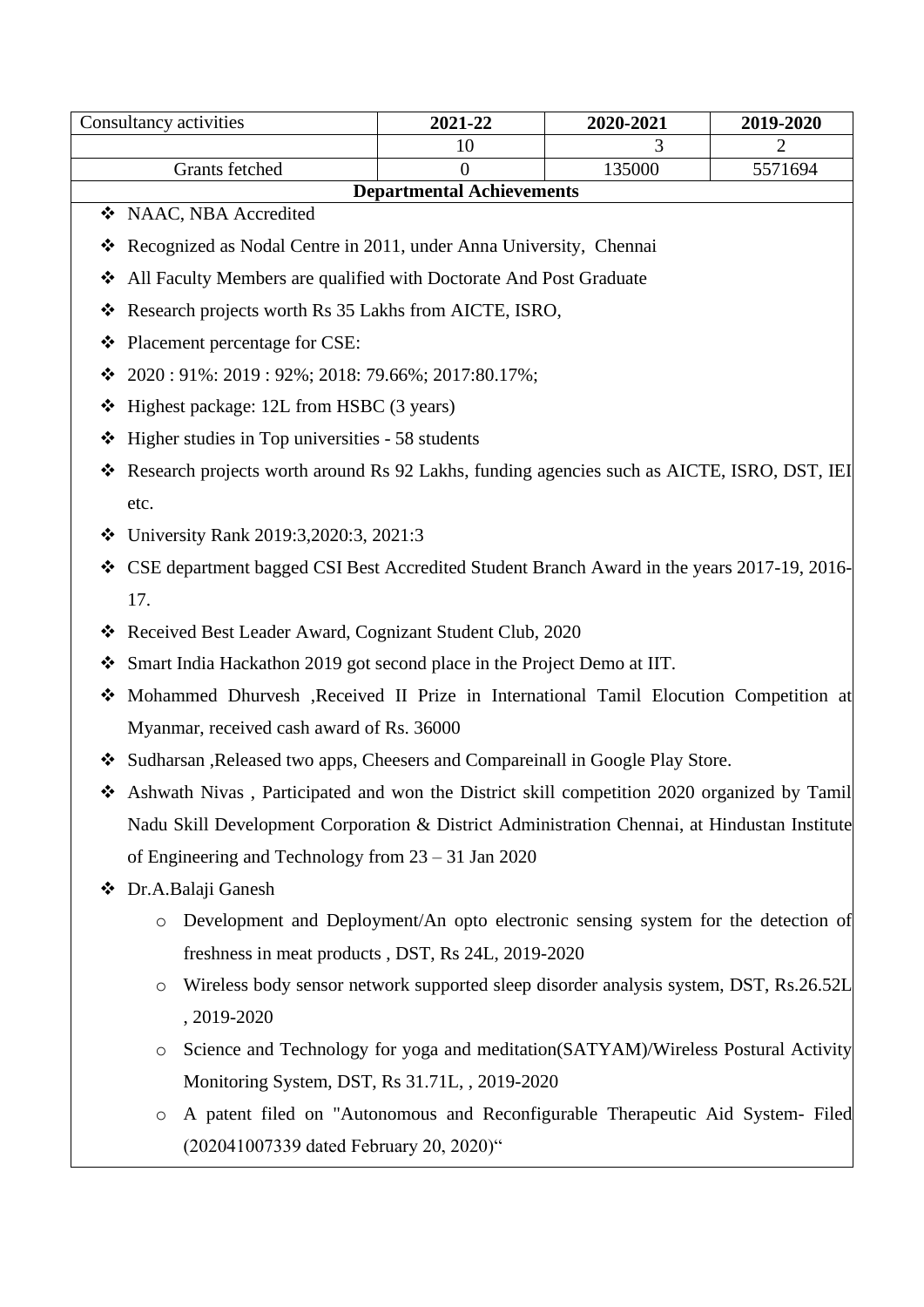| Consultancy activities | 2021-22 | 2020-2021 | 2019-2020 |
|---|---|---|---|
| | 10 | 3 | 2 |
| Grants fetched | 0 | 135000 | 5571694 |

**Departmental Achievements**

- NAAC, NBA Accredited
- Recognized as Nodal Centre in 2011, under Anna University, Chennai
- All Faculty Members are qualified with Doctorate And Post Graduate
- Research projects worth Rs 35 Lakhs from AICTE, ISRO,
- Placement percentage for CSE:
- 2020 : 91%: 2019 : 92%; 2018: 79.66%; 2017:80.17%;
- Highest package: 12L from HSBC (3 years)
- Higher studies in Top universities - 58 students
- Research projects worth around Rs 92 Lakhs, funding agencies such as AICTE, ISRO, DST, IEI etc.
- University Rank 2019:3,2020:3, 2021:3
- CSE department bagged CSI Best Accredited Student Branch Award in the years 2017-19, 2016-17.
- Received Best Leader Award, Cognizant Student Club, 2020
- Smart India Hackathon 2019 got second place in the Project Demo at IIT.
- Mohammed Dhurvesh ,Received II Prize in International Tamil Elocution Competition at Myanmar, received cash award of Rs. 36000
- Sudharsan ,Released two apps, Cheesers and Compareinall in Google Play Store.
- Ashwath Nivas , Participated and won the District skill competition 2020 organized by Tamil Nadu Skill Development Corporation & District Administration Chennai, at Hindustan Institute of Engineering and Technology from 23 – 31 Jan 2020
- Dr.A.Balaji Ganesh
  - Development and Deployment/An opto electronic sensing system for the detection of freshness in meat products , DST, Rs 24L, 2019-2020
  - Wireless body sensor network supported sleep disorder analysis system, DST, Rs.26.52L , 2019-2020
  - Science and Technology for yoga and meditation(SATYAM)/Wireless Postural Activity Monitoring System, DST, Rs 31.71L, , 2019-2020
  - A patent filed on "Autonomous and Reconfigurable Therapeutic Aid System- Filed (202041007339 dated February 20, 2020)"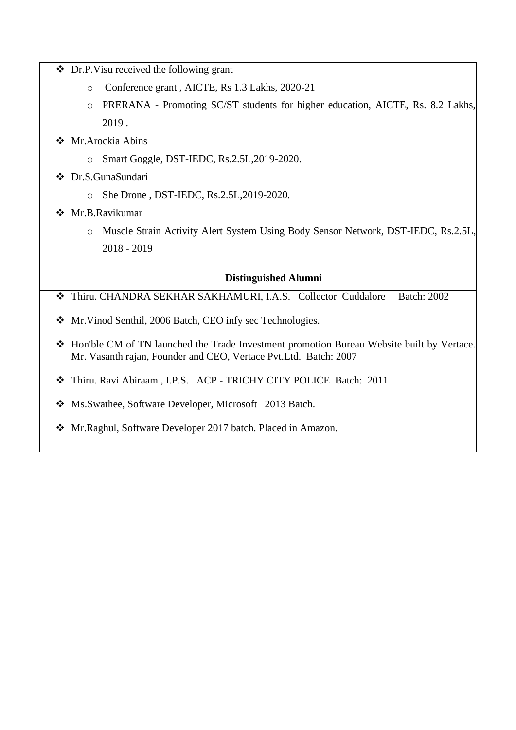- Dr.P.Visu received the following grant
  - Conference grant , AICTE, Rs 1.3 Lakhs, 2020-21
  - PRERANA - Promoting SC/ST students for higher education, AICTE, Rs. 8.2 Lakhs, 2019 .
- Mr.Arockia Abins
  - Smart Goggle, DST-IEDC, Rs.2.5L,2019-2020.
- Dr.S.GunaSundari
  - She Drone , DST-IEDC, Rs.2.5L,2019-2020.
- Mr.B.Ravikumar
  - Muscle Strain Activity Alert System Using Body Sensor Network, DST-IEDC, Rs.2.5L, 2018 - 2019

**Distinguished Alumni**

- Thiru. CHANDRA SEKHAR SAKHAMURI, I.A.S. Collector Cuddalore Batch: 2002
- Mr.Vinod Senthil, 2006 Batch, CEO infy sec Technologies.
- Hon'ble CM of TN launched the Trade Investment promotion Bureau Website built by Vertace. Mr. Vasanth rajan, Founder and CEO, Vertace Pvt.Ltd. Batch: 2007
- Thiru. Ravi Abiraam , I.P.S. ACP - TRICHY CITY POLICE Batch: 2011
- Ms.Swathee, Software Developer, Microsoft 2013 Batch.
- Mr.Raghul, Software Developer 2017 batch. Placed in Amazon.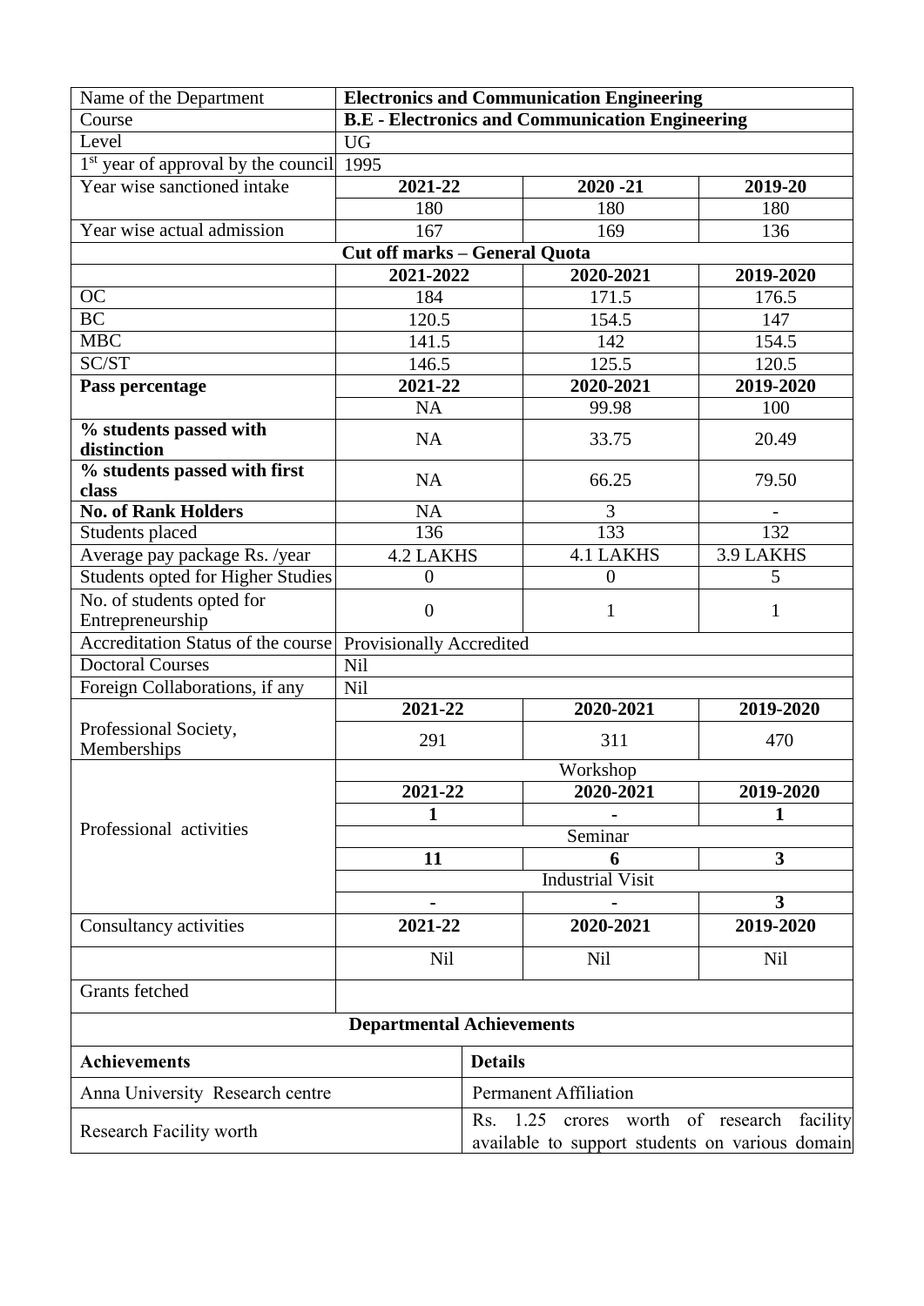| Name of the Department | **Electronics and Communication Engineering** | | |
|---|---|---|---|
| Course | **B.E - Electronics and Communication Engineering** | | |
| Level | UG | | |
| 1st year of approval by the council | 1995 | | |
| Year wise sanctioned intake | **2021-22** | **2020 -21** | **2019-20** |
| | 180 | 180 | 180 |
| Year wise actual admission | 167 | 169 | 136 |
| | **Cut off marks – General Quota** | | |
| | **2021-2022** | **2020-2021** | **2019-2020** |
| OC | 184 | 171.5 | 176.5 |
| BC | 120.5 | 154.5 | 147 |
| MBC | 141.5 | 142 | 154.5 |
| SC/ST | 146.5 | 125.5 | 120.5 |
| **Pass percentage** | **2021-22** | **2020-2021** | **2019-2020** |
| | NA | 99.98 | 100 |
| **% students passed with distinction** | NA | 33.75 | 20.49 |
| **% students passed with first class** | NA | 66.25 | 79.50 |
| **No. of Rank Holders** | NA | 3 | - |
| Students placed | 136 | 133 | 132 |
| Average pay package Rs. /year | 4.2 LAKHS | 4.1 LAKHS | 3.9 LAKHS |
| Students opted for Higher Studies | 0 | 0 | 5 |
| No. of students opted for Entrepreneurship | 0 | 1 | 1 |
| Accreditation Status of the course | Provisionally Accredited | | |
| Doctoral Courses | Nil | | |
| Foreign Collaborations, if any | Nil | | |
| Professional Society, Memberships | **2021-22** | **2020-2021** | **2019-2020** |
| | 291 | 311 | 470 |
| Professional activities | Workshop | | |
| | **2021-22** | **2020-2021** | **2019-2020** |
| | **1** | **-** | **1** |
| | Seminar | | |
| | **11** | **6** | **3** |
| | Industrial Visit | | |
| | **-** | **-** | **3** |
| Consultancy activities | **2021-22** | **2020-2021** | **2019-2020** |
| | Nil | Nil | Nil |
| Grants fetched | | | |

**Departmental Achievements**

| **Achievements** | **Details** |
|---|---|
| Anna University Research centre | Permanent Affiliation |
| Research Facility worth | Rs. 1.25 crores worth of research facility available to support students on various domain |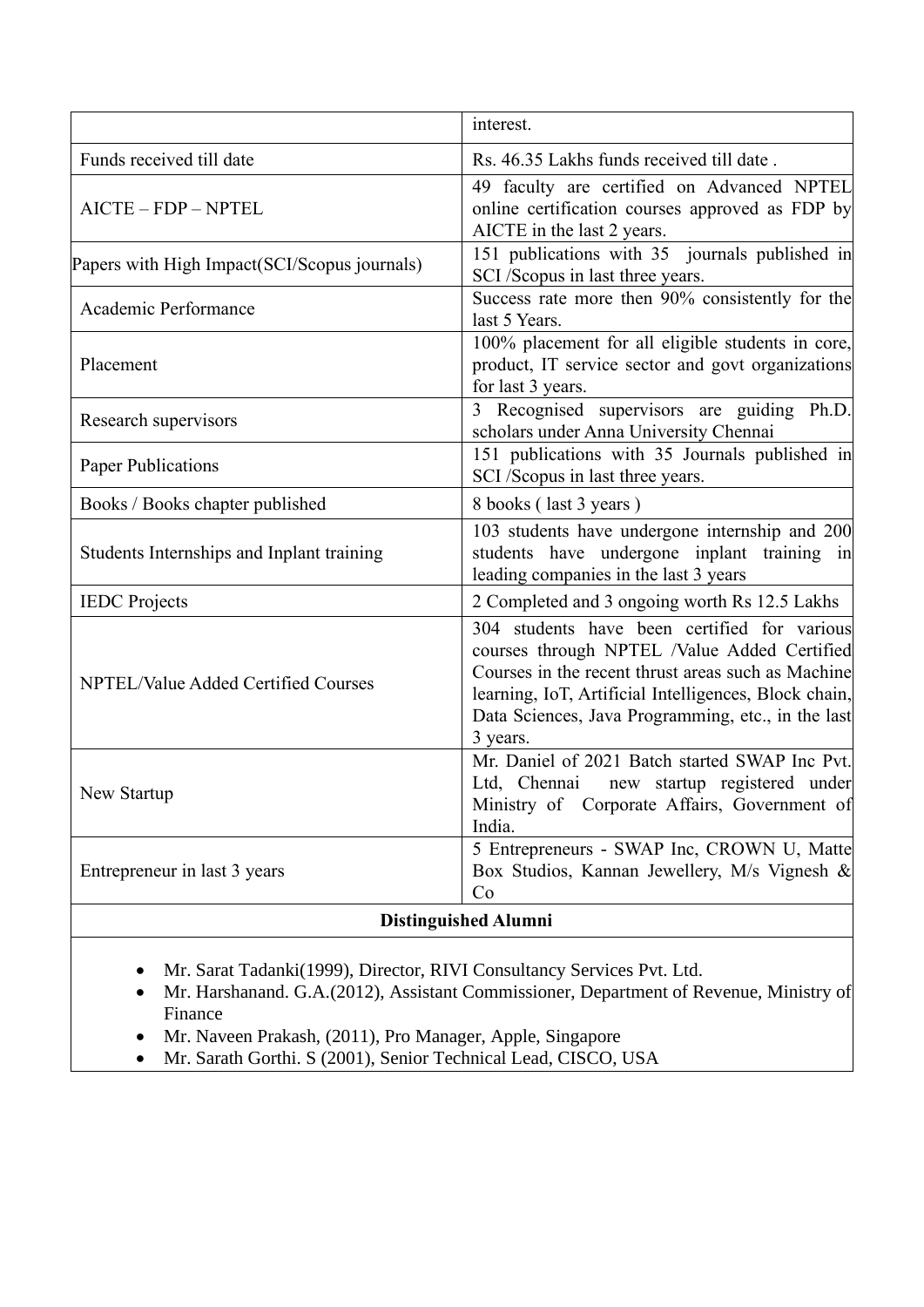| | |
|---|---|
| | interest. |
| Funds received till date | Rs. 46.35 Lakhs funds received till date . |
| AICTE – FDP – NPTEL | 49 faculty are certified on Advanced NPTEL online certification courses approved as FDP by AICTE in the last 2 years. |
| Papers with High Impact(SCI/Scopus journals) | 151 publications with 35 journals published in SCI /Scopus in last three years. |
| Academic Performance | Success rate more then 90% consistently for the last 5 Years. |
| Placement | 100% placement for all eligible students in core, product, IT service sector and govt organizations for last 3 years. |
| Research supervisors | 3 Recognised supervisors are guiding Ph.D. scholars under Anna University Chennai |
| Paper Publications | 151 publications with 35 Journals published in SCI /Scopus in last three years. |
| Books / Books chapter published | 8 books ( last 3 years ) |
| Students Internships and Inplant training | 103 students have undergone internship and 200 students have undergone inplant training in leading companies in the last 3 years |
| IEDC Projects | 2 Completed and 3 ongoing worth Rs 12.5 Lakhs |
| NPTEL/Value Added Certified Courses | 304 students have been certified for various courses through NPTEL /Value Added Certified Courses in the recent thrust areas such as Machine learning, IoT, Artificial Intelligences, Block chain, Data Sciences, Java Programming, etc., in the last 3 years. |
| New Startup | Mr. Daniel of 2021 Batch started SWAP Inc Pvt. Ltd, Chennai new startup registered under Ministry of Corporate Affairs, Government of India. |
| Entrepreneur in last 3 years | 5 Entrepreneurs - SWAP Inc, CROWN U, Matte Box Studios, Kannan Jewellery, M/s Vignesh & Co |

**Distinguished Alumni**

- Mr. Sarat Tadanki(1999), Director, RIVI Consultancy Services Pvt. Ltd.
- Mr. Harshanand. G.A.(2012), Assistant Commissioner, Department of Revenue, Ministry of Finance
- Mr. Naveen Prakash, (2011), Pro Manager, Apple, Singapore
- Mr. Sarath Gorthi. S (2001), Senior Technical Lead, CISCO, USA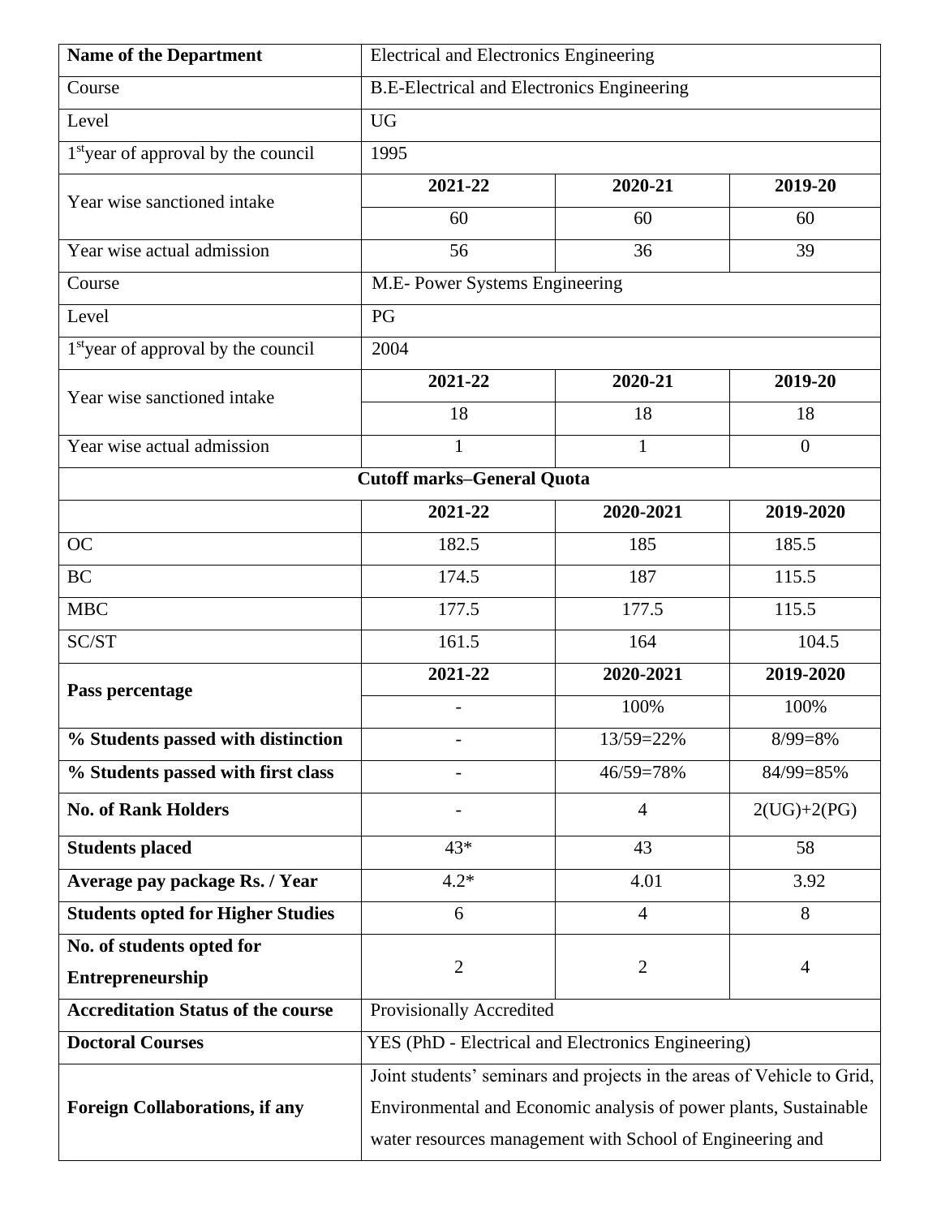| Name of the Department | Electrical and Electronics Engineering | | |
|---|---|---|---|
| Course | B.E-Electrical and Electronics Engineering | | |
| Level | UG | | |
| 1st year of approval by the council | 1995 | | |
| Year wise sanctioned intake | 2021-22 | 2020-21 | 2019-20 |
| | 60 | 60 | 60 |
| Year wise actual admission | 56 | 36 | 39 |
| Course | M.E- Power Systems Engineering | | |
| Level | PG | | |
| 1st year of approval by the council | 2004 | | |
| Year wise sanctioned intake | 2021-22 | 2020-21 | 2019-20 |
| | 18 | 18 | 18 |
| Year wise actual admission | 1 | 1 | 0 |
| **Cutoff marks–General Quota** | | | |
| | **2021-22** | **2020-2021** | **2019-2020** |
| OC | 182.5 | 185 | 185.5 |
| BC | 174.5 | 187 | 115.5 |
| MBC | 177.5 | 177.5 | 115.5 |
| SC/ST | 161.5 | 164 | 104.5 |
| **Pass percentage** | **2021-22** | **2020-2021** | **2019-2020** |
| | - | 100% | 100% |
| **% Students passed with distinction** | - | 13/59=22% | 8/99=8% |
| **% Students passed with first class** | - | 46/59=78% | 84/99=85% |
| **No. of Rank Holders** | - | 4 | 2(UG)+2(PG) |
| **Students placed** | 43* | 43 | 58 |
| **Average pay package Rs. / Year** | 4.2* | 4.01 | 3.92 |
| **Students opted for Higher Studies** | 6 | 4 | 8 |
| **No. of students opted for Entrepreneurship** | 2 | 2 | 4 |
| **Accreditation Status of the course** | Provisionally Accredited | | |
| **Doctoral Courses** | YES (PhD - Electrical and Electronics Engineering) | | |
| **Foreign Collaborations, if any** | Joint students' seminars and projects in the areas of Vehicle to Grid, Environmental and Economic analysis of power plants, Sustainable water resources management with School of Engineering and | | |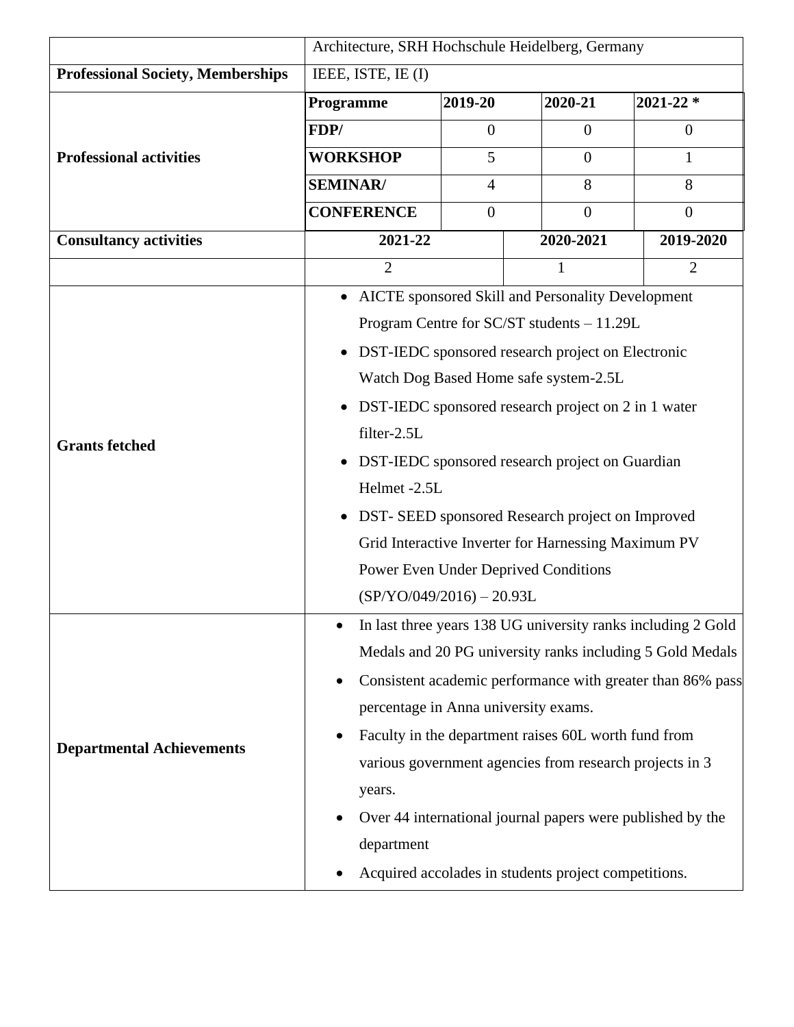| | | | | |
|---|---|---|---|---|
| | Architecture, SRH Hochschule Heidelberg, Germany | | | |
| **Professional Society, Memberships** | IEEE, ISTE, IE (I) | | | |
| **Professional activities** | **Programme** | **2019-20** | **2020-21** | **2021-22 *** |
| | **FDP/** | 0 | 0 | 0 |
| | **WORKSHOP** | 5 | 0 | 1 |
| | **SEMINAR/** | 4 | 8 | 8 |
| | **CONFERENCE** | 0 | 0 | 0 |
| **Consultancy activities** | **2021-22** | | **2020-2021** | **2019-2020** |
| | 2 | | 1 | 2 |
| **Grants fetched** | • AICTE sponsored Skill and Personality Development Program Centre for SC/ST students – 11.29L<br>• DST-IEDC sponsored research project on Electronic Watch Dog Based Home safe system-2.5L<br>• DST-IEDC sponsored research project on 2 in 1 water filter-2.5L<br>• DST-IEDC sponsored research project on Guardian Helmet -2.5L<br>• DST- SEED sponsored Research project on Improved Grid Interactive Inverter for Harnessing Maximum PV Power Even Under Deprived Conditions (SP/YO/049/2016) – 20.93L | | | |
| **Departmental Achievements** | • In last three years 138 UG university ranks including 2 Gold Medals and 20 PG university ranks including 5 Gold Medals<br>• Consistent academic performance with greater than 86% pass percentage in Anna university exams.<br>• Faculty in the department raises 60L worth fund from various government agencies from research projects in 3 years.<br>• Over 44 international journal papers were published by the department<br>• Acquired accolades in students project competitions. | | | |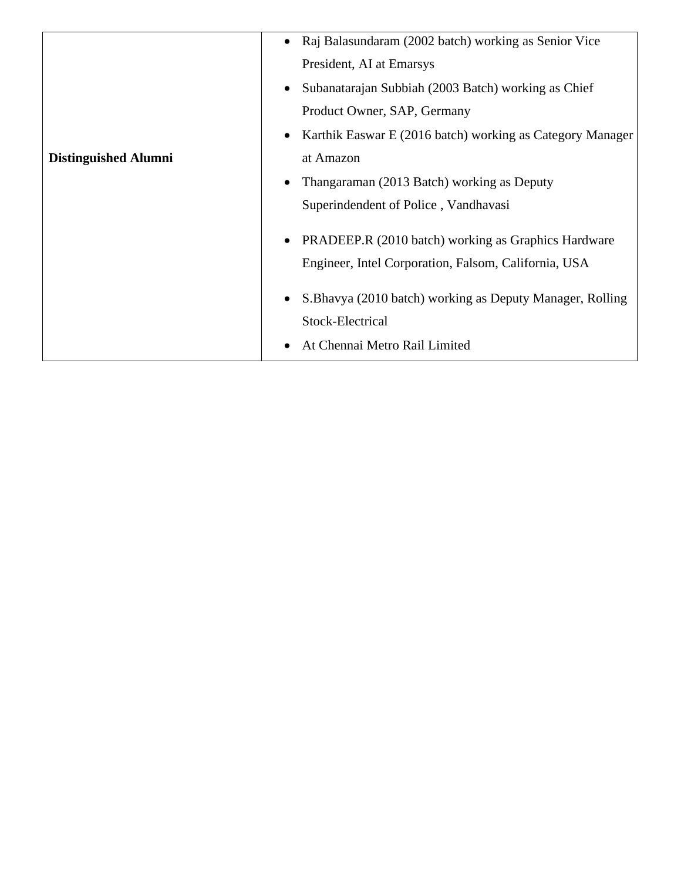| | |
|---|---|
| **Distinguished Alumni** | • Raj Balasundaram (2002 batch) working as Senior Vice President, AI at Emarsys<br>• Subanatarajan Subbiah (2003 Batch) working as Chief Product Owner, SAP, Germany<br>• Karthik Easwar E (2016 batch) working as Category Manager at Amazon<br>• Thangaraman (2013 Batch) working as Deputy Superindendent of Police , Vandhavasi<br>• PRADEEP.R (2010 batch) working as Graphics Hardware Engineer, Intel Corporation, Falsom, California, USA<br>• S.Bhavya (2010 batch) working as Deputy Manager, Rolling Stock-Electrical<br>• At Chennai Metro Rail Limited |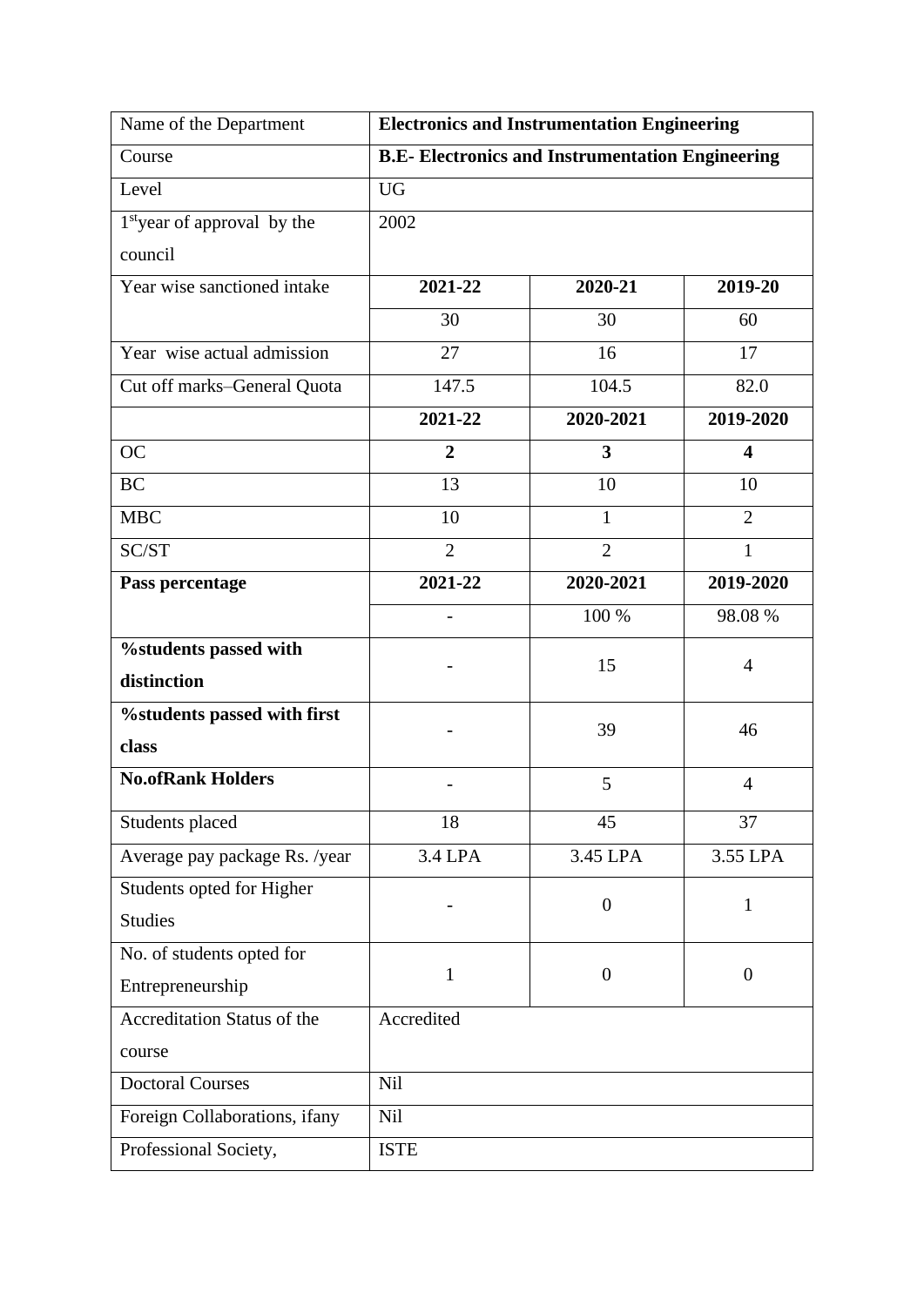| Name of the Department | **Electronics and Instrumentation Engineering** | | |
|---|---|---|---|
| Course | **B.E- Electronics and Instrumentation Engineering** | | |
| Level | UG | | |
| 1[st]year of approval by the council | 2002 | | |
| Year wise sanctioned intake | **2021-22** | **2020-21** | **2019-20** |
| | 30 | 30 | 60 |
| Year wise actual admission | 27 | 16 | 17 |
| Cut off marks–General Quota | 147.5 | 104.5 | 82.0 |
| | **2021-22** | **2020-2021** | **2019-2020** |
| OC | **2** | **3** | **4** |
| BC | 13 | 10 | 10 |
| MBC | 10 | 1 | 2 |
| SC/ST | 2 | 2 | 1 |
| **Pass percentage** | **2021-22** | **2020-2021** | **2019-2020** |
| | - | 100 % | 98.08 % |
| **%students passed with distinction** | - | 15 | 4 |
| **%students passed with first class** | - | 39 | 46 |
| **No.ofRank Holders** | - | 5 | 4 |
| Students placed | 18 | 45 | 37 |
| Average pay package Rs. /year | 3.4 LPA | 3.45 LPA | 3.55 LPA |
| Students opted for Higher Studies | - | 0 | 1 |
| No. of students opted for Entrepreneurship | 1 | 0 | 0 |
| Accreditation Status of the course | Accredited | | |
| Doctoral Courses | Nil | | |
| Foreign Collaborations, ifany | Nil | | |
| Professional Society, | ISTE | | |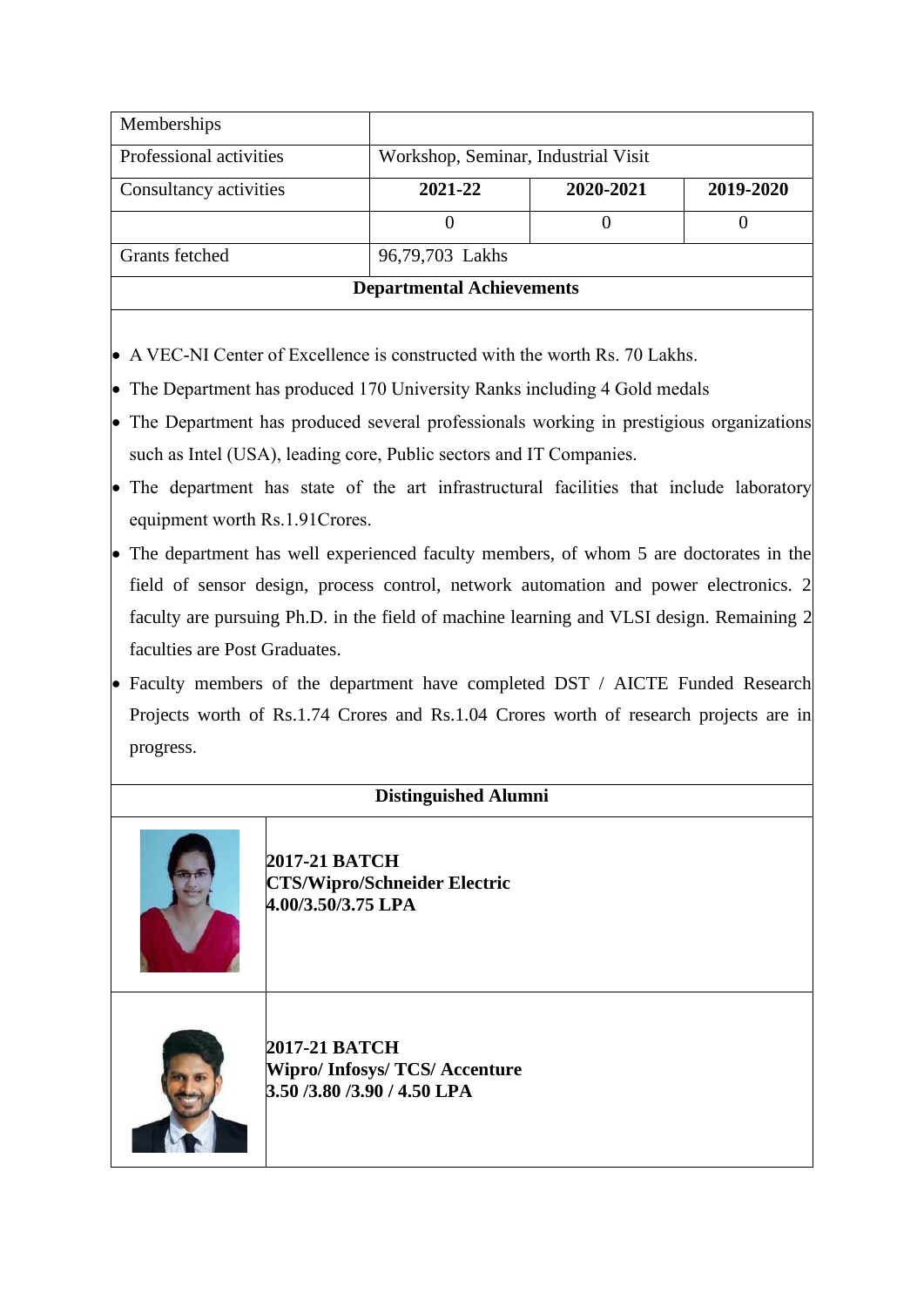| Memberships | | | |
|---|---|---|---|
| Professional activities | Workshop, Seminar, Industrial Visit | | |
| Consultancy activities | **2021-22** | **2020-2021** | **2019-2020** |
| | 0 | 0 | 0 |
| Grants fetched | 96,79,703 Lakhs | | |

**Departmental Achievements**

- A VEC-NI Center of Excellence is constructed with the worth Rs. 70 Lakhs.
- The Department has produced 170 University Ranks including 4 Gold medals
- The Department has produced several professionals working in prestigious organizations such as Intel (USA), leading core, Public sectors and IT Companies.
- The department has state of the art infrastructural facilities that include laboratory equipment worth Rs.1.91Crores.
- The department has well experienced faculty members, of whom 5 are doctorates in the field of sensor design, process control, network automation and power electronics. 2 faculty are pursuing Ph.D. in the field of machine learning and VLSI design. Remaining 2 faculties are Post Graduates.
- Faculty members of the department have completed DST / AICTE Funded Research Projects worth of Rs.1.74 Crores and Rs.1.04 Crores worth of research projects are in progress.

**Distinguished Alumni**

| | |
|---|---|
| | **2017-21 BATCH**<br>**CTS/Wipro/Schneider Electric**<br>**4.00/3.50/3.75 LPA** |
| | **2017-21 BATCH**<br>**Wipro/ Infosys/ TCS/ Accenture**<br>**3.50 /3.80 /3.90 / 4.50 LPA** |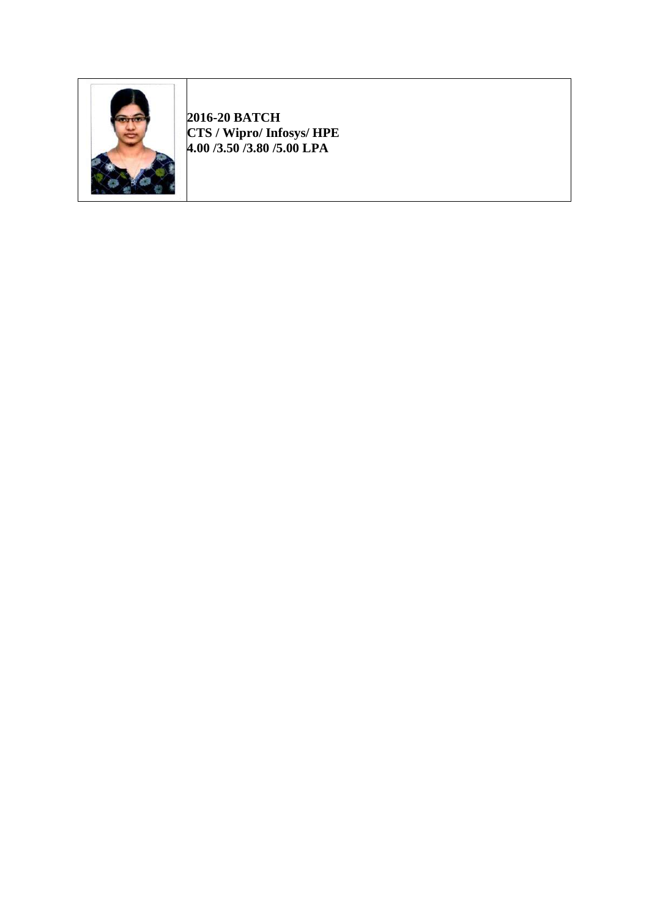**2016-20 BATCH**
**CTS / Wipro/ Infosys/ HPE**
**4.00 /3.50 /3.80 /5.00 LPA**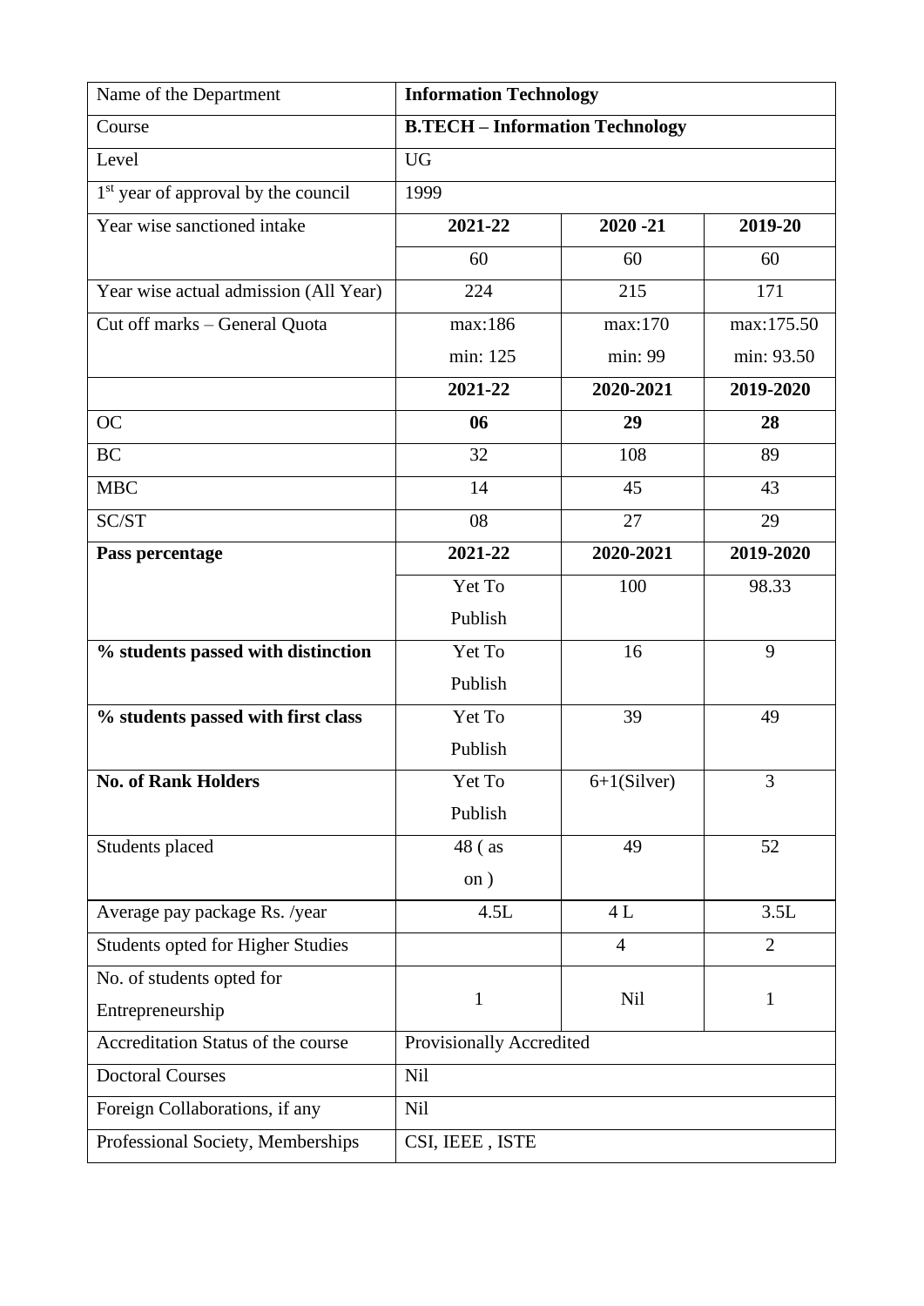| Name of the Department | **Information Technology** | | |
| --- | --- | --- | --- |
| Course | **B.TECH – Information Technology** | | |
| Level | UG | | |
| 1st year of approval by the council | 1999 | | |
| Year wise sanctioned intake | **2021-22** | **2020 -21** | **2019-20** |
| | 60 | 60 | 60 |
| Year wise actual admission (All Year) | 224 | 215 | 171 |
| Cut off marks – General Quota | max:186<br>min: 125 | max:170<br>min: 99 | max:175.50<br>min: 93.50 |
| | **2021-22** | **2020-2021** | **2019-2020** |
| OC | **06** | **29** | **28** |
| BC | 32 | 108 | 89 |
| MBC | 14 | 45 | 43 |
| SC/ST | 08 | 27 | 29 |
| **Pass percentage** | **2021-22** | **2020-2021** | **2019-2020** |
| | Yet To Publish | 100 | 98.33 |
| **% students passed with distinction** | Yet To Publish | 16 | 9 |
| **% students passed with first class** | Yet To Publish | 39 | 49 |
| **No. of Rank Holders** | Yet To Publish | 6+1(Silver) | 3 |
| Students placed | 48 ( as on ) | 49 | 52 |
| Average pay package Rs. /year | 4.5L | 4 L | 3.5L |
| Students opted for Higher Studies | | 4 | 2 |
| No. of students opted for Entrepreneurship | 1 | Nil | 1 |
| Accreditation Status of the course | Provisionally Accredited | | |
| Doctoral Courses | Nil | | |
| Foreign Collaborations, if any | Nil | | |
| Professional Society, Memberships | CSI, IEEE , ISTE | | |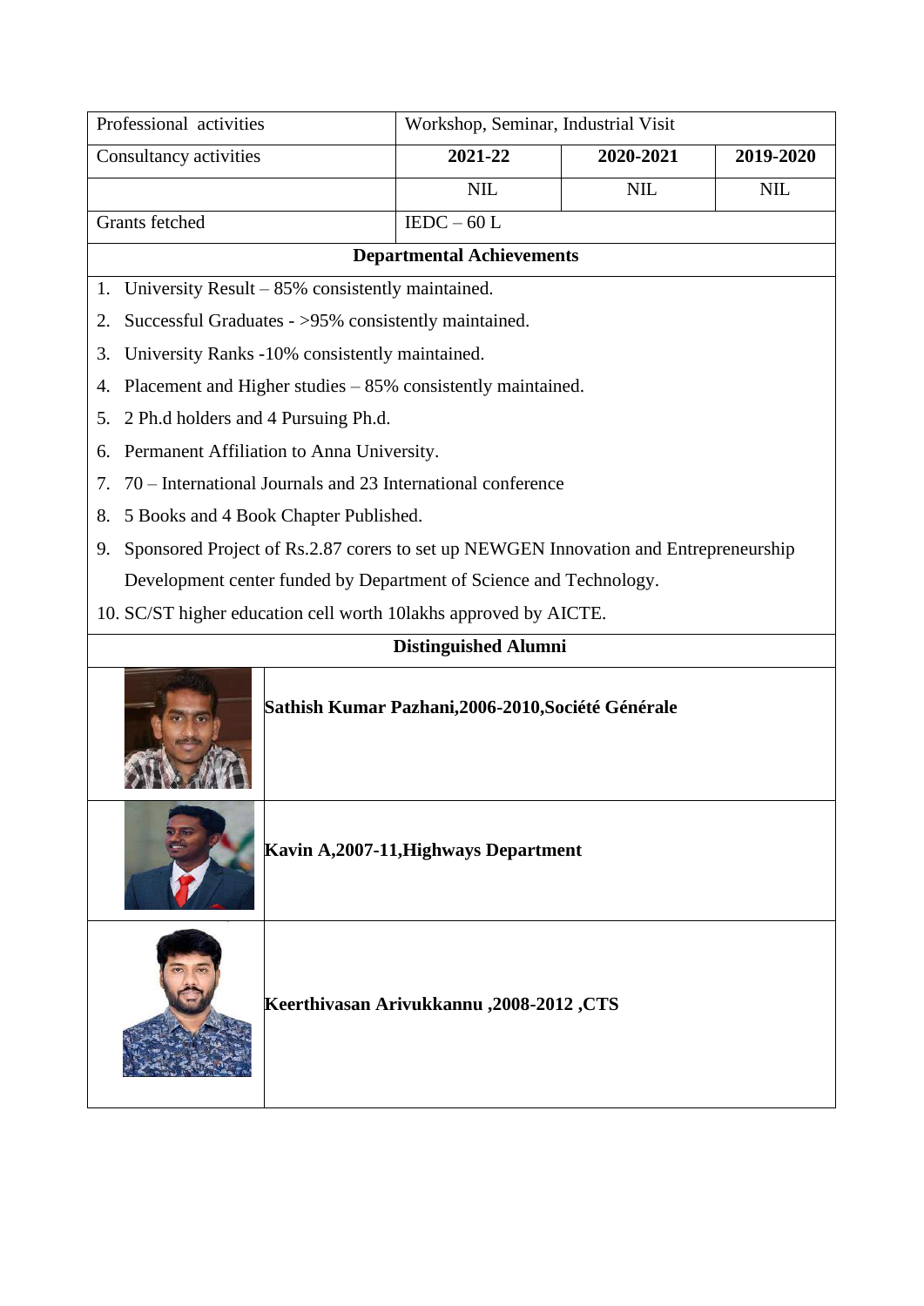| Professional activities | Workshop, Seminar, Industrial Visit | | |
|---|---|---|---|
| Consultancy activities | **2021-22** | **2020-2021** | **2019-2020** |
| | NIL | NIL | NIL |
| Grants fetched | IEDC – 60 L | | |

**Departmental Achievements**

1. University Result – 85% consistently maintained.
2. Successful Graduates - >95% consistently maintained.
3. University Ranks -10% consistently maintained.
4. Placement and Higher studies – 85% consistently maintained.
5. 2 Ph.d holders and 4 Pursuing Ph.d.
6. Permanent Affiliation to Anna University.
7. 70 – International Journals and 23 International conference
8. 5 Books and 4 Book Chapter Published.
9. Sponsored Project of Rs.2.87 corers to set up NEWGEN Innovation and Entrepreneurship Development center funded by Department of Science and Technology.
10. SC/ST higher education cell worth 10lakhs approved by AICTE.

**Distinguished Alumni**

**Sathish Kumar Pazhani,2006-2010,Société Générale**

**Kavin A,2007-11,Highways Department**

**Keerthivasan Arivukkannu ,2008-2012 ,CTS**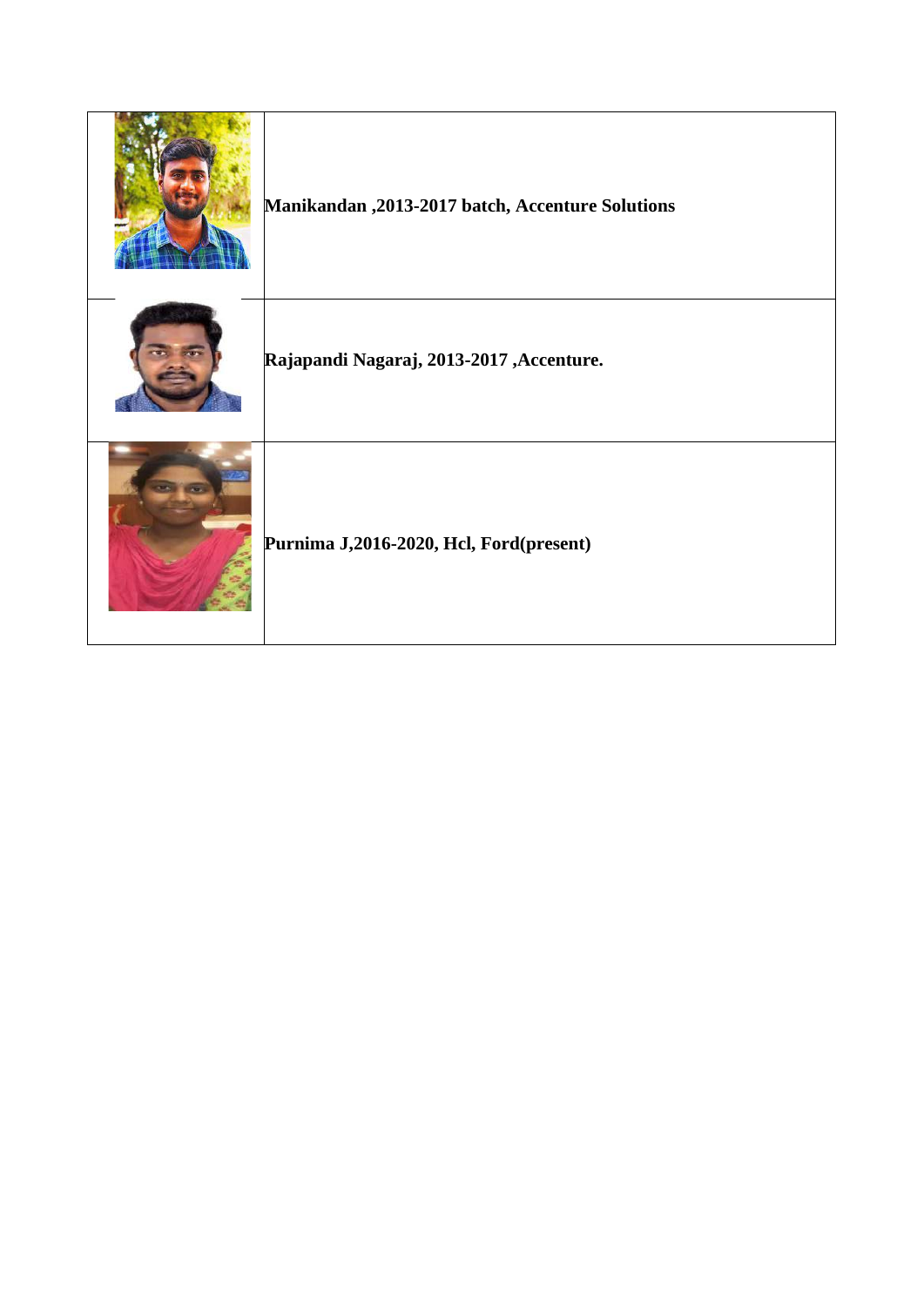| | |
|---|---|
| | **Manikandan ,2013-2017 batch, Accenture Solutions** |
| | **Rajapandi Nagaraj, 2013-2017 ,Accenture.** |
| | **Purnima J,2016-2020, Hcl, Ford(present)** |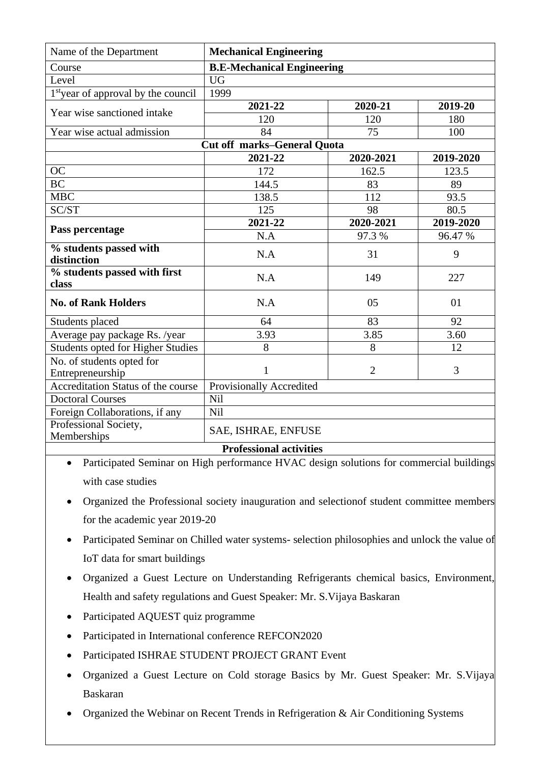| Name of the Department | **Mechanical Engineering** | | |
|---|---|---|---|
| Course | **B.E-Mechanical Engineering** | | |
| Level | UG | | |
| 1st year of approval by the council | 1999 | | |
| Year wise sanctioned intake | **2021-22** | **2020-21** | **2019-20** |
| | 120 | 120 | 180 |
| Year wise actual admission | 84 | 75 | 100 |
| **Cut off marks–General Quota** | | | |
| | **2021-22** | **2020-2021** | **2019-2020** |
| OC | 172 | 162.5 | 123.5 |
| BC | 144.5 | 83 | 89 |
| MBC | 138.5 | 112 | 93.5 |
| SC/ST | 125 | 98 | 80.5 |
| **Pass percentage** | **2021-22** | **2020-2021** | **2019-2020** |
| | N.A | 97.3 % | 96.47 % |
| **% students passed with distinction** | N.A | 31 | 9 |
| **% students passed with first class** | N.A | 149 | 227 |
| **No. of Rank Holders** | N.A | 05 | 01 |
| Students placed | 64 | 83 | 92 |
| Average pay package Rs. /year | 3.93 | 3.85 | 3.60 |
| Students opted for Higher Studies | 8 | 8 | 12 |
| No. of students opted for Entrepreneurship | 1 | 2 | 3 |
| Accreditation Status of the course | Provisionally Accredited | | |
| Doctoral Courses | Nil | | |
| Foreign Collaborations, if any | Nil | | |
| Professional Society, Memberships | SAE, ISHRAE, ENFUSE | | |

**Professional activities**

- Participated Seminar on High performance HVAC design solutions for commercial buildings with case studies
- Organized the Professional society inauguration and selectionof student committee members for the academic year 2019-20
- Participated Seminar on Chilled water systems- selection philosophies and unlock the value of IoT data for smart buildings
- Organized a Guest Lecture on Understanding Refrigerants chemical basics, Environment, Health and safety regulations and Guest Speaker: Mr. S.Vijaya Baskaran
- Participated AQUEST quiz programme
- Participated in International conference REFCON2020
- Participated ISHRAE STUDENT PROJECT GRANT Event
- Organized a Guest Lecture on Cold storage Basics by Mr. Guest Speaker: Mr. S.Vijaya Baskaran
- Organized the Webinar on Recent Trends in Refrigeration & Air Conditioning Systems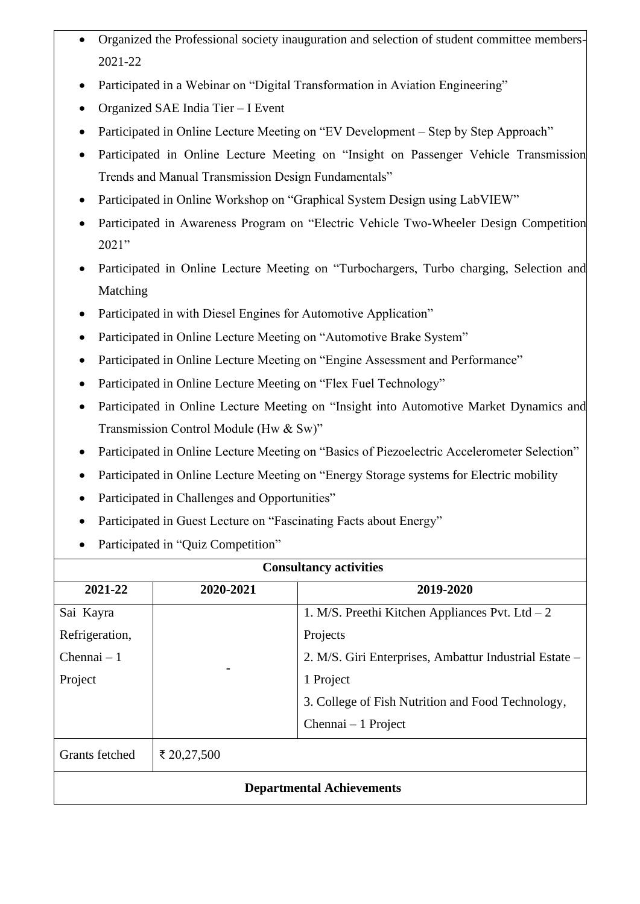- Organized the Professional society inauguration and selection of student committee members-2021-22
- Participated in a Webinar on "Digital Transformation in Aviation Engineering"
- Organized SAE India Tier – I Event
- Participated in Online Lecture Meeting on "EV Development – Step by Step Approach"
- Participated in Online Lecture Meeting on "Insight on Passenger Vehicle Transmission Trends and Manual Transmission Design Fundamentals"
- Participated in Online Workshop on "Graphical System Design using LabVIEW"
- Participated in Awareness Program on "Electric Vehicle Two-Wheeler Design Competition 2021"
- Participated in Online Lecture Meeting on "Turbochargers, Turbo charging, Selection and Matching
- Participated in with Diesel Engines for Automotive Application"
- Participated in Online Lecture Meeting on "Automotive Brake System"
- Participated in Online Lecture Meeting on "Engine Assessment and Performance"
- Participated in Online Lecture Meeting on "Flex Fuel Technology"
- Participated in Online Lecture Meeting on "Insight into Automotive Market Dynamics and Transmission Control Module (Hw & Sw)"
- Participated in Online Lecture Meeting on "Basics of Piezoelectric Accelerometer Selection"
- Participated in Online Lecture Meeting on "Energy Storage systems for Electric mobility
- Participated in Challenges and Opportunities"
- Participated in Guest Lecture on "Fascinating Facts about Energy"
- Participated in "Quiz Competition"

**Consultancy activities**

| 2021-22 | 2020-2021 | 2019-2020 |
|---|---|---|
| Sai Kayra Refrigeration, Chennai – 1 Project | - | 1. M/S. Preethi Kitchen Appliances Pvt. Ltd – 2 Projects<br>2. M/S. Giri Enterprises, Ambattur Industrial Estate – 1 Project<br>3. College of Fish Nutrition and Food Technology, Chennai – 1 Project |
| Grants fetched | ₹ 20,27,500 | |

**Departmental Achievements**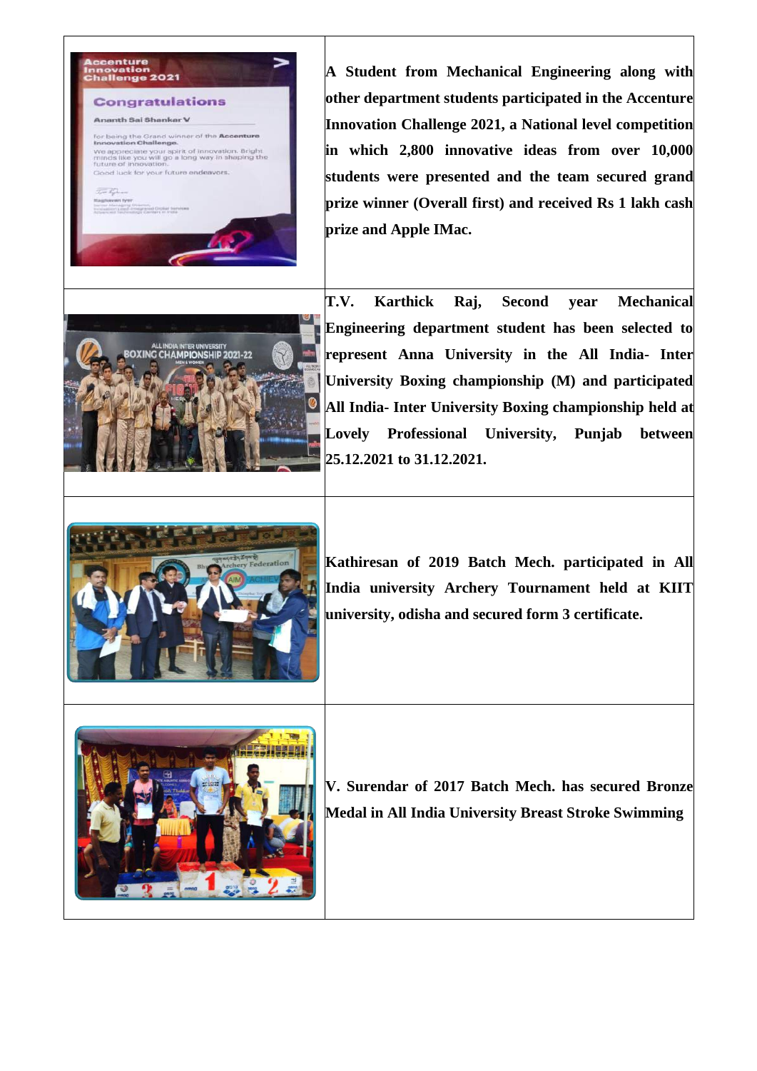| | |
|---|---|
| | **A Student from Mechanical Engineering along with other department students participated in the Accenture Innovation Challenge 2021, a National level competition in which 2,800 innovative ideas from over 10,000 students were presented and the team secured grand prize winner (Overall first) and received Rs 1 lakh cash prize and Apple IMac.** |
| | **T.V. Karthick Raj, Second year Mechanical Engineering department student has been selected to represent Anna University in the All India- Inter University Boxing championship (M) and participated All India- Inter University Boxing championship held at Lovely Professional University, Punjab between 25.12.2021 to 31.12.2021.** |
| | **Kathiresan of 2019 Batch Mech. participated in All India university Archery Tournament held at KIIT university, odisha and secured form 3 certificate.** |
| | **V. Surendar of 2017 Batch Mech. has secured Bronze Medal in All India University Breast Stroke Swimming** |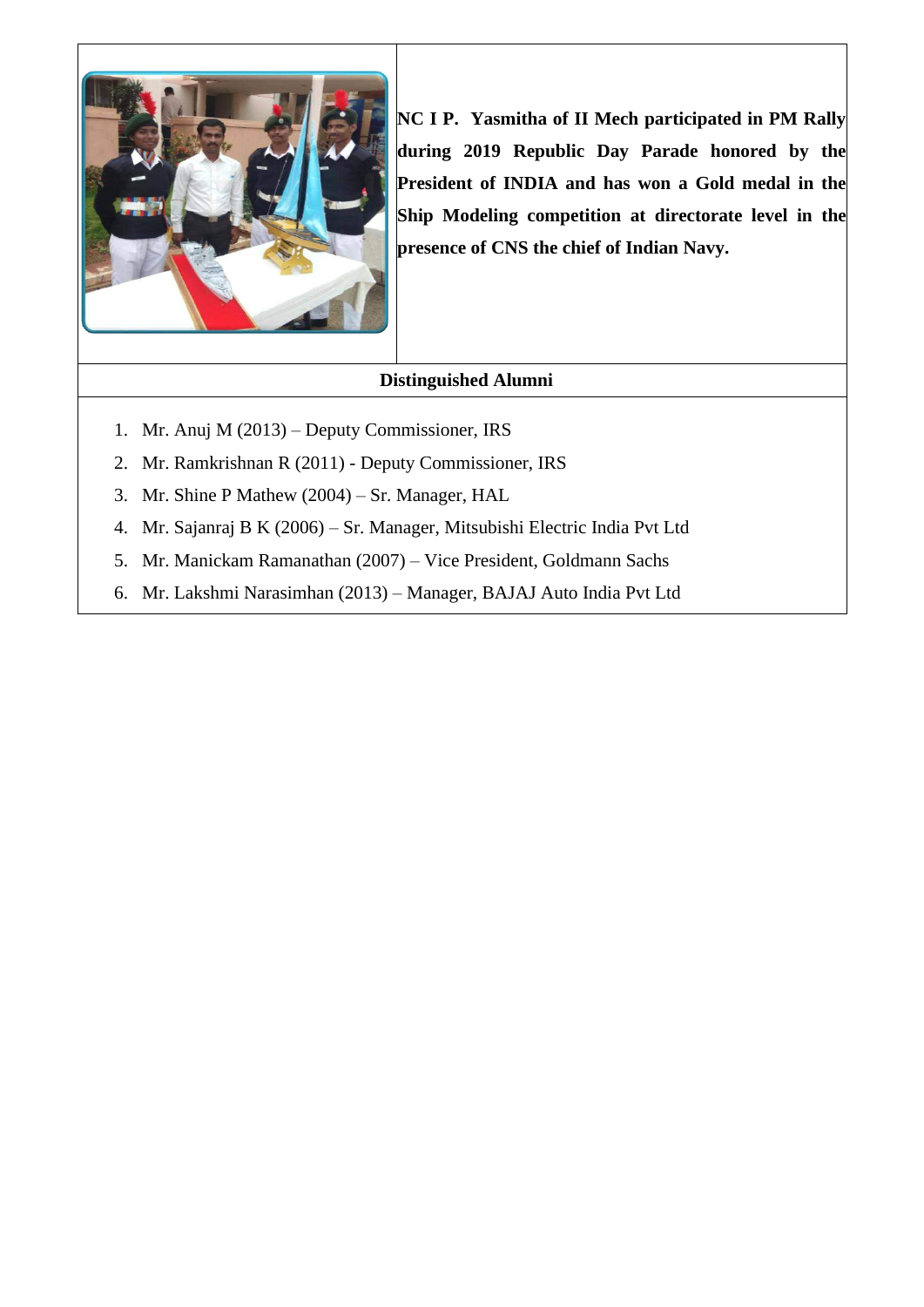| | |
|---|---|
| | **NC I P. Yasmitha of II Mech participated in PM Rally during 2019 Republic Day Parade honored by the President of INDIA and has won a Gold medal in the Ship Modeling competition at directorate level in the presence of CNS the chief of Indian Navy.** |

**Distinguished Alumni**

1. Mr. Anuj M (2013) – Deputy Commissioner, IRS
2. Mr. Ramkrishnan R (2011) - Deputy Commissioner, IRS
3. Mr. Shine P Mathew (2004) – Sr. Manager, HAL
4. Mr. Sajanraj B K (2006) – Sr. Manager, Mitsubishi Electric India Pvt Ltd
5. Mr. Manickam Ramanathan (2007) – Vice President, Goldmann Sachs
6. Mr. Lakshmi Narasimhan (2013) – Manager, BAJAJ Auto India Pvt Ltd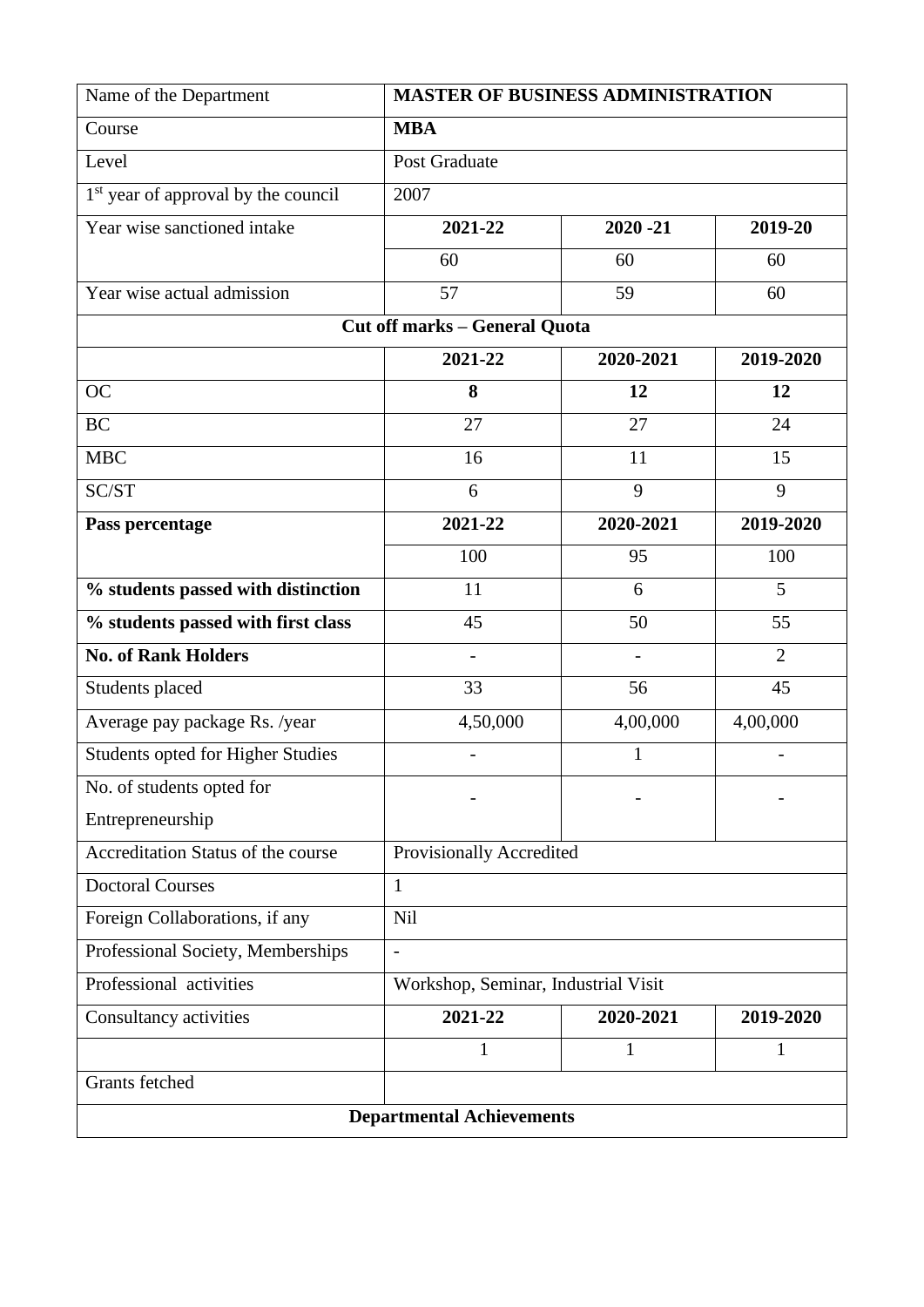| Name of the Department | **MASTER OF BUSINESS ADMINISTRATION** | | |
|---|---|---|---|
| Course | **MBA** | | |
| Level | Post Graduate | | |
| 1st year of approval by the council | 2007 | | |
| Year wise sanctioned intake | **2021-22** | **2020 -21** | **2019-20** |
| | 60 | 60 | 60 |
| Year wise actual admission | 57 | 59 | 60 |
| **Cut off marks – General Quota** | | | |
| | **2021-22** | **2020-2021** | **2019-2020** |
| OC | **8** | **12** | **12** |
| BC | 27 | 27 | 24 |
| MBC | 16 | 11 | 15 |
| SC/ST | 6 | 9 | 9 |
| **Pass percentage** | **2021-22** | **2020-2021** | **2019-2020** |
| | 100 | 95 | 100 |
| **% students passed with distinction** | 11 | 6 | 5 |
| **% students passed with first class** | 45 | 50 | 55 |
| **No. of Rank Holders** | - | - | 2 |
| Students placed | 33 | 56 | 45 |
| Average pay package Rs. /year | 4,50,000 | 4,00,000 | 4,00,000 |
| Students opted for Higher Studies | - | 1 | - |
| No. of students opted for Entrepreneurship | - | - | - |
| Accreditation Status of the course | Provisionally Accredited | | |
| Doctoral Courses | 1 | | |
| Foreign Collaborations, if any | Nil | | |
| Professional Society, Memberships | - | | |
| Professional activities | Workshop, Seminar, Industrial Visit | | |
| Consultancy activities | **2021-22** | **2020-2021** | **2019-2020** |
| | 1 | 1 | 1 |
| Grants fetched | | | |
| **Departmental Achievements** | | | |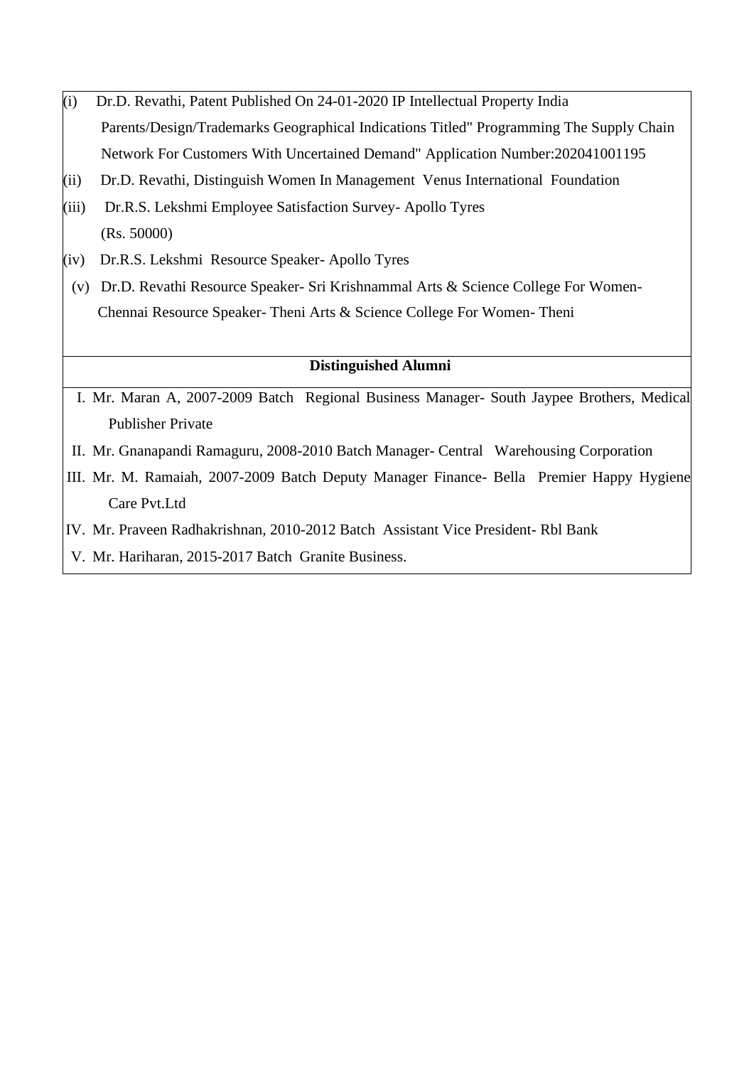(i) Dr.D. Revathi, Patent Published On 24-01-2020 IP Intellectual Property India Parents/Design/Trademarks Geographical Indications Titled" Programming The Supply Chain Network For Customers With Uncertained Demand" Application Number:202041001195

(ii) Dr.D. Revathi, Distinguish Women In Management Venus International Foundation

(iii) Dr.R.S. Lekshmi Employee Satisfaction Survey- Apollo Tyres (Rs. 50000)

(iv) Dr.R.S. Lekshmi Resource Speaker- Apollo Tyres

(v) Dr.D. Revathi Resource Speaker- Sri Krishnammal Arts & Science College For Women- Chennai Resource Speaker- Theni Arts & Science College For Women- Theni

**Distinguished Alumni**

I. Mr. Maran A, 2007-2009 Batch Regional Business Manager- South Jaypee Brothers, Medical Publisher Private

II. Mr. Gnanapandi Ramaguru, 2008-2010 Batch Manager- Central Warehousing Corporation

III. Mr. M. Ramaiah, 2007-2009 Batch Deputy Manager Finance- Bella Premier Happy Hygiene Care Pvt.Ltd

IV. Mr. Praveen Radhakrishnan, 2010-2012 Batch Assistant Vice President- Rbl Bank

V. Mr. Hariharan, 2015-2017 Batch Granite Business.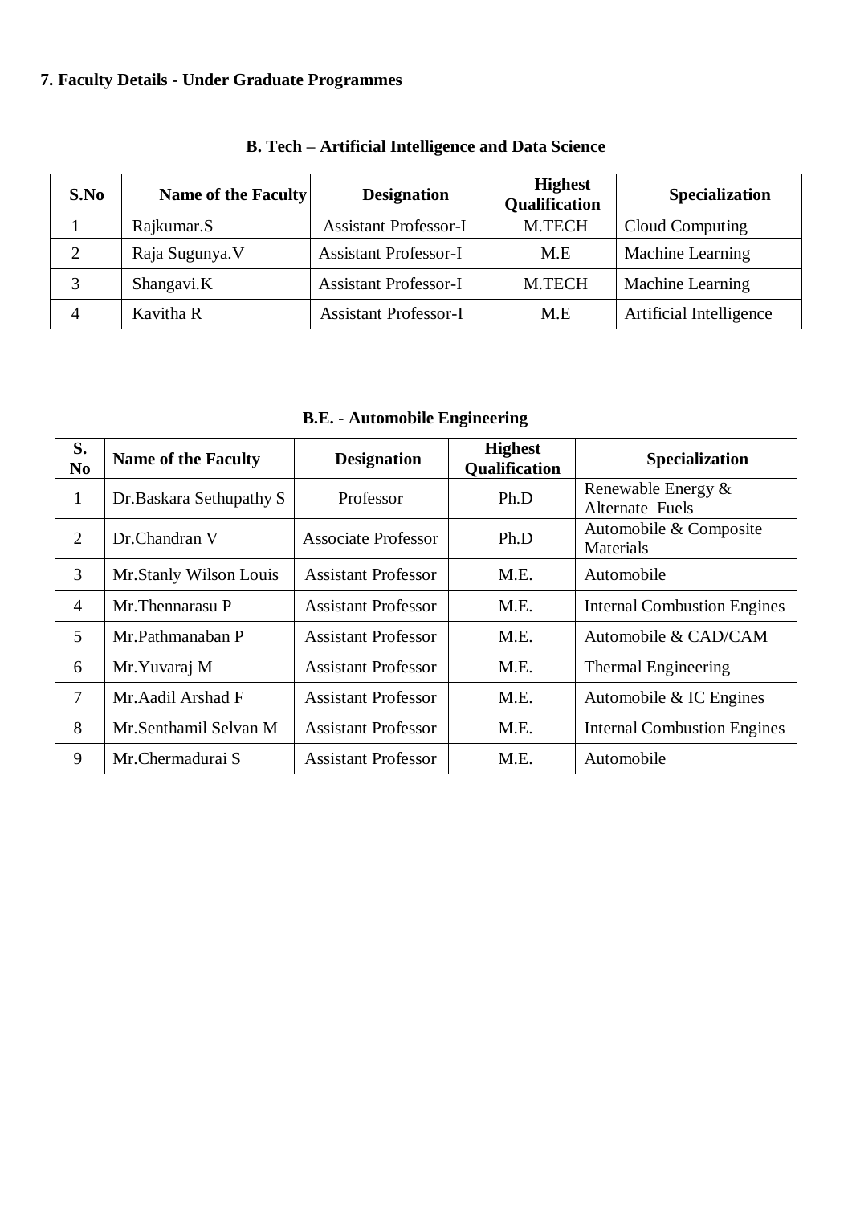**7. Faculty Details - Under Graduate Programmes**

**B. Tech – Artificial Intelligence and Data Science**

| S.No | Name of the Faculty | Designation | Highest Qualification | Specialization |
|---|---|---|---|---|
| 1 | Rajkumar.S | Assistant Professor-I | M.TECH | Cloud Computing |
| 2 | Raja Sugunya.V | Assistant Professor-I | M.E | Machine Learning |
| 3 | Shangavi.K | Assistant Professor-I | M.TECH | Machine Learning |
| 4 | Kavitha R | Assistant Professor-I | M.E | Artificial Intelligence |

**B.E. - Automobile Engineering**

| S. No | Name of the Faculty | Designation | Highest Qualification | Specialization |
|---|---|---|---|---|
| 1 | Dr.Baskara Sethupathy S | Professor | Ph.D | Renewable Energy & Alternate Fuels |
| 2 | Dr.Chandran V | Associate Professor | Ph.D | Automobile & Composite Materials |
| 3 | Mr.Stanly Wilson Louis | Assistant Professor | M.E. | Automobile |
| 4 | Mr.Thennarasu P | Assistant Professor | M.E. | Internal Combustion Engines |
| 5 | Mr.Pathmanaban P | Assistant Professor | M.E. | Automobile & CAD/CAM |
| 6 | Mr.Yuvaraj M | Assistant Professor | M.E. | Thermal Engineering |
| 7 | Mr.Aadil Arshad F | Assistant Professor | M.E. | Automobile & IC Engines |
| 8 | Mr.Senthamil Selvan M | Assistant Professor | M.E. | Internal Combustion Engines |
| 9 | Mr.Chermadurai S | Assistant Professor | M.E. | Automobile |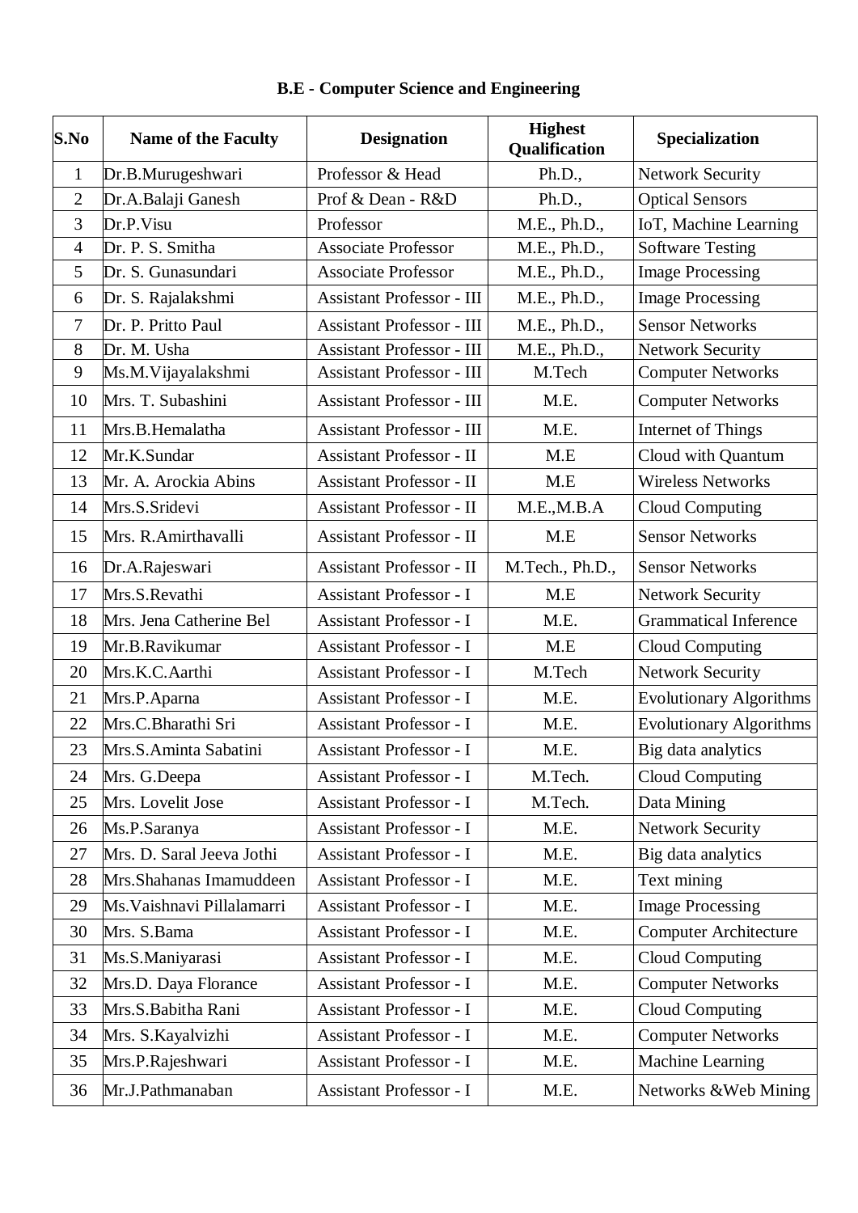# B.E - Computer Science and Engineering

| S.No | Name of the Faculty | Designation | Highest Qualification | Specialization |
|---|---|---|---|---|
| 1 | Dr.B.Murugeshwari | Professor & Head | Ph.D., | Network Security |
| 2 | Dr.A.Balaji Ganesh | Prof & Dean - R&D | Ph.D., | Optical Sensors |
| 3 | Dr.P.Visu | Professor | M.E., Ph.D., | IoT, Machine Learning |
| 4 | Dr. P. S. Smitha | Associate Professor | M.E., Ph.D., | Software Testing |
| 5 | Dr. S. Gunasundari | Associate Professor | M.E., Ph.D., | Image Processing |
| 6 | Dr. S. Rajalakshmi | Assistant Professor - III | M.E., Ph.D., | Image Processing |
| 7 | Dr. P. Pritto Paul | Assistant Professor - III | M.E., Ph.D., | Sensor Networks |
| 8 | Dr. M. Usha | Assistant Professor - III | M.E., Ph.D., | Network Security |
| 9 | Ms.M.Vijayalakshmi | Assistant Professor - III | M.Tech | Computer Networks |
| 10 | Mrs. T. Subashini | Assistant Professor - III | M.E. | Computer Networks |
| 11 | Mrs.B.Hemalatha | Assistant Professor - III | M.E. | Internet of Things |
| 12 | Mr.K.Sundar | Assistant Professor - II | M.E | Cloud with Quantum |
| 13 | Mr. A. Arockia Abins | Assistant Professor - II | M.E | Wireless Networks |
| 14 | Mrs.S.Sridevi | Assistant Professor - II | M.E.,M.B.A | Cloud Computing |
| 15 | Mrs. R.Amirthavalli | Assistant Professor - II | M.E | Sensor Networks |
| 16 | Dr.A.Rajeswari | Assistant Professor - II | M.Tech., Ph.D., | Sensor Networks |
| 17 | Mrs.S.Revathi | Assistant Professor - I | M.E | Network Security |
| 18 | Mrs. Jena Catherine Bel | Assistant Professor - I | M.E. | Grammatical Inference |
| 19 | Mr.B.Ravikumar | Assistant Professor - I | M.E | Cloud Computing |
| 20 | Mrs.K.C.Aarthi | Assistant Professor - I | M.Tech | Network Security |
| 21 | Mrs.P.Aparna | Assistant Professor - I | M.E. | Evolutionary Algorithms |
| 22 | Mrs.C.Bharathi Sri | Assistant Professor - I | M.E. | Evolutionary Algorithms |
| 23 | Mrs.S.Aminta Sabatini | Assistant Professor - I | M.E. | Big data analytics |
| 24 | Mrs. G.Deepa | Assistant Professor - I | M.Tech. | Cloud Computing |
| 25 | Mrs. Lovelit Jose | Assistant Professor - I | M.Tech. | Data Mining |
| 26 | Ms.P.Saranya | Assistant Professor - I | M.E. | Network Security |
| 27 | Mrs. D. Saral Jeeva Jothi | Assistant Professor - I | M.E. | Big data analytics |
| 28 | Mrs.Shahanas Imamuddeen | Assistant Professor - I | M.E. | Text mining |
| 29 | Ms.Vaishnavi Pillalamarri | Assistant Professor - I | M.E. | Image Processing |
| 30 | Mrs. S.Bama | Assistant Professor - I | M.E. | Computer Architecture |
| 31 | Ms.S.Maniyarasi | Assistant Professor - I | M.E. | Cloud Computing |
| 32 | Mrs.D. Daya Florance | Assistant Professor - I | M.E. | Computer Networks |
| 33 | Mrs.S.Babitha Rani | Assistant Professor - I | M.E. | Cloud Computing |
| 34 | Mrs. S.Kayalvizhi | Assistant Professor - I | M.E. | Computer Networks |
| 35 | Mrs.P.Rajeshwari | Assistant Professor - I | M.E. | Machine Learning |
| 36 | Mr.J.Pathmanaban | Assistant Professor - I | M.E. | Networks &Web Mining |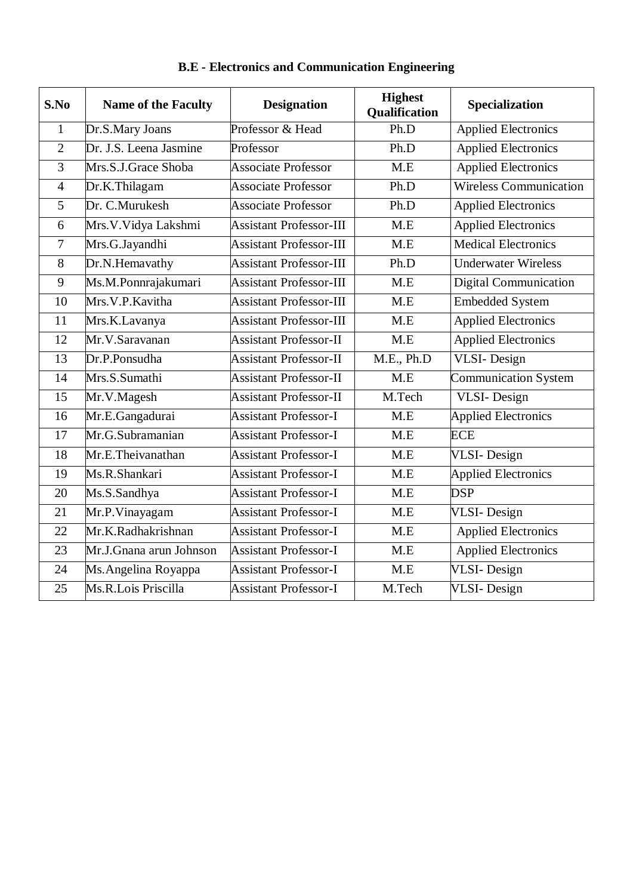## B.E - Electronics and Communication Engineering

| S.No | Name of the Faculty | Designation | Highest Qualification | Specialization |
|---|---|---|---|---|
| 1 | Dr.S.Mary Joans | Professor & Head | Ph.D | Applied Electronics |
| 2 | Dr. J.S. Leena Jasmine | Professor | Ph.D | Applied Electronics |
| 3 | Mrs.S.J.Grace Shoba | Associate Professor | M.E | Applied Electronics |
| 4 | Dr.K.Thilagam | Associate Professor | Ph.D | Wireless Communication |
| 5 | Dr. C.Murukesh | Associate Professor | Ph.D | Applied Electronics |
| 6 | Mrs.V.Vidya Lakshmi | Assistant Professor-III | M.E | Applied Electronics |
| 7 | Mrs.G.Jayandhi | Assistant Professor-III | M.E | Medical Electronics |
| 8 | Dr.N.Hemavathy | Assistant Professor-III | Ph.D | Underwater Wireless |
| 9 | Ms.M.Ponnrajakumari | Assistant Professor-III | M.E | Digital Communication |
| 10 | Mrs.V.P.Kavitha | Assistant Professor-III | M.E | Embedded System |
| 11 | Mrs.K.Lavanya | Assistant Professor-III | M.E | Applied Electronics |
| 12 | Mr.V.Saravanan | Assistant Professor-II | M.E | Applied Electronics |
| 13 | Dr.P.Ponsudha | Assistant Professor-II | M.E., Ph.D | VLSI- Design |
| 14 | Mrs.S.Sumathi | Assistant Professor-II | M.E | Communication System |
| 15 | Mr.V.Magesh | Assistant Professor-II | M.Tech | VLSI- Design |
| 16 | Mr.E.Gangadurai | Assistant Professor-I | M.E | Applied Electronics |
| 17 | Mr.G.Subramanian | Assistant Professor-I | M.E | ECE |
| 18 | Mr.E.Theivanathan | Assistant Professor-I | M.E | VLSI- Design |
| 19 | Ms.R.Shankari | Assistant Professor-I | M.E | Applied Electronics |
| 20 | Ms.S.Sandhya | Assistant Professor-I | M.E | DSP |
| 21 | Mr.P.Vinayagam | Assistant Professor-I | M.E | VLSI- Design |
| 22 | Mr.K.Radhakrishnan | Assistant Professor-I | M.E | Applied Electronics |
| 23 | Mr.J.Gnana arun Johnson | Assistant Professor-I | M.E | Applied Electronics |
| 24 | Ms.Angelina Royappa | Assistant Professor-I | M.E | VLSI- Design |
| 25 | Ms.R.Lois Priscilla | Assistant Professor-I | M.Tech | VLSI- Design |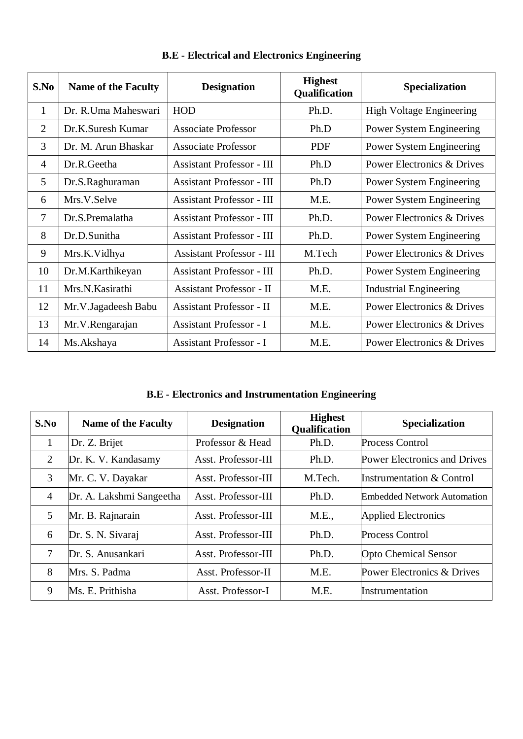**B.E - Electrical and Electronics Engineering**

| S.No | Name of the Faculty | Designation | Highest Qualification | Specialization |
|---|---|---|---|---|
| 1 | Dr. R.Uma Maheswari | HOD | Ph.D. | High Voltage Engineering |
| 2 | Dr.K.Suresh Kumar | Associate Professor | Ph.D | Power System Engineering |
| 3 | Dr. M. Arun Bhaskar | Associate Professor | PDF | Power System Engineering |
| 4 | Dr.R.Geetha | Assistant Professor - III | Ph.D | Power Electronics & Drives |
| 5 | Dr.S.Raghuraman | Assistant Professor - III | Ph.D | Power System Engineering |
| 6 | Mrs.V.Selve | Assistant Professor - III | M.E. | Power System Engineering |
| 7 | Dr.S.Premalatha | Assistant Professor - III | Ph.D. | Power Electronics & Drives |
| 8 | Dr.D.Sunitha | Assistant Professor - III | Ph.D. | Power System Engineering |
| 9 | Mrs.K.Vidhya | Assistant Professor - III | M.Tech | Power Electronics & Drives |
| 10 | Dr.M.Karthikeyan | Assistant Professor - III | Ph.D. | Power System Engineering |
| 11 | Mrs.N.Kasirathi | Assistant Professor - II | M.E. | Industrial Engineering |
| 12 | Mr.V.Jagadeesh Babu | Assistant Professor - II | M.E. | Power Electronics & Drives |
| 13 | Mr.V.Rengarajan | Assistant Professor - I | M.E. | Power Electronics & Drives |
| 14 | Ms.Akshaya | Assistant Professor - I | M.E. | Power Electronics & Drives |

**B.E - Electronics and Instrumentation Engineering**

| S.No | Name of the Faculty | Designation | Highest Qualification | Specialization |
|---|---|---|---|---|
| 1 | Dr. Z. Brijet | Professor & Head | Ph.D. | Process Control |
| 2 | Dr. K. V. Kandasamy | Asst. Professor-III | Ph.D. | Power Electronics and Drives |
| 3 | Mr. C. V. Dayakar | Asst. Professor-III | M.Tech. | Instrumentation & Control |
| 4 | Dr. A. Lakshmi Sangeetha | Asst. Professor-III | Ph.D. | Embedded Network Automation |
| 5 | Mr. B. Rajnarain | Asst. Professor-III | M.E., | Applied Electronics |
| 6 | Dr. S. N. Sivaraj | Asst. Professor-III | Ph.D. | Process Control |
| 7 | Dr. S. Anusankari | Asst. Professor-III | Ph.D. | Opto Chemical Sensor |
| 8 | Mrs. S. Padma | Asst. Professor-II | M.E. | Power Electronics & Drives |
| 9 | Ms. E. Prithisha | Asst. Professor-I | M.E. | Instrumentation |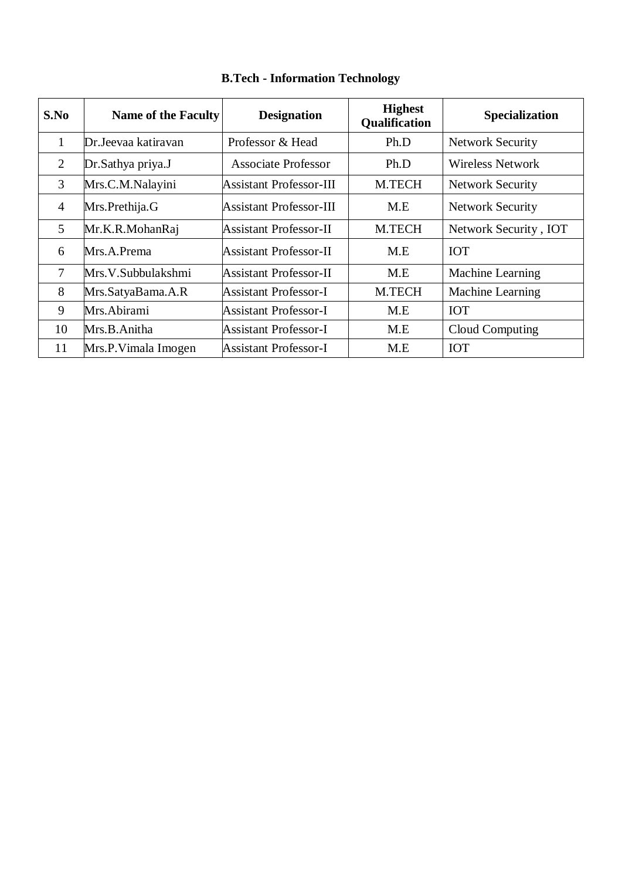**B.Tech - Information Technology**

| S.No | Name of the Faculty | Designation | Highest Qualification | Specialization |
|---|---|---|---|---|
| 1 | Dr.Jeevaa katiravan | Professor & Head | Ph.D | Network Security |
| 2 | Dr.Sathya priya.J | Associate Professor | Ph.D | Wireless Network |
| 3 | Mrs.C.M.Nalayini | Assistant Professor-III | M.TECH | Network Security |
| 4 | Mrs.Prethija.G | Assistant Professor-III | M.E | Network Security |
| 5 | Mr.K.R.MohanRaj | Assistant Professor-II | M.TECH | Network Security , IOT |
| 6 | Mrs.A.Prema | Assistant Professor-II | M.E | IOT |
| 7 | Mrs.V.Subbulakshmi | Assistant Professor-II | M.E | Machine Learning |
| 8 | Mrs.SatyaBama.A.R | Assistant Professor-I | M.TECH | Machine Learning |
| 9 | Mrs.Abirami | Assistant Professor-I | M.E | IOT |
| 10 | Mrs.B.Anitha | Assistant Professor-I | M.E | Cloud Computing |
| 11 | Mrs.P.Vimala Imogen | Assistant Professor-I | M.E | IOT |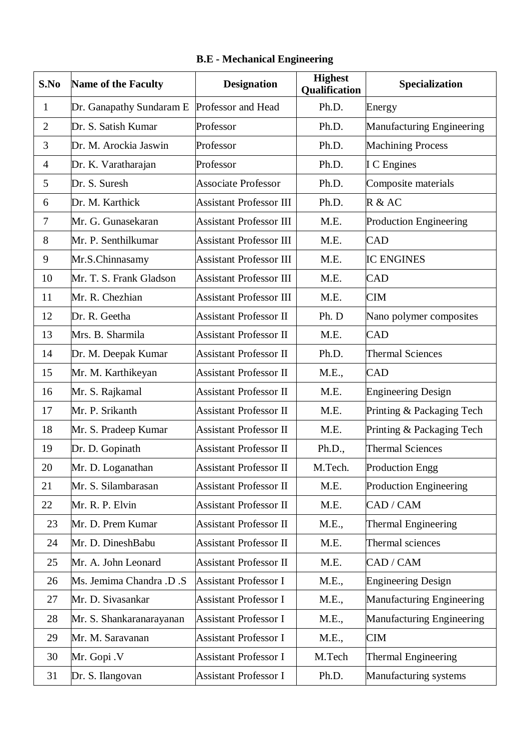**B.E - Mechanical Engineering**

| S.No | Name of the Faculty | Designation | Highest Qualification | Specialization |
|---|---|---|---|---|
| 1 | Dr. Ganapathy Sundaram E | Professor and Head | Ph.D. | Energy |
| 2 | Dr. S. Satish Kumar | Professor | Ph.D. | Manufacturing Engineering |
| 3 | Dr. M. Arockia Jaswin | Professor | Ph.D. | Machining Process |
| 4 | Dr. K. Varatharajan | Professor | Ph.D. | I C Engines |
| 5 | Dr. S. Suresh | Associate Professor | Ph.D. | Composite materials |
| 6 | Dr. M. Karthick | Assistant Professor III | Ph.D. | R & AC |
| 7 | Mr. G. Gunasekaran | Assistant Professor III | M.E. | Production Engineering |
| 8 | Mr. P. Senthilkumar | Assistant Professor III | M.E. | CAD |
| 9 | Mr.S.Chinnasamy | Assistant Professor III | M.E. | IC ENGINES |
| 10 | Mr. T. S. Frank Gladson | Assistant Professor III | M.E. | CAD |
| 11 | Mr. R. Chezhian | Assistant Professor III | M.E. | CIM |
| 12 | Dr. R. Geetha | Assistant Professor II | Ph. D | Nano polymer composites |
| 13 | Mrs. B. Sharmila | Assistant Professor II | M.E. | CAD |
| 14 | Dr. M. Deepak Kumar | Assistant Professor II | Ph.D. | Thermal Sciences |
| 15 | Mr. M. Karthikeyan | Assistant Professor II | M.E., | CAD |
| 16 | Mr. S. Rajkamal | Assistant Professor II | M.E. | Engineering Design |
| 17 | Mr. P. Srikanth | Assistant Professor II | M.E. | Printing & Packaging Tech |
| 18 | Mr. S. Pradeep Kumar | Assistant Professor II | M.E. | Printing & Packaging Tech |
| 19 | Dr. D. Gopinath | Assistant Professor II | Ph.D., | Thermal Sciences |
| 20 | Mr. D. Loganathan | Assistant Professor II | M.Tech. | Production Engg |
| 21 | Mr. S. Silambarasan | Assistant Professor II | M.E. | Production Engineering |
| 22 | Mr. R. P. Elvin | Assistant Professor II | M.E. | CAD / CAM |
| 23 | Mr. D. Prem Kumar | Assistant Professor II | M.E., | Thermal Engineering |
| 24 | Mr. D. DineshBabu | Assistant Professor II | M.E. | Thermal sciences |
| 25 | Mr. A. John Leonard | Assistant Professor II | M.E. | CAD / CAM |
| 26 | Ms. Jemima Chandra .D .S | Assistant Professor I | M.E., | Engineering Design |
| 27 | Mr. D. Sivasankar | Assistant Professor I | M.E., | Manufacturing Engineering |
| 28 | Mr. S. Shankaranarayanan | Assistant Professor I | M.E., | Manufacturing Engineering |
| 29 | Mr. M. Saravanan | Assistant Professor I | M.E., | CIM |
| 30 | Mr. Gopi .V | Assistant Professor I | M.Tech | Thermal Engineering |
| 31 | Dr. S. Ilangovan | Assistant Professor I | Ph.D. | Manufacturing systems |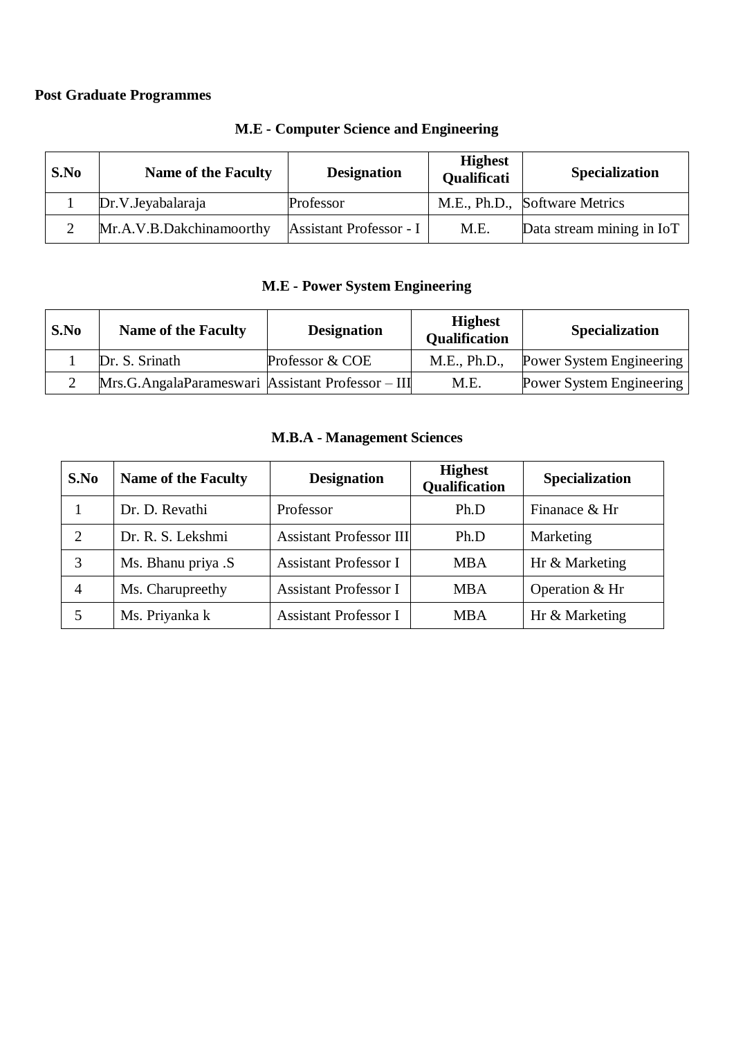**Post Graduate Programmes**

### M.E - Computer Science and Engineering

| S.No | Name of the Faculty | Designation | Highest Qualificati | Specialization |
|---|---|---|---|---|
| 1 | Dr.V.Jeyabalaraja | Professor | M.E., Ph.D., | Software Metrics |
| 2 | Mr.A.V.B.Dakchinamoorthy | Assistant Professor - I | M.E. | Data stream mining in IoT |

### M.E - Power System Engineering

| S.No | Name of the Faculty | Designation | Highest Qualification | Specialization |
|---|---|---|---|---|
| 1 | Dr. S. Srinath | Professor & COE | M.E., Ph.D., | Power System Engineering |
| 2 | Mrs.G.AngalaParameswari | Assistant Professor – III | M.E. | Power System Engineering |

### M.B.A - Management Sciences

| S.No | Name of the Faculty | Designation | Highest Qualification | Specialization |
|---|---|---|---|---|
| 1 | Dr. D. Revathi | Professor | Ph.D | Finanace & Hr |
| 2 | Dr. R. S. Lekshmi | Assistant Professor III | Ph.D | Marketing |
| 3 | Ms. Bhanu priya .S | Assistant Professor I | MBA | Hr & Marketing |
| 4 | Ms. Charupreethy | Assistant Professor I | MBA | Operation & Hr |
| 5 | Ms. Priyanka k | Assistant Professor I | MBA | Hr & Marketing |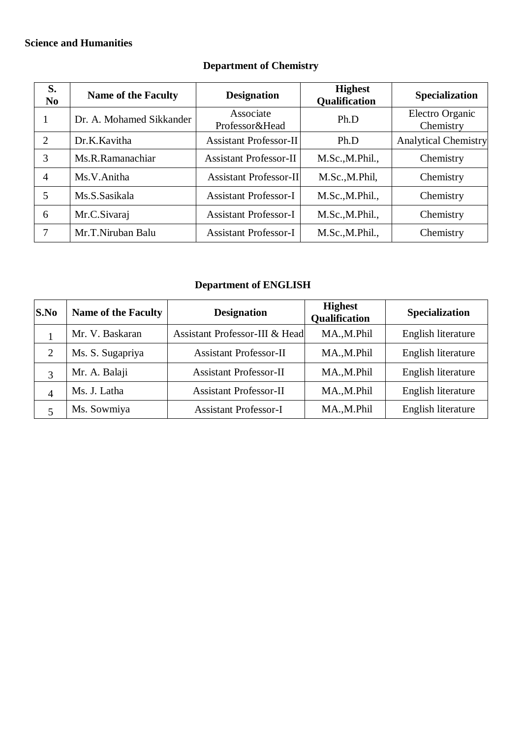**Science and Humanities**

## Department of Chemistry

| S. No | Name of the Faculty | Designation | Highest Qualification | Specialization |
|---|---|---|---|---|
| 1 | Dr. A. Mohamed Sikkander | Associate Professor&Head | Ph.D | Electro Organic Chemistry |
| 2 | Dr.K.Kavitha | Assistant Professor-II | Ph.D | Analytical Chemistry |
| 3 | Ms.R.Ramanachiar | Assistant Professor-II | M.Sc.,M.Phil., | Chemistry |
| 4 | Ms.V.Anitha | Assistant Professor-II | M.Sc.,M.Phil, | Chemistry |
| 5 | Ms.S.Sasikala | Assistant Professor-I | M.Sc.,M.Phil., | Chemistry |
| 6 | Mr.C.Sivaraj | Assistant Professor-I | M.Sc.,M.Phil., | Chemistry |
| 7 | Mr.T.Niruban Balu | Assistant Professor-I | M.Sc.,M.Phil., | Chemistry |

## Department of ENGLISH

| S.No | Name of the Faculty | Designation | Highest Qualification | Specialization |
|---|---|---|---|---|
| 1 | Mr. V. Baskaran | Assistant Professor-III & Head | MA.,M.Phil | English literature |
| 2 | Ms. S. Sugapriya | Assistant Professor-II | MA.,M.Phil | English literature |
| 3 | Mr. A. Balaji | Assistant Professor-II | MA.,M.Phil | English literature |
| 4 | Ms. J. Latha | Assistant Professor-II | MA.,M.Phil | English literature |
| 5 | Ms. Sowmiya | Assistant Professor-I | MA.,M.Phil | English literature |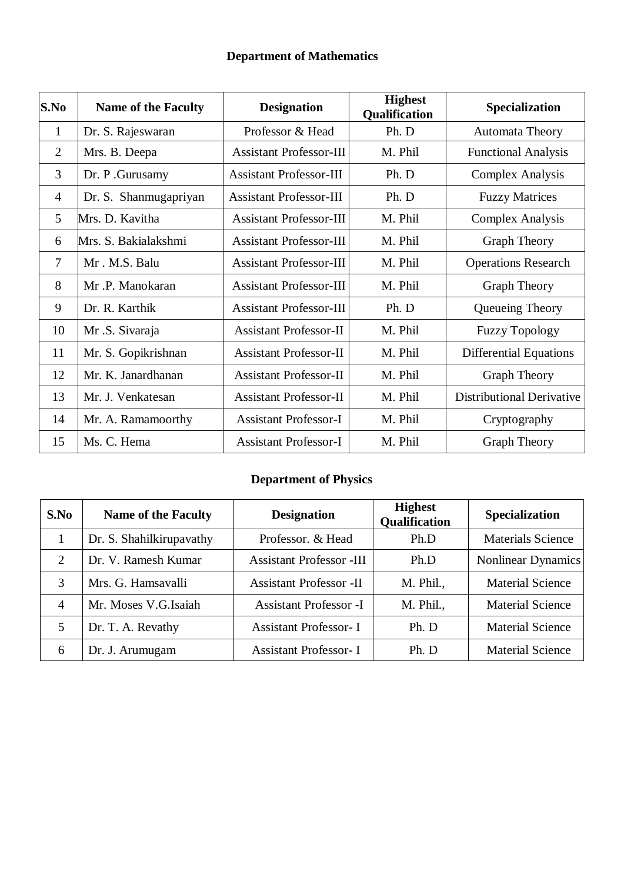## Department of Mathematics

| S.No | Name of the Faculty | Designation | Highest Qualification | Specialization |
|---|---|---|---|---|
| 1 | Dr. S. Rajeswaran | Professor & Head | Ph. D | Automata Theory |
| 2 | Mrs. B. Deepa | Assistant Professor-III | M. Phil | Functional Analysis |
| 3 | Dr. P .Gurusamy | Assistant Professor-III | Ph. D | Complex Analysis |
| 4 | Dr. S. Shanmugapriyan | Assistant Professor-III | Ph. D | Fuzzy Matrices |
| 5 | Mrs. D. Kavitha | Assistant Professor-III | M. Phil | Complex Analysis |
| 6 | Mrs. S. Bakialakshmi | Assistant Professor-III | M. Phil | Graph Theory |
| 7 | Mr . M.S. Balu | Assistant Professor-III | M. Phil | Operations Research |
| 8 | Mr .P. Manokaran | Assistant Professor-III | M. Phil | Graph Theory |
| 9 | Dr. R. Karthik | Assistant Professor-III | Ph. D | Queueing Theory |
| 10 | Mr .S. Sivaraja | Assistant Professor-II | M. Phil | Fuzzy Topology |
| 11 | Mr. S. Gopikrishnan | Assistant Professor-II | M. Phil | Differential Equations |
| 12 | Mr. K. Janardhanan | Assistant Professor-II | M. Phil | Graph Theory |
| 13 | Mr. J. Venkatesan | Assistant Professor-II | M. Phil | Distributional Derivative |
| 14 | Mr. A. Ramamoorthy | Assistant Professor-I | M. Phil | Cryptography |
| 15 | Ms. C. Hema | Assistant Professor-I | M. Phil | Graph Theory |

## Department of Physics

| S.No | Name of the Faculty | Designation | Highest Qualification | Specialization |
|---|---|---|---|---|
| 1 | Dr. S. Shahilkirupavathy | Professor. & Head | Ph.D | Materials Science |
| 2 | Dr. V. Ramesh Kumar | Assistant Professor -III | Ph.D | Nonlinear Dynamics |
| 3 | Mrs. G. Hamsavalli | Assistant Professor -II | M. Phil., | Material Science |
| 4 | Mr. Moses V.G.Isaiah | Assistant Professor -I | M. Phil., | Material Science |
| 5 | Dr. T. A. Revathy | Assistant Professor- I | Ph. D | Material Science |
| 6 | Dr. J. Arumugam | Assistant Professor- I | Ph. D | Material Science |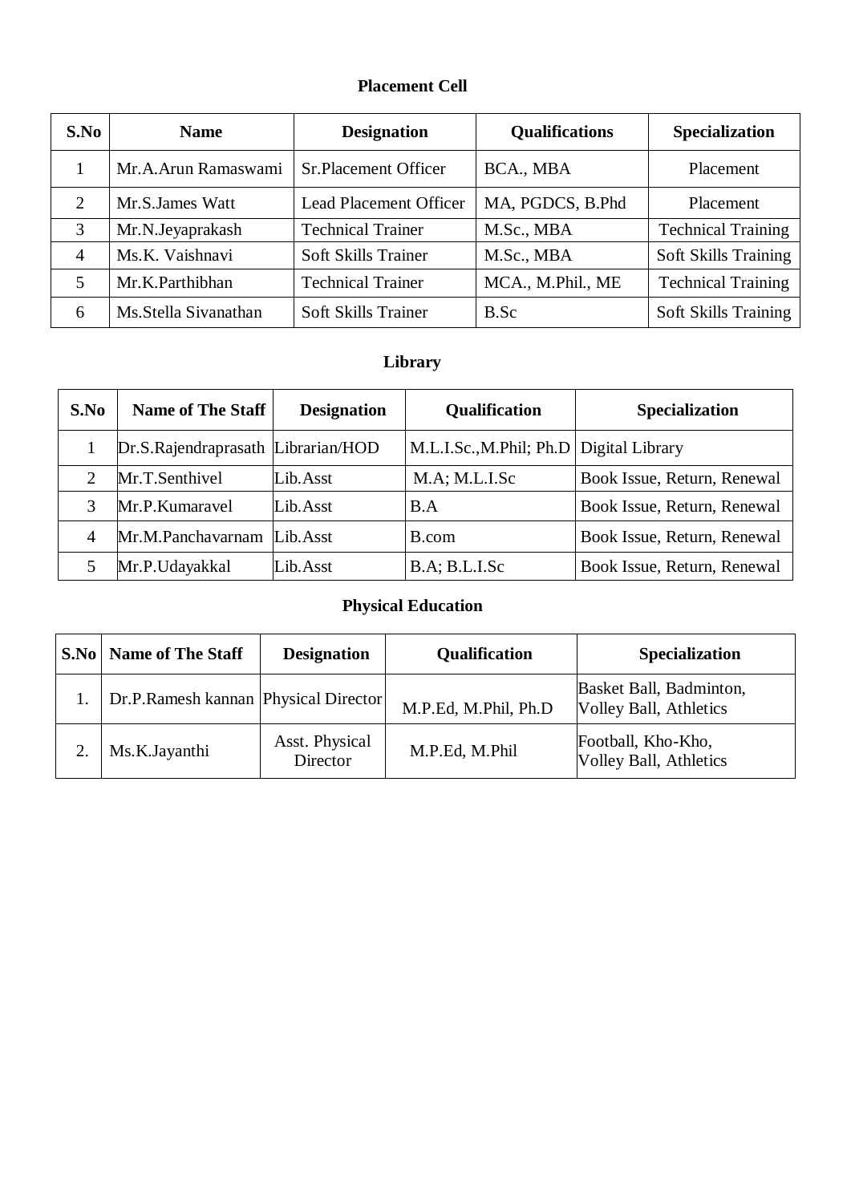## Placement Cell

| S.No | Name | Designation | Qualifications | Specialization |
|---|---|---|---|---|
| 1 | Mr.A.Arun Ramaswami | Sr.Placement Officer | BCA., MBA | Placement |
| 2 | Mr.S.James Watt | Lead Placement Officer | MA, PGDCS, B.Phd | Placement |
| 3 | Mr.N.Jeyaprakash | Technical Trainer | M.Sc., MBA | Technical Training |
| 4 | Ms.K. Vaishnavi | Soft Skills Trainer | M.Sc., MBA | Soft Skills Training |
| 5 | Mr.K.Parthibhan | Technical Trainer | MCA., M.Phil., ME | Technical Training |
| 6 | Ms.Stella Sivanathan | Soft Skills Trainer | B.Sc | Soft Skills Training |

## Library

| S.No | Name of The Staff | Designation | Qualification | Specialization |
|---|---|---|---|---|
| 1 | Dr.S.Rajendraprasath | Librarian/HOD | M.L.I.Sc.,M.Phil; Ph.D | Digital Library |
| 2 | Mr.T.Senthivel | Lib.Asst | M.A; M.L.I.Sc | Book Issue, Return, Renewal |
| 3 | Mr.P.Kumaravel | Lib.Asst | B.A | Book Issue, Return, Renewal |
| 4 | Mr.M.Panchavarnam | Lib.Asst | B.com | Book Issue, Return, Renewal |
| 5 | Mr.P.Udayakkal | Lib.Asst | B.A; B.L.I.Sc | Book Issue, Return, Renewal |

## Physical Education

| S.No | Name of The Staff | Designation | Qualification | Specialization |
|---|---|---|---|---|
| 1. | Dr.P.Ramesh kannan | Physical Director | M.P.Ed, M.Phil, Ph.D | Basket Ball, Badminton, Volley Ball, Athletics |
| 2. | Ms.K.Jayanthi | Asst. Physical Director | M.P.Ed, M.Phil | Football, Kho-Kho, Volley Ball, Athletics |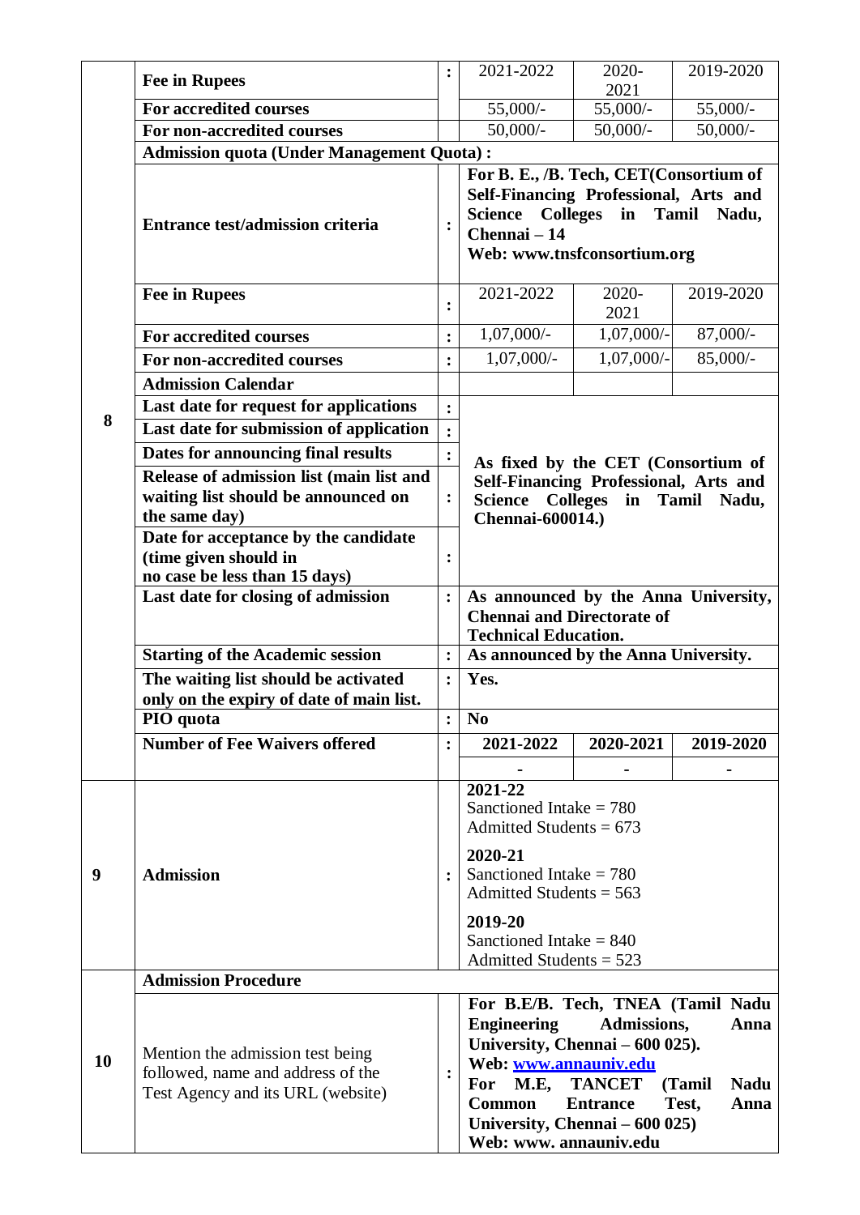| | | | | | |
|---|---|---|---|---|---|
| 8 | **Fee in Rupees** | : | 2021-2022 | 2020-2021 | 2019-2020 |
| | **For accredited courses** | | 55,000/- | 55,000/- | 55,000/- |
| | **For non-accredited courses** | | 50,000/- | 50,000/- | 50,000/- |
| | **Admission quota (Under Management Quota) :** | | | | |
| | **Entrance test/admission criteria** | : | **For B. E., /B. Tech, CET(Consortium of Self-Financing Professional, Arts and Science Colleges in Tamil Nadu, Chennai – 14 Web: www.tnsfconsortium.org** | | |
| | **Fee in Rupees** | : | 2021-2022 | 2020-2021 | 2019-2020 |
| | **For accredited courses** | : | 1,07,000/- | 1,07,000/- | 87,000/- |
| | **For non-accredited courses** | : | 1,07,000/- | 1,07,000/- | 85,000/- |
| | **Admission Calendar** | | | | |
| | **Last date for request for applications** | : | **As fixed by the CET (Consortium of Self-Financing Professional, Arts and Science Colleges in Tamil Nadu, Chennai-600014.)** | | |
| | **Last date for submission of application** | : | | | |
| | **Dates for announcing final results** | : | | | |
| | **Release of admission list (main list and waiting list should be announced on the same day)** | : | | | |
| | **Date for acceptance by the candidate (time given should in no case be less than 15 days)** | : | | | |
| | **Last date for closing of admission** | : | **As announced by the Anna University, Chennai and Directorate of Technical Education.** | | |
| | **Starting of the Academic session** | : | **As announced by the Anna University.** | | |
| | **The waiting list should be activated only on the expiry of date of main list.** | : | **Yes.** | | |
| | **PIO quota** | : | **No** | | |
| | **Number of Fee Waivers offered** | : | **2021-2022** | **2020-2021** | **2019-2020** |
| | | | - | - | - |
| 9 | **Admission** | : | **2021-22** Sanctioned Intake = 780 Admitted Students = 673 **2020-21** Sanctioned Intake = 780 Admitted Students = 563 **2019-20** Sanctioned Intake = 840 Admitted Students = 523 | | |
| 10 | **Admission Procedure** | | | | |
| | Mention the admission test being followed, name and address of the Test Agency and its URL (website) | : | **For B.E/B. Tech, TNEA (Tamil Nadu Engineering Admissions, Anna University, Chennai – 600 025). Web: www.annauniv.edu For M.E, TANCET (Tamil Nadu Common Entrance Test, Anna University, Chennai – 600 025) Web: www. annauniv.edu** | | |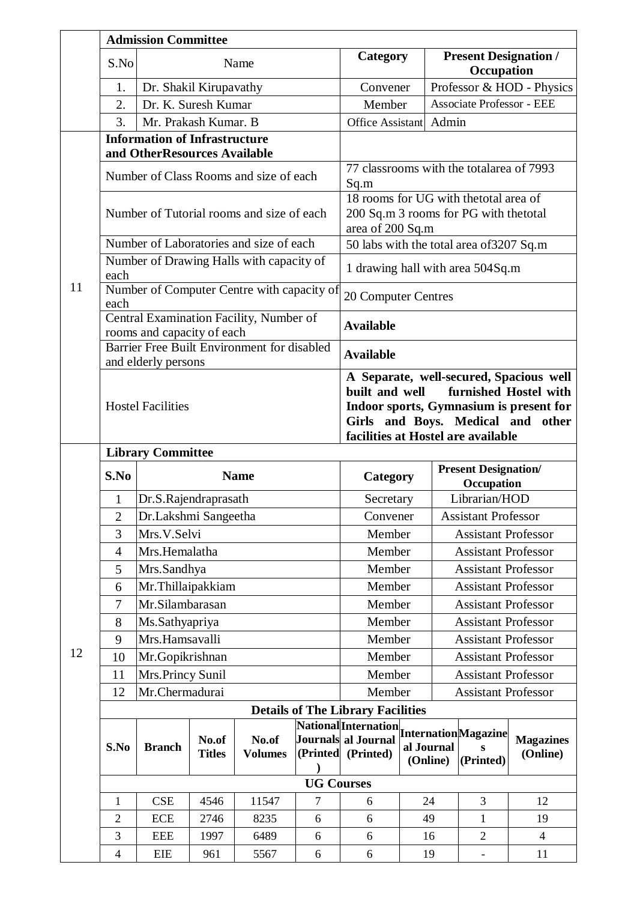| | **Admission Committee** | | | |
|---|---|---|---|---|
| | S.No | Name | **Category** | **Present Designation / Occupation** |
| | 1. | Dr. Shakil Kirupavathy | Convener | Professor & HOD - Physics |
| | 2. | Dr. K. Suresh Kumar | Member | Associate Professor - EEE |
| | 3. | Mr. Prakash Kumar. B | Office Assistant | Admin |

| | **Information of Infrastructure and OtherResources Available** | |
|---|---|---|
| 11 | Number of Class Rooms and size of each | 77 classrooms with the totalarea of 7993 Sq.m |
| | Number of Tutorial rooms and size of each | 18 rooms for UG with thetotal area of 200 Sq.m 3 rooms for PG with thetotal area of 200 Sq.m |
| | Number of Laboratories and size of each | 50 labs with the total area of3207 Sq.m |
| | Number of Drawing Halls with capacity of each | 1 drawing hall with area 504Sq.m |
| | Number of Computer Centre with capacity of each | 20 Computer Centres |
| | Central Examination Facility, Number of rooms and capacity of each | **Available** |
| | Barrier Free Built Environment for disabled and elderly persons | **Available** |
| | Hostel Facilities | **A Separate, well-secured, Spacious well built and well furnished Hostel with Indoor sports, Gymnasium is present for Girls and Boys. Medical and other facilities at Hostel are available** |

| | **Library Committee** | | | |
|---|---|---|---|---|
| | **S.No** | **Name** | **Category** | **Present Designation/ Occupation** |
| | 1 | Dr.S.Rajendraprasath | Secretary | Librarian/HOD |
| | 2 | Dr.Lakshmi Sangeetha | Convener | Assistant Professor |
| | 3 | Mrs.V.Selvi | Member | Assistant Professor |
| | 4 | Mrs.Hemalatha | Member | Assistant Professor |
| | 5 | Mrs.Sandhya | Member | Assistant Professor |
| | 6 | Mr.Thillaipakkiam | Member | Assistant Professor |
| | 7 | Mr.Silambarasan | Member | Assistant Professor |
| | 8 | Ms.Sathyapriya | Member | Assistant Professor |
| | 9 | Mrs.Hamsavalli | Member | Assistant Professor |
| 12 | 10 | Mr.Gopikrishnan | Member | Assistant Professor |
| | 11 | Mrs.Princy Sunil | Member | Assistant Professor |
| | 12 | Mr.Chermadurai | Member | Assistant Professor |

**Details of The Library Facilities**

| **S.No** | **Branch** | **No.of Titles** | **No.of Volumes** | **National Journals (Printed)** | **International Journal (Printed)** | **International Journal (Online)** | **Magazines (Printed)** | **Magazines (Online)** |
|---|---|---|---|---|---|---|---|---|
| **UG Courses** | | | | | | | | |
| 1 | CSE | 4546 | 11547 | 7 | 6 | 24 | 3 | 12 |
| 2 | ECE | 2746 | 8235 | 6 | 6 | 49 | 1 | 19 |
| 3 | EEE | 1997 | 6489 | 6 | 6 | 16 | 2 | 4 |
| 4 | EIE | 961 | 5567 | 6 | 6 | 19 | - | 11 |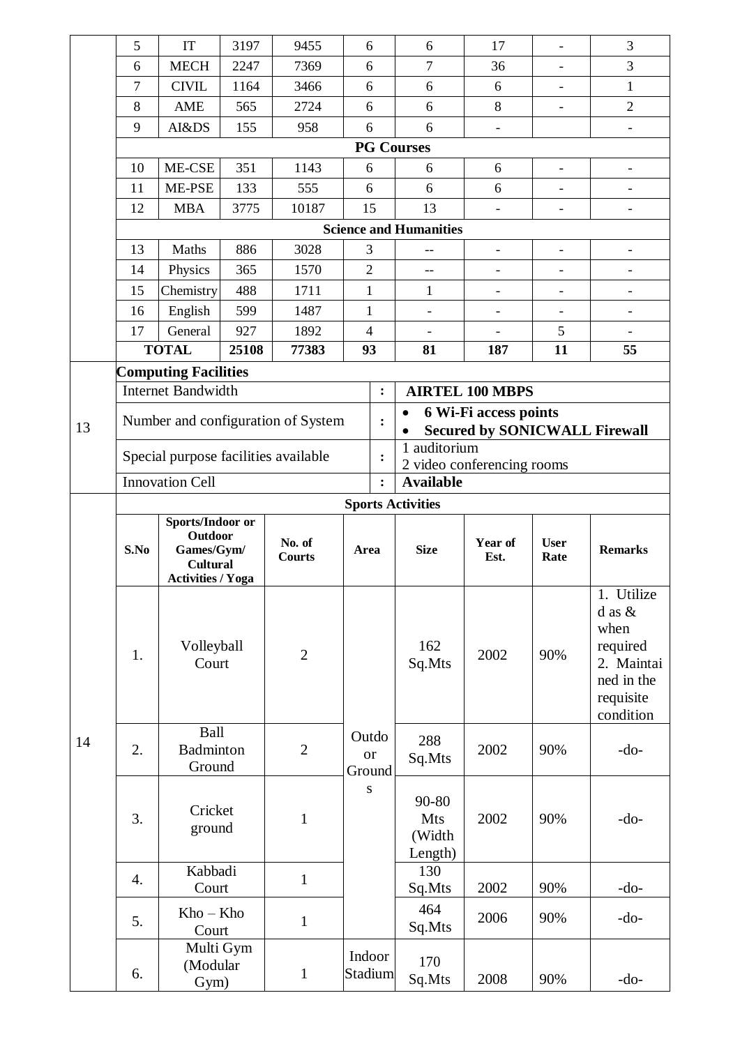| | 5 | IT | 3197 | 9455 | 6 | 6 | 17 | - | 3 |
|---|---|---|---|---|---|---|---|---|---|
| | 6 | MECH | 2247 | 7369 | 6 | 7 | 36 | - | 3 |
| | 7 | CIVIL | 1164 | 3466 | 6 | 6 | 6 | - | 1 |
| | 8 | AME | 565 | 2724 | 6 | 6 | 8 | - | 2 |
| | 9 | AI&DS | 155 | 958 | 6 | 6 | - | | - |
| | **PG Courses** | | | | | | | | |
| | 10 | ME-CSE | 351 | 1143 | 6 | 6 | 6 | - | - |
| | 11 | ME-PSE | 133 | 555 | 6 | 6 | 6 | - | - |
| | 12 | MBA | 3775 | 10187 | 15 | 13 | - | - | - |
| | **Science and Humanities** | | | | | | | | |
| | 13 | Maths | 886 | 3028 | 3 | -- | - | - | - |
| | 14 | Physics | 365 | 1570 | 2 | -- | - | - | - |
| | 15 | Chemistry | 488 | 1711 | 1 | 1 | - | - | - |
| | 16 | English | 599 | 1487 | 1 | - | - | - | - |
| | 17 | General | 927 | 1892 | 4 | - | - | 5 | - |
| | **TOTAL** | | **25108** | **77383** | **93** | **81** | **187** | **11** | **55** |

| 13 | **Computing Facilities** | | |
|---|---|---|---|
| | Internet Bandwidth | : | **AIRTEL 100 MBPS** |
| | Number and configuration of System | : | • **6 Wi-Fi access points** • **Secured by SONICWALL Firewall** |
| | Special purpose facilities available | : | 1 auditorium, 2 video conferencing rooms |
| | Innovation Cell | : | **Available** |

**Sports Activities**

| | S.No | Sports/Indoor or Outdoor Games/Gym/ Cultural Activities / Yoga | No. of Courts | Area | Size | Year of Est. | User Rate | Remarks |
|---|---|---|---|---|---|---|---|---|
| 14 | 1. | Volleyball Court | 2 | Outdoor Grounds | 162 Sq.Mts | 2002 | 90% | 1. Utilized as & when required 2. Maintained in the requisite condition |
| | 2. | Ball Badminton Ground | 2 | | 288 Sq.Mts | 2002 | 90% | -do- |
| | 3. | Cricket ground | 1 | | 90-80 Mts (Width Length) | 2002 | 90% | -do- |
| | 4. | Kabbadi Court | 1 | | 130 Sq.Mts | 2002 | 90% | -do- |
| | 5. | Kho – Kho Court | 1 | | 464 Sq.Mts | 2006 | 90% | -do- |
| | 6. | Multi Gym (Modular Gym) | 1 | Indoor Stadium | 170 Sq.Mts | 2008 | 90% | -do- |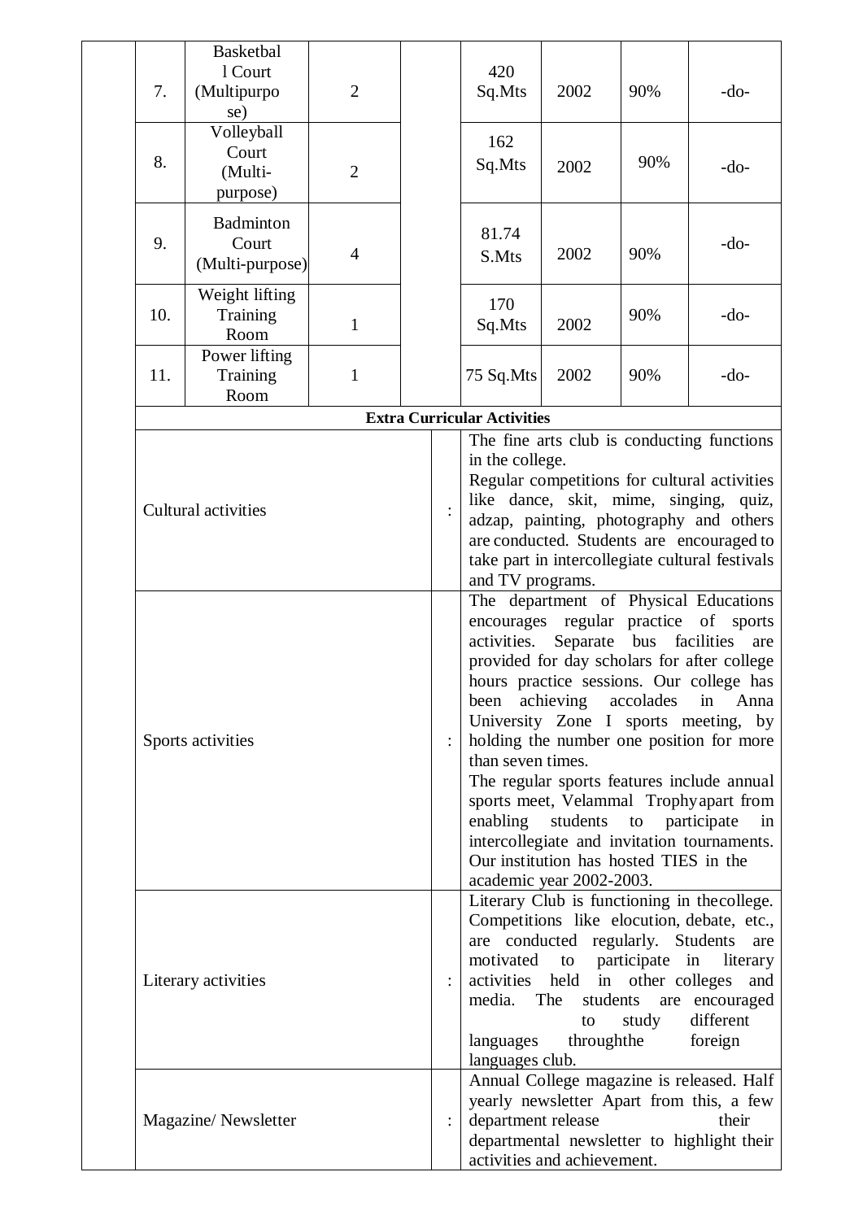| | | | | | | | |
|---|---|---|---|---|---|---|---|
| 7. | Basketball Court (Multipurpose) | 2 | | 420 Sq.Mts | 2002 | 90% | -do- |
| 8. | Volleyball Court (Multi-purpose) | 2 | | 162 Sq.Mts | 2002 | 90% | -do- |
| 9. | Badminton Court (Multi-purpose) | 4 | | 81.74 S.Mts | 2002 | 90% | -do- |
| 10. | Weight lifting Training Room | 1 | | 170 Sq.Mts | 2002 | 90% | -do- |
| 11. | Power lifting Training Room | 1 | | 75 Sq.Mts | 2002 | 90% | -do- |

**Extra Curricular Activities**

| | | |
|---|---|---|
| Cultural activities | : | The fine arts club is conducting functions in the college. Regular competitions for cultural activities like dance, skit, mime, singing, quiz, adzap, painting, photography and others are conducted. Students are encouraged to take part in intercollegiate cultural festivals and TV programs. |
| Sports activities | : | The department of Physical Educations encourages regular practice of sports activities. Separate bus facilities are provided for day scholars for after college hours practice sessions. Our college has been achieving accolades in Anna University Zone I sports meeting, by holding the number one position for more than seven times. The regular sports features include annual sports meet, Velammal Trophy apart from enabling students to participate in intercollegiate and invitation tournaments. Our institution has hosted TIES in the academic year 2002-2003. |
| Literary activities | : | Literary Club is functioning in the college. Competitions like elocution, debate, etc., are conducted regularly. Students are motivated to participate in literary activities held in other colleges and media. The students are encouraged to study different languages through the foreign languages club. |
| Magazine/ Newsletter | : | Annual College magazine is released. Half yearly newsletter Apart from this, a few department release their departmental newsletter to highlight their activities and achievement. |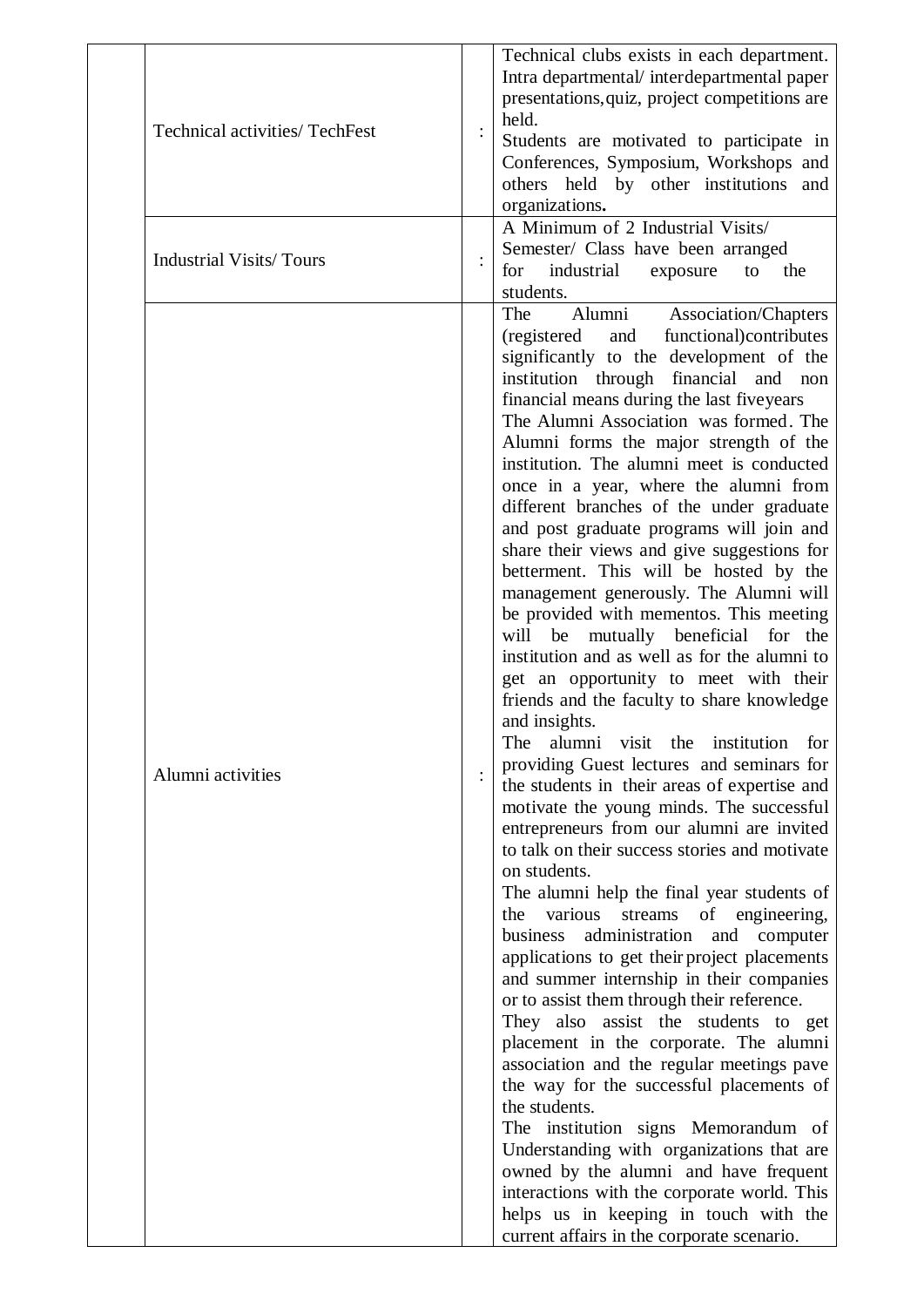| | | | |
|---|---|---|---|
| | Technical activities/ TechFest | : | Technical clubs exists in each department. Intra departmental/ interdepartmental paper presentations, quiz, project competitions are held.<br>Students are motivated to participate in Conferences, Symposium, Workshops and others held by other institutions and organizations**.** |
| | Industrial Visits/ Tours | : | A Minimum of 2 Industrial Visits/ Semester/ Class have been arranged for industrial exposure to the students. |
| | Alumni activities | : | The Alumni Association/Chapters (registered and functional)contributes significantly to the development of the institution through financial and non financial means during the last fiveyears<br>The Alumni Association was formed. The Alumni forms the major strength of the institution. The alumni meet is conducted once in a year, where the alumni from different branches of the under graduate and post graduate programs will join and share their views and give suggestions for betterment. This will be hosted by the management generously. The Alumni will be provided with mementos. This meeting will be mutually beneficial for the institution and as well as for the alumni to get an opportunity to meet with their friends and the faculty to share knowledge and insights.<br>The alumni visit the institution for providing Guest lectures and seminars for the students in their areas of expertise and motivate the young minds. The successful entrepreneurs from our alumni are invited to talk on their success stories and motivate on students.<br>The alumni help the final year students of the various streams of engineering, business administration and computer applications to get their project placements and summer internship in their companies or to assist them through their reference.<br>They also assist the students to get placement in the corporate. The alumni association and the regular meetings pave the way for the successful placements of the students.<br>The institution signs Memorandum of Understanding with organizations that are owned by the alumni and have frequent interactions with the corporate world. This helps us in keeping in touch with the current affairs in the corporate scenario. |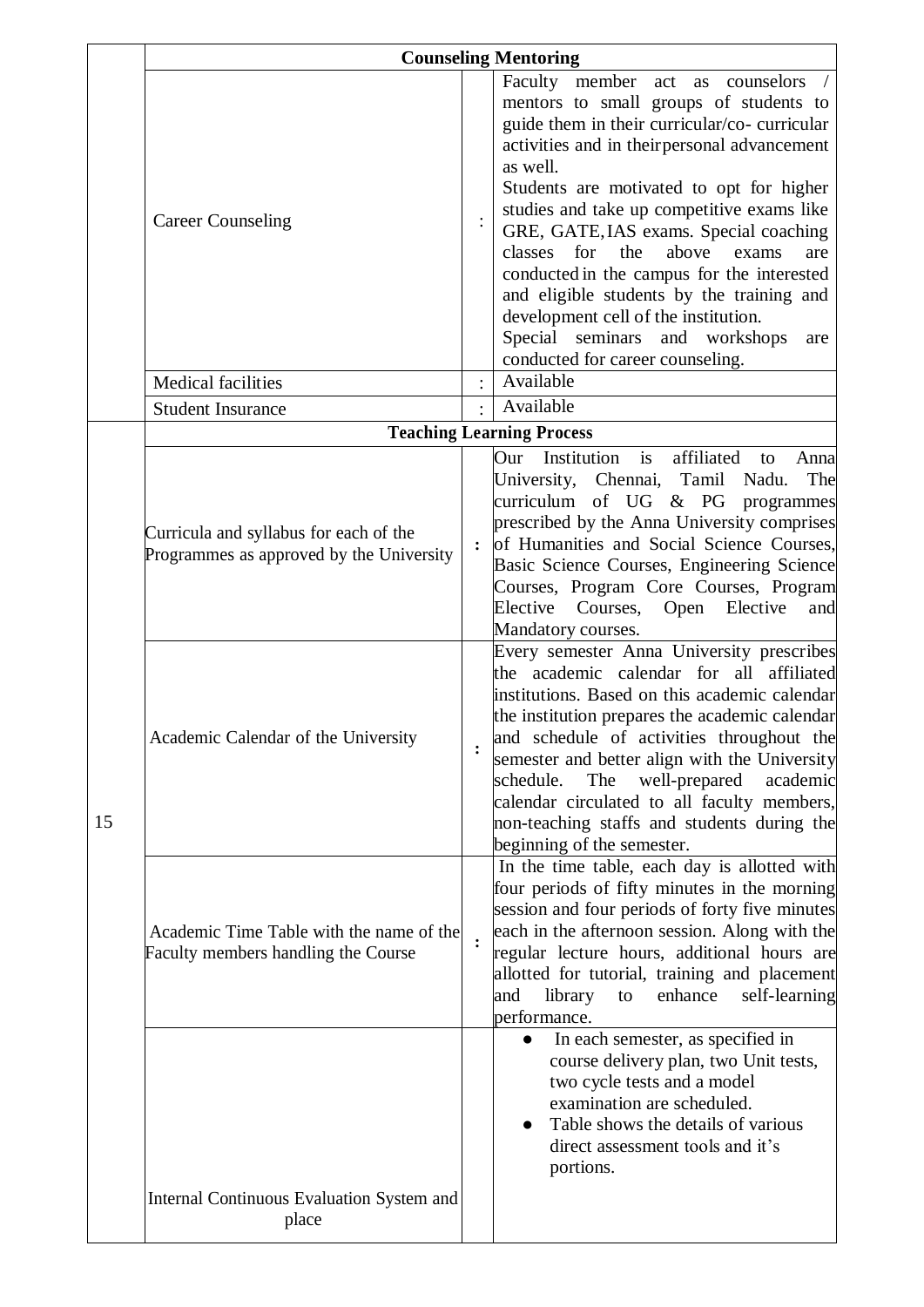| | | | |
|---|---|---|---|
| | **Counseling Mentoring** | | |
| | Career Counseling | : | Faculty member act as counselors / mentors to small groups of students to guide them in their curricular/co- curricular activities and in theirpersonal advancement as well.<br>Students are motivated to opt for higher studies and take up competitive exams like GRE, GATE,IAS exams. Special coaching classes for the above exams are conducted in the campus for the interested and eligible students by the training and development cell of the institution.<br>Special seminars and workshops are conducted for career counseling. |
| | Medical facilities | : | Available |
| | Student Insurance | : | Available |
| 15 | **Teaching Learning Process** | | |
| | Curricula and syllabus for each of the Programmes as approved by the University | : | Our Institution is affiliated to Anna University, Chennai, Tamil Nadu. The curriculum of UG & PG programmes prescribed by the Anna University comprises of Humanities and Social Science Courses, Basic Science Courses, Engineering Science Courses, Program Core Courses, Program Elective Courses, Open Elective and Mandatory courses. |
| | Academic Calendar of the University | : | Every semester Anna University prescribes the academic calendar for all affiliated institutions. Based on this academic calendar the institution prepares the academic calendar and schedule of activities throughout the semester and better align with the University schedule. The well-prepared academic calendar circulated to all faculty members, non-teaching staffs and students during the beginning of the semester. |
| | Academic Time Table with the name of the Faculty members handling the Course | : | In the time table, each day is allotted with four periods of fifty minutes in the morning session and four periods of forty five minutes each in the afternoon session. Along with the regular lecture hours, additional hours are allotted for tutorial, training and placement and library to enhance self-learning performance. |
| | Internal Continuous Evaluation System and place | | • In each semester, as specified in course delivery plan, two Unit tests, two cycle tests and a model examination are scheduled.<br>• Table shows the details of various direct assessment tools and it's portions. |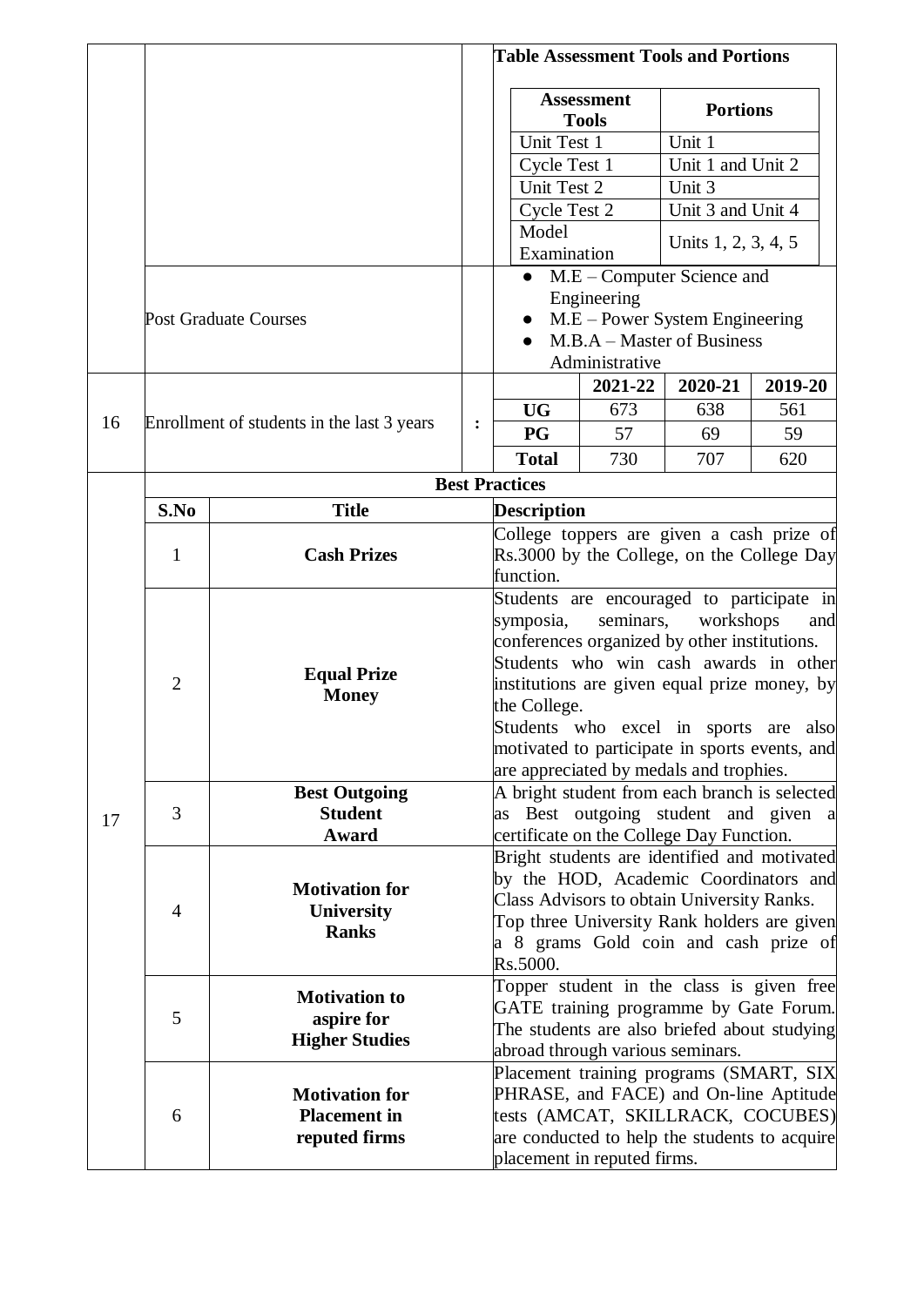| | | | |
|---|---|---|---|
| | | | **Table Assessment Tools and Portions** |

| Assessment Tools | Portions |
|---|---|
| Unit Test 1 | Unit 1 |
| Cycle Test 1 | Unit 1 and Unit 2 |
| Unit Test 2 | Unit 3 |
| Cycle Test 2 | Unit 3 and Unit 4 |
| Model Examination | Units 1, 2, 3, 4, 5 |

Post Graduate Courses

- M.E – Computer Science and Engineering
- M.E – Power System Engineering
- M.B.A – Master of Business Administrative

16. Enrollment of students in the last 3 years :

| | 2021-22 | 2020-21 | 2019-20 |
|---|---|---|---|
| **UG** | 673 | 638 | 561 |
| **PG** | 57 | 69 | 59 |
| **Total** | 730 | 707 | 620 |

17. **Best Practices**

| S.No | Title | Description |
|---|---|---|
| 1 | **Cash Prizes** | College toppers are given a cash prize of Rs.3000 by the College, on the College Day function. |
| 2 | **Equal Prize Money** | Students are encouraged to participate in symposia, seminars, workshops and conferences organized by other institutions. Students who win cash awards in other institutions are given equal prize money, by the College. Students who excel in sports are also motivated to participate in sports events, and are appreciated by medals and trophies. |
| 3 | **Best Outgoing Student Award** | A bright student from each branch is selected as Best outgoing student and given a certificate on the College Day Function. |
| 4 | **Motivation for University Ranks** | Bright students are identified and motivated by the HOD, Academic Coordinators and Class Advisors to obtain University Ranks. Top three University Rank holders are given a 8 grams Gold coin and cash prize of Rs.5000. |
| 5 | **Motivation to aspire for Higher Studies** | Topper student in the class is given free GATE training programme by Gate Forum. The students are also briefed about studying abroad through various seminars. |
| 6 | **Motivation for Placement in reputed firms** | Placement training programs (SMART, SIX PHRASE, and FACE) and On-line Aptitude tests (AMCAT, SKILLRACK, COCUBES) are conducted to help the students to acquire placement in reputed firms. |